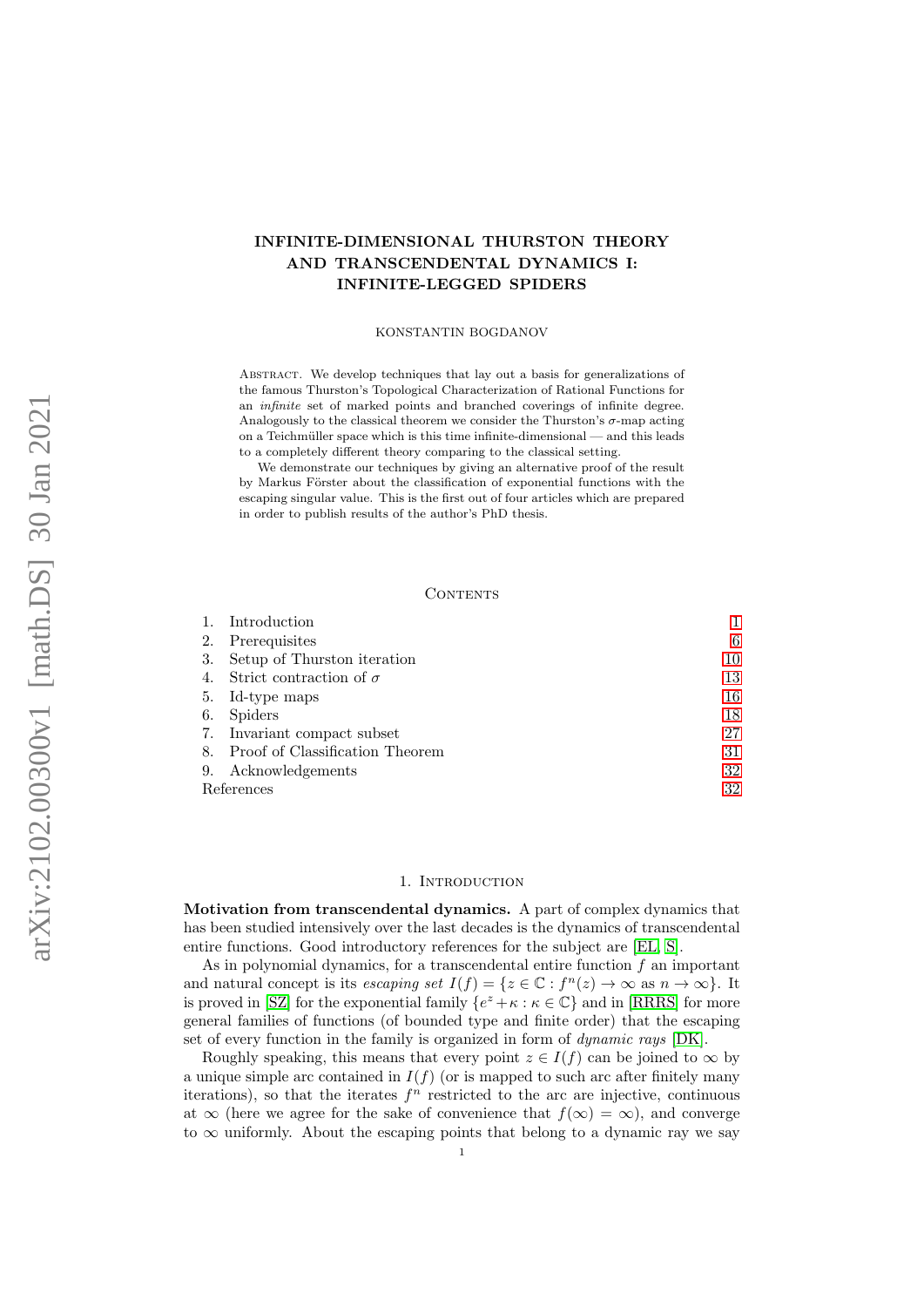# INFINITE-DIMENSIONAL THURSTON THEORY AND TRANSCENDENTAL DYNAMICS I: INFINITE-LEGGED SPIDERS

KONSTANTIN BOGDANOV

Abstract. We develop techniques that lay out a basis for generalizations of the famous Thurston's Topological Characterization of Rational Functions for an *infinite* set of marked points and branched coverings of infinite degree. Analogously to the classical theorem we consider the Thurston's $\sigma$-map acting on a Teichmüller space which is this time infinite-dimensional — and this leads to a completely different theory comparing to the classical setting.

We demonstrate our techniques by giving an alternative proof of the result by Markus Förster about the classification of exponential functions with the escaping singular value. This is the first out of four articles which are prepared in order to publish results of the author's PhD thesis.

## Contents

| | | |
|---|---|---|
| 1. | Introduction | 1 |
| 2. | Prerequisites | 6 |
| 3. | Setup of Thurston iteration | 10 |
| 4. | Strict contraction of $\sigma$ | 13 |
| 5. | Id-type maps | 16 |
| 6. | Spiders | 18 |
| 7. | Invariant compact subset | 27 |
| 8. | Proof of Classification Theorem | 31 |
| 9. | Acknowledgements | 32 |
| | References | 32 |

## 1. Introduction

**Motivation from transcendental dynamics.** A part of complex dynamics that has been studied intensively over the last decades is the dynamics of transcendental entire functions. Good introductory references for the subject are [EL, S].

As in polynomial dynamics, for a transcendental entire function $f$ an important and natural concept is its *escaping set* $I(f) = \{z \in \mathbb{C} : f^n(z) \to \infty \text{ as } n \to \infty\}$. It is proved in [SZ] for the exponential family $\{e^z + \kappa : \kappa \in \mathbb{C}\}$ and in [RRRS] for more general families of functions (of bounded type and finite order) that the escaping set of every function in the family is organized in form of *dynamic rays* [DK].

Roughly speaking, this means that every point $z \in I(f)$ can be joined to $\infty$ by a unique simple arc contained in $I(f)$ (or is mapped to such arc after finitely many iterations), so that the iterates $f^n$ restricted to the arc are injective, continuous at $\infty$ (here we agree for the sake of convenience that $f(\infty) = \infty$), and converge to $\infty$ uniformly. About the escaping points that belong to a dynamic ray we say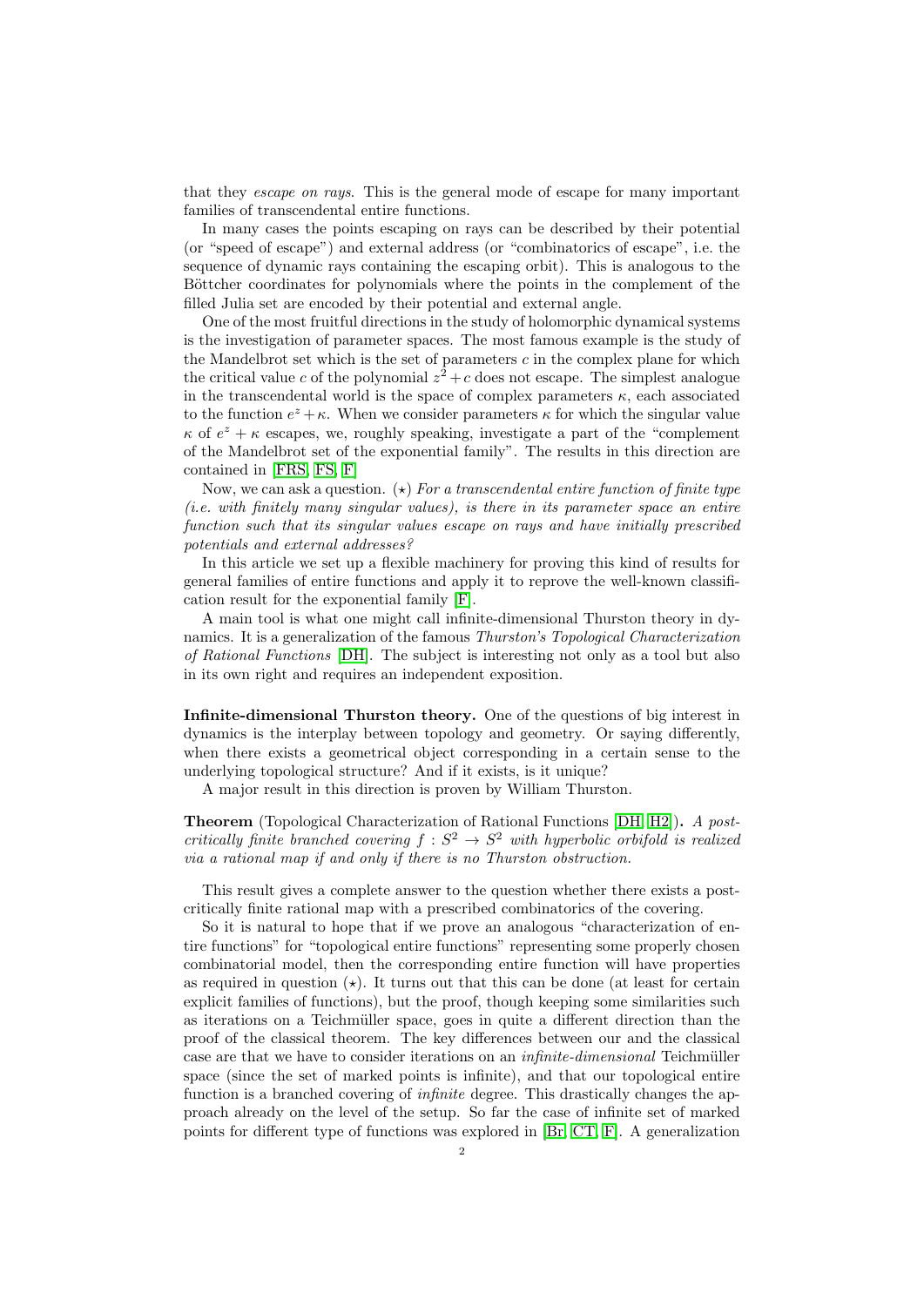that they *escape on rays*. This is the general mode of escape for many important families of transcendental entire functions.

In many cases the points escaping on rays can be described by their potential (or "speed of escape") and external address (or "combinatorics of escape", i.e. the sequence of dynamic rays containing the escaping orbit). This is analogous to the Böttcher coordinates for polynomials where the points in the complement of the filled Julia set are encoded by their potential and external angle.

One of the most fruitful directions in the study of holomorphic dynamical systems is the investigation of parameter spaces. The most famous example is the study of the Mandelbrot set which is the set of parameters $c$ in the complex plane for which the critical value $c$ of the polynomial $z^2+c$ does not escape. The simplest analogue in the transcendental world is the space of complex parameters $\kappa$, each associated to the function $e^z+\kappa$. When we consider parameters $\kappa$ for which the singular value $\kappa$ of $e^z+\kappa$ escapes, we, roughly speaking, investigate a part of the "complement of the Mandelbrot set of the exponential family". The results in this direction are contained in [FRS, FS, F]

Now, we can ask a question. ($\star$) *For a transcendental entire function of finite type (i.e. with finitely many singular values), is there in its parameter space an entire function such that its singular values escape on rays and have initially prescribed potentials and external addresses?*

In this article we set up a flexible machinery for proving this kind of results for general families of entire functions and apply it to reprove the well-known classification result for the exponential family [F].

A main tool is what one might call infinite-dimensional Thurston theory in dynamics. It is a generalization of the famous *Thurston's Topological Characterization of Rational Functions* [DH]. The subject is interesting not only as a tool but also in its own right and requires an independent exposition.

**Infinite-dimensional Thurston theory.** One of the questions of big interest in dynamics is the interplay between topology and geometry. Or saying differently, when there exists a geometrical object corresponding in a certain sense to the underlying topological structure? And if it exists, is it unique?

A major result in this direction is proven by William Thurston.

**Theorem** (Topological Characterization of Rational Functions [DH, H2])**.** *A postcritically finite branched covering $f: S^2 \to S^2$ with hyperbolic orbifold is realized via a rational map if and only if there is no Thurston obstruction.*

This result gives a complete answer to the question whether there exists a postcritically finite rational map with a prescribed combinatorics of the covering.

So it is natural to hope that if we prove an analogous "characterization of entire functions" for "topological entire functions" representing some properly chosen combinatorial model, then the corresponding entire function will have properties as required in question ($\star$). It turns out that this can be done (at least for certain explicit families of functions), but the proof, though keeping some similarities such as iterations on a Teichmüller space, goes in quite a different direction than the proof of the classical theorem. The key differences between our and the classical case are that we have to consider iterations on an *infinite-dimensional* Teichmüller space (since the set of marked points is infinite), and that our topological entire function is a branched covering of *infinite* degree. This drastically changes the approach already on the level of the setup. So far the case of infinite set of marked points for different type of functions was explored in [Br, CT, F]. A generalization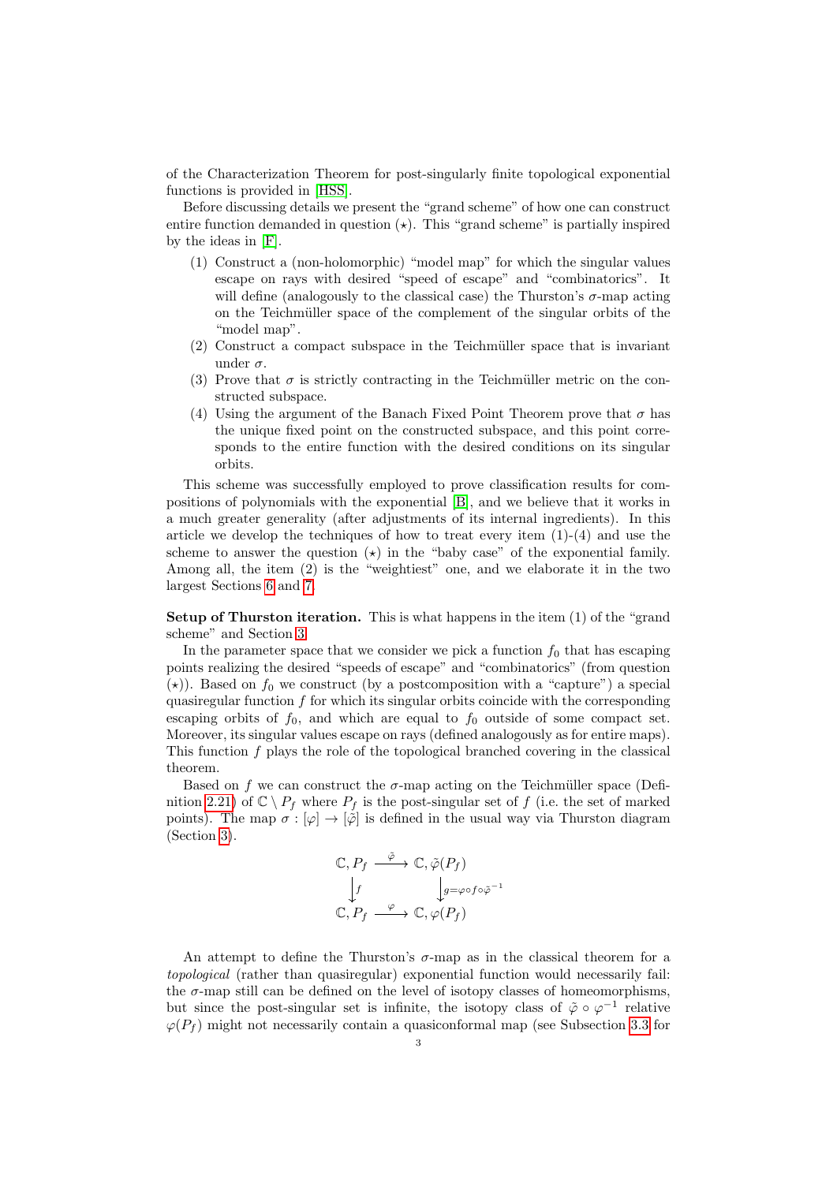of the Characterization Theorem for post-singularly finite topological exponential functions is provided in [HSS].

Before discussing details we present the "grand scheme" of how one can construct entire function demanded in question $(\star)$. This "grand scheme" is partially inspired by the ideas in [F].

(1) Construct a (non-holomorphic) "model map" for which the singular values escape on rays with desired "speed of escape" and "combinatorics". It will define (analogously to the classical case) the Thurston's $\sigma$-map acting on the Teichmüller space of the complement of the singular orbits of the "model map".
(2) Construct a compact subspace in the Teichmüller space that is invariant under $\sigma$.
(3) Prove that $\sigma$ is strictly contracting in the Teichmüller metric on the constructed subspace.
(4) Using the argument of the Banach Fixed Point Theorem prove that $\sigma$ has the unique fixed point on the constructed subspace, and this point corresponds to the entire function with the desired conditions on its singular orbits.

This scheme was successfully employed to prove classification results for compositions of polynomials with the exponential [B], and we believe that it works in a much greater generality (after adjustments of its internal ingredients). In this article we develop the techniques of how to treat every item (1)-(4) and use the scheme to answer the question $(\star)$ in the "baby case" of the exponential family. Among all, the item (2) is the "weightiest" one, and we elaborate it in the two largest Sections 6 and 7.

**Setup of Thurston iteration.** This is what happens in the item (1) of the "grand scheme" and Section 3.

In the parameter space that we consider we pick a function $f_0$ that has escaping points realizing the desired "speeds of escape" and "combinatorics" (from question $(\star)$). Based on $f_0$ we construct (by a postcomposition with a "capture") a special quasiregular function $f$ for which its singular orbits coincide with the corresponding escaping orbits of $f_0$, and which are equal to $f_0$ outside of some compact set. Moreover, its singular values escape on rays (defined analogously as for entire maps). This function $f$ plays the role of the topological branched covering in the classical theorem.

Based on $f$ we can construct the $\sigma$-map acting on the Teichmüller space (Definition 2.21) of $\mathbb{C} \setminus P_f$ where $P_f$ is the post-singular set of $f$ (i.e. the set of marked points). The map $\sigma : [\varphi] \to [\tilde{\varphi}]$ is defined in the usual way via Thurston diagram (Section 3).

$$
\begin{array}{ccc}
\mathbb{C}, P_f & \xrightarrow{\ \tilde{\varphi}\ } & \mathbb{C}, \tilde{\varphi}(P_f) \\
\big\downarrow f & & \big\downarrow g=\varphi\circ f\circ\tilde{\varphi}^{-1} \\
\mathbb{C}, P_f & \xrightarrow{\ \varphi\ } & \mathbb{C}, \varphi(P_f)
\end{array}
$$

An attempt to define the Thurston's $\sigma$-map as in the classical theorem for a *topological* (rather than quasiregular) exponential function would necessarily fail: the $\sigma$-map still can be defined on the level of isotopy classes of homeomorphisms, but since the post-singular set is infinite, the isotopy class of $\tilde{\varphi} \circ \varphi^{-1}$ relative $\varphi(P_f)$ might not necessarily contain a quasiconformal map (see Subsection 3.3 for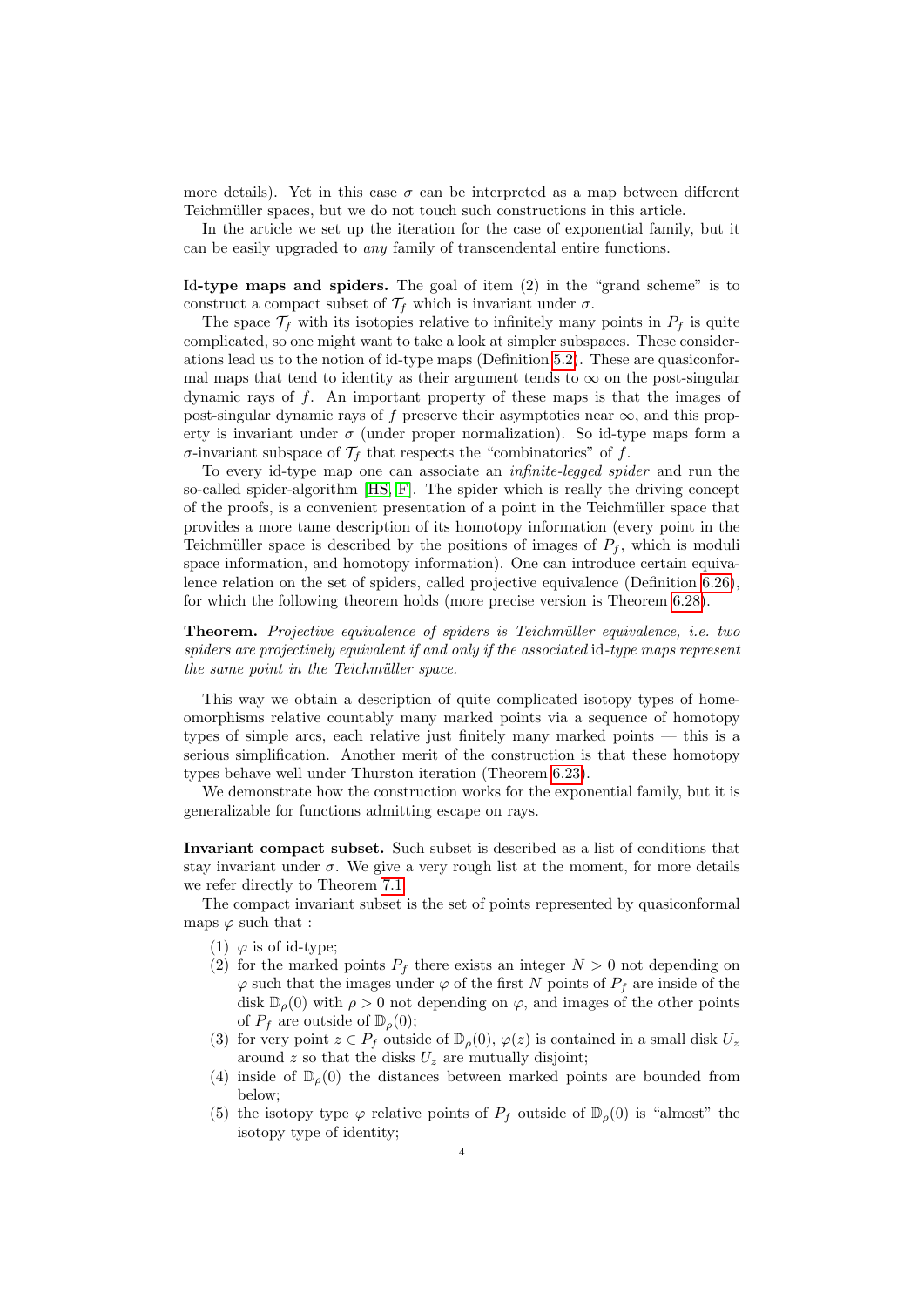more details). Yet in this case $\sigma$ can be interpreted as a map between different Teichmüller spaces, but we do not touch such constructions in this article.

In the article we set up the iteration for the case of exponential family, but it can be easily upgraded to *any* family of transcendental entire functions.

**Id-type maps and spiders.** The goal of item (2) in the "grand scheme" is to construct a compact subset of $\mathcal{T}_f$ which is invariant under $\sigma$.

The space $\mathcal{T}_f$ with its isotopies relative to infinitely many points in $P_f$ is quite complicated, so one might want to take a look at simpler subspaces. These considerations lead us to the notion of id-type maps (Definition 5.2). These are quasiconformal maps that tend to identity as their argument tends to $\infty$ on the post-singular dynamic rays of $f$. An important property of these maps is that the images of post-singular dynamic rays of $f$ preserve their asymptotics near $\infty$, and this property is invariant under $\sigma$ (under proper normalization). So id-type maps form a $\sigma$-invariant subspace of $\mathcal{T}_f$ that respects the "combinatorics" of $f$.

To every id-type map one can associate an *infinite-legged spider* and run the so-called spider-algorithm [HS, F]. The spider which is really the driving concept of the proofs, is a convenient presentation of a point in the Teichmüller space that provides a more tame description of its homotopy information (every point in the Teichmüller space is described by the positions of images of $P_f$, which is moduli space information, and homotopy information). One can introduce certain equivalence relation on the set of spiders, called projective equivalence (Definition 6.26), for which the following theorem holds (more precise version is Theorem 6.28).

**Theorem.** *Projective equivalence of spiders is Teichmüller equivalence, i.e. two spiders are projectively equivalent if and only if the associated* id*-type maps represent the same point in the Teichmüller space.*

This way we obtain a description of quite complicated isotopy types of homeomorphisms relative countably many marked points via a sequence of homotopy types of simple arcs, each relative just finitely many marked points — this is a serious simplification. Another merit of the construction is that these homotopy types behave well under Thurston iteration (Theorem 6.23).

We demonstrate how the construction works for the exponential family, but it is generalizable for functions admitting escape on rays.

**Invariant compact subset.** Such subset is described as a list of conditions that stay invariant under $\sigma$. We give a very rough list at the moment, for more details we refer directly to Theorem 7.1.

The compact invariant subset is the set of points represented by quasiconformal maps $\varphi$ such that :

1. $\varphi$ is of id-type;
2. for the marked points $P_f$ there exists an integer $N > 0$ not depending on $\varphi$ such that the images under $\varphi$ of the first $N$ points of $P_f$ are inside of the disk $\mathbb{D}_\rho(0)$ with $\rho > 0$ not depending on $\varphi$, and images of the other points of $P_f$ are outside of $\mathbb{D}_\rho(0)$;
3. for very point $z \in P_f$ outside of $\mathbb{D}_\rho(0)$, $\varphi(z)$ is contained in a small disk $U_z$ around $z$ so that the disks $U_z$ are mutually disjoint;
4. inside of $\mathbb{D}_\rho(0)$ the distances between marked points are bounded from below;
5. the isotopy type $\varphi$ relative points of $P_f$ outside of $\mathbb{D}_\rho(0)$ is "almost" the isotopy type of identity;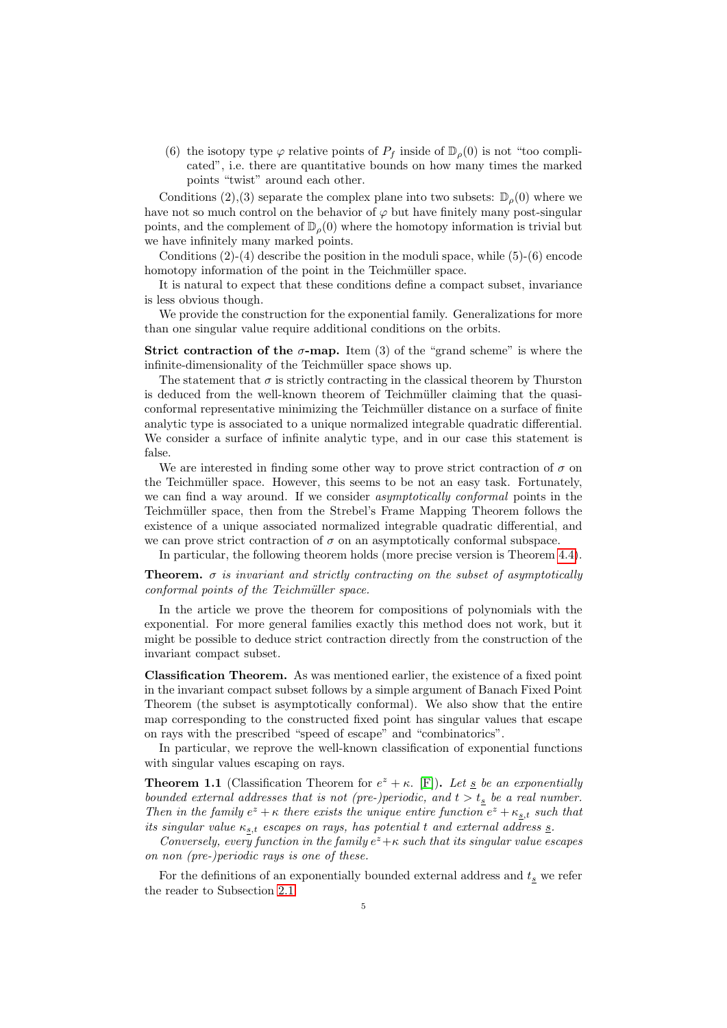(6) the isotopy type $\varphi$ relative points of $P_f$ inside of $\mathbb{D}_\rho(0)$ is not "too complicated", i.e. there are quantitative bounds on how many times the marked points "twist" around each other.

Conditions (2),(3) separate the complex plane into two subsets: $\mathbb{D}_\rho(0)$ where we have not so much control on the behavior of $\varphi$ but have finitely many post-singular points, and the complement of $\mathbb{D}_\rho(0)$ where the homotopy information is trivial but we have infinitely many marked points.

Conditions (2)-(4) describe the position in the moduli space, while (5)-(6) encode homotopy information of the point in the Teichmüller space.

It is natural to expect that these conditions define a compact subset, invariance is less obvious though.

We provide the construction for the exponential family. Generalizations for more than one singular value require additional conditions on the orbits.

**Strict contraction of the $\sigma$-map.** Item (3) of the "grand scheme" is where the infinite-dimensionality of the Teichmüller space shows up.

The statement that $\sigma$ is strictly contracting in the classical theorem by Thurston is deduced from the well-known theorem of Teichmüller claiming that the quasi-conformal representative minimizing the Teichmüller distance on a surface of finite analytic type is associated to a unique normalized integrable quadratic differential. We consider a surface of infinite analytic type, and in our case this statement is false.

We are interested in finding some other way to prove strict contraction of $\sigma$ on the Teichmüller space. However, this seems to be not an easy task. Fortunately, we can find a way around. If we consider *asymptotically conformal* points in the Teichmüller space, then from the Strebel's Frame Mapping Theorem follows the existence of a unique associated normalized integrable quadratic differential, and we can prove strict contraction of $\sigma$ on an asymptotically conformal subspace.

In particular, the following theorem holds (more precise version is Theorem 4.4).

**Theorem.** *$\sigma$ is invariant and strictly contracting on the subset of asymptotically conformal points of the Teichmüller space.*

In the article we prove the theorem for compositions of polynomials with the exponential. For more general families exactly this method does not work, but it might be possible to deduce strict contraction directly from the construction of the invariant compact subset.

**Classification Theorem.** As was mentioned earlier, the existence of a fixed point in the invariant compact subset follows by a simple argument of Banach Fixed Point Theorem (the subset is asymptotically conformal). We also show that the entire map corresponding to the constructed fixed point has singular values that escape on rays with the prescribed "speed of escape" and "combinatorics".

In particular, we reprove the well-known classification of exponential functions with singular values escaping on rays.

**Theorem 1.1** (Classification Theorem for $e^z + \kappa$. [F]). *Let $\underline{s}$ be an exponentially bounded external addresses that is not (pre-)periodic, and $t > t_{\underline{s}}$ be a real number. Then in the family $e^z + \kappa$ there exists the unique entire function $e^z + \kappa_{\underline{s},t}$ such that its singular value $\kappa_{\underline{s},t}$ escapes on rays, has potential $t$ and external address $\underline{s}$.*

*Conversely, every function in the family $e^z+\kappa$ such that its singular value escapes on non (pre-)periodic rays is one of these.*

For the definitions of an exponentially bounded external address and $t_{\underline{s}}$ we refer the reader to Subsection 2.1.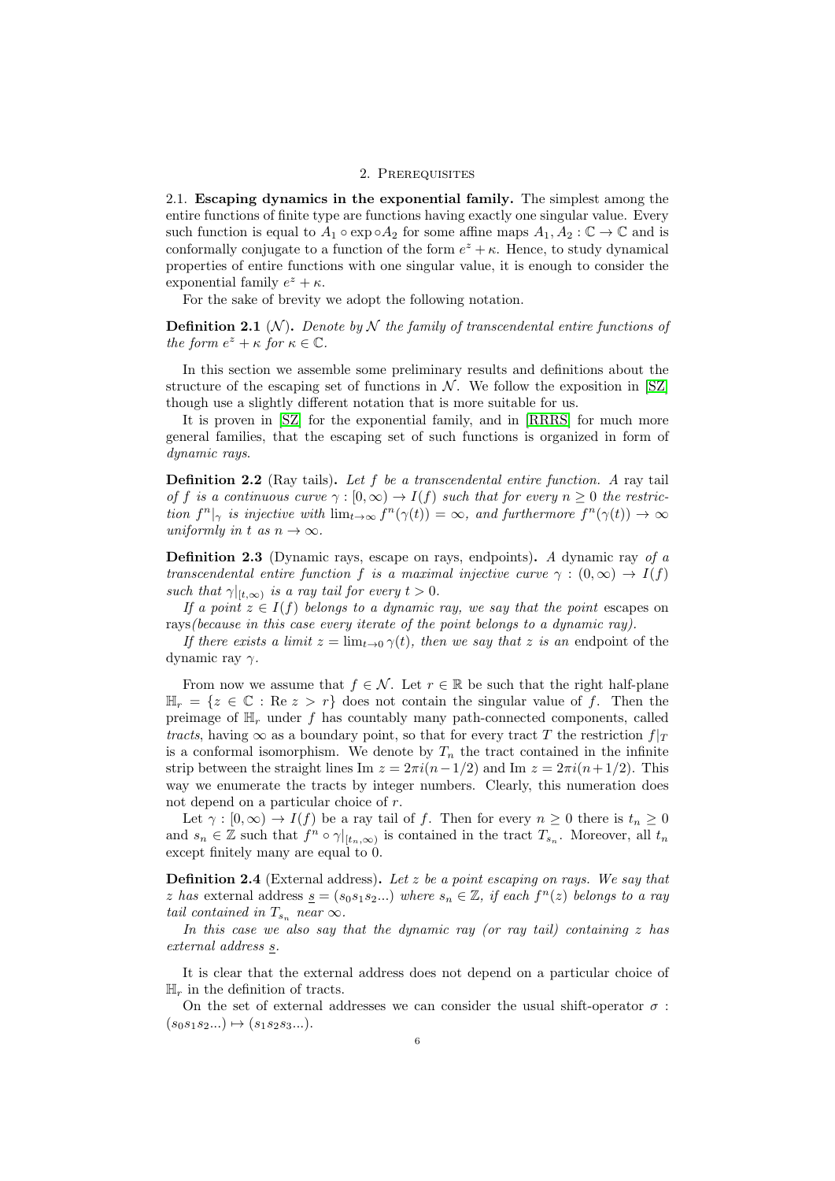## 2. Prerequisites

**2.1. Escaping dynamics in the exponential family.** The simplest among the entire functions of finite type are functions having exactly one singular value. Every such function is equal to $A_1 \circ \exp \circ A_2$ for some affine maps $A_1, A_2 : \mathbb{C} \to \mathbb{C}$ and is conformally conjugate to a function of the form $e^z + \kappa$. Hence, to study dynamical properties of entire functions with one singular value, it is enough to consider the exponential family $e^z + \kappa$.

For the sake of brevity we adopt the following notation.

**Definition 2.1** ($\mathcal{N}$). *Denote by $\mathcal{N}$ the family of transcendental entire functions of the form $e^z + \kappa$ for $\kappa \in \mathbb{C}$.*

In this section we assemble some preliminary results and definitions about the structure of the escaping set of functions in $\mathcal{N}$. We follow the exposition in [SZ] though use a slightly different notation that is more suitable for us.

It is proven in [SZ] for the exponential family, and in [RRRS] for much more general families, that the escaping set of such functions is organized in form of *dynamic rays*.

**Definition 2.2** (Ray tails). *Let $f$ be a transcendental entire function. A* ray tail *of $f$ is a continuous curve $\gamma : [0, \infty) \to I(f)$ such that for every $n \geq 0$ the restriction $f^n|_\gamma$ is injective with $\lim_{t \to \infty} f^n(\gamma(t)) = \infty$, and furthermore $f^n(\gamma(t)) \to \infty$ uniformly in $t$ as $n \to \infty$.*

**Definition 2.3** (Dynamic rays, escape on rays, endpoints). *A* dynamic ray *of a transcendental entire function $f$ is a maximal injective curve $\gamma : (0, \infty) \to I(f)$ such that $\gamma|_{[t,\infty)}$ is a ray tail for every $t > 0$.*

*If a point $z \in I(f)$ belongs to a dynamic ray, we say that the point* escapes on rays *(because in this case every iterate of the point belongs to a dynamic ray).*

*If there exists a limit $z = \lim_{t \to 0} \gamma(t)$, then we say that $z$ is an* endpoint *of the dynamic ray $\gamma$.*

From now we assume that $f \in \mathcal{N}$. Let $r \in \mathbb{R}$ be such that the right half-plane $\mathbb{H}_r = \{z \in \mathbb{C} : \text{Re } z > r\}$ does not contain the singular value of $f$. Then the preimage of $\mathbb{H}_r$ under $f$ has countably many path-connected components, called *tracts*, having $\infty$ as a boundary point, so that for every tract $T$ the restriction $f|_T$ is a conformal isomorphism. We denote by $T_n$ the tract contained in the infinite strip between the straight lines $\text{Im } z = 2\pi i(n - 1/2)$ and $\text{Im } z = 2\pi i(n + 1/2)$. This way we enumerate the tracts by integer numbers. Clearly, this numeration does not depend on a particular choice of $r$.

Let $\gamma : [0, \infty) \to I(f)$ be a ray tail of $f$. Then for every $n \geq 0$ there is $t_n \geq 0$ and $s_n \in \mathbb{Z}$ such that $f^n \circ \gamma|_{[t_n,\infty)}$ is contained in the tract $T_{s_n}$. Moreover, all $t_n$ except finitely many are equal to 0.

**Definition 2.4** (External address). *Let $z$ be a point escaping on rays. We say that $z$ has* external address *$\underline{s} = (s_0 s_1 s_2 ...)$ where $s_n \in \mathbb{Z}$, if each $f^n(z)$ belongs to a ray tail contained in $T_{s_n}$ near $\infty$.*

*In this case we also say that the dynamic ray (or ray tail) containing $z$ has external address $\underline{s}$.*

It is clear that the external address does not depend on a particular choice of $\mathbb{H}_r$ in the definition of tracts.

On the set of external addresses we can consider the usual shift-operator $\sigma : (s_0 s_1 s_2 ...) \mapsto (s_1 s_2 s_3 ...)$.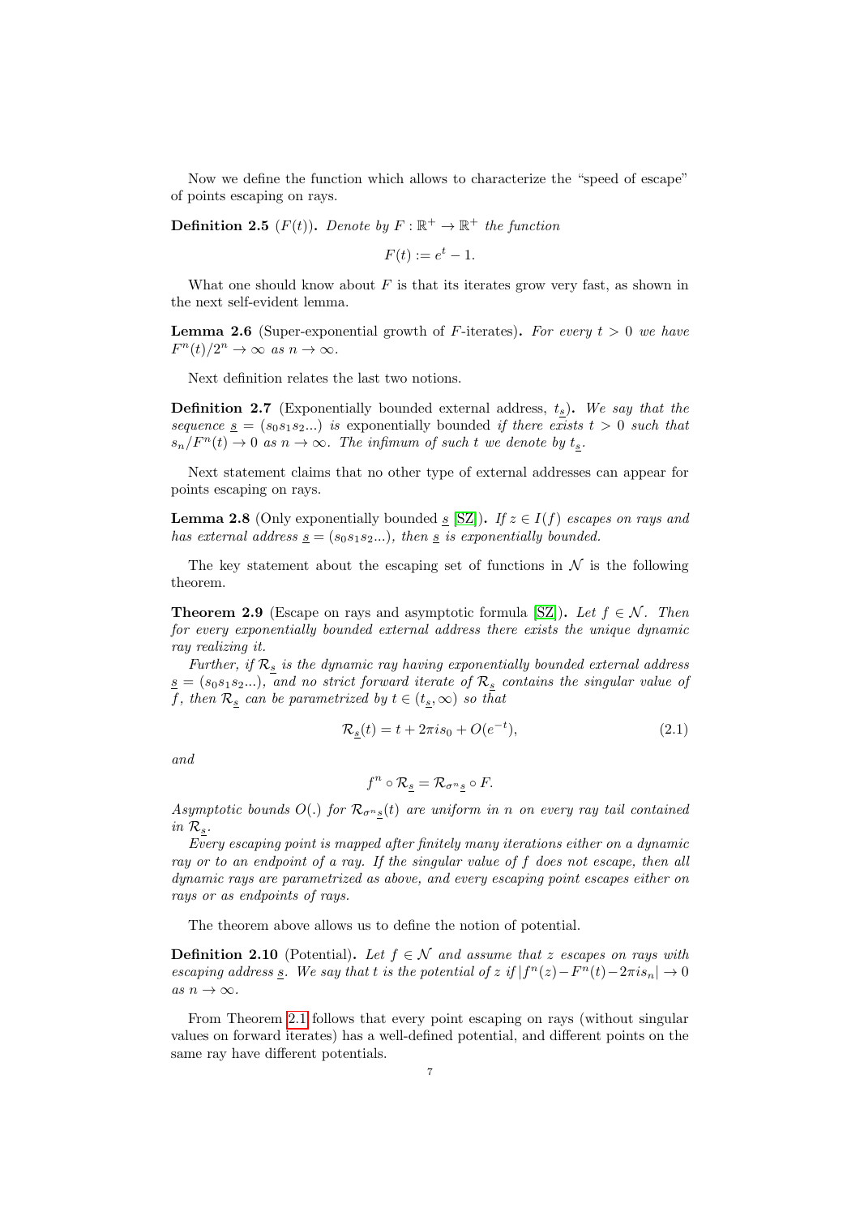Now we define the function which allows to characterize the "speed of escape" of points escaping on rays.

**Definition 2.5** ($F(t)$)**.** *Denote by $F : \mathbb{R}^+ \to \mathbb{R}^+$ the function*

$$F(t) := e^t - 1.$$

What one should know about $F$ is that its iterates grow very fast, as shown in the next self-evident lemma.

**Lemma 2.6** (Super-exponential growth of $F$-iterates)**.** *For every $t > 0$ we have $F^n(t)/2^n \to \infty$ as $n \to \infty$.*

Next definition relates the last two notions.

**Definition 2.7** (Exponentially bounded external address, $t_{\underline{s}}$)**.** *We say that the sequence $\underline{s} = (s_0 s_1 s_2 ...)$ is* exponentially bounded *if there exists $t > 0$ such that $s_n / F^n(t) \to 0$ as $n \to \infty$. The infimum of such $t$ we denote by $t_{\underline{s}}$.*

Next statement claims that no other type of external addresses can appear for points escaping on rays.

**Lemma 2.8** (Only exponentially bounded $\underline{s}$ [SZ])**.** *If $z \in I(f)$ escapes on rays and has external address $\underline{s} = (s_0 s_1 s_2 ...)$, then $\underline{s}$ is exponentially bounded.*

The key statement about the escaping set of functions in $\mathcal{N}$ is the following theorem.

**Theorem 2.9** (Escape on rays and asymptotic formula [SZ])**.** *Let $f \in \mathcal{N}$. Then for every exponentially bounded external address there exists the unique dynamic ray realizing it.*

*Further, if $\mathcal{R}_{\underline{s}}$ is the dynamic ray having exponentially bounded external address $\underline{s} = (s_0 s_1 s_2 ...)$, and no strict forward iterate of $\mathcal{R}_{\underline{s}}$ contains the singular value of $f$, then $\mathcal{R}_{\underline{s}}$ can be parametrized by $t \in (t_{\underline{s}}, \infty)$ so that*

$$\mathcal{R}_{\underline{s}}(t) = t + 2\pi i s_0 + O(e^{-t}), \tag{2.1}$$

*and*

$$f^n \circ \mathcal{R}_{\underline{s}} = \mathcal{R}_{\sigma^n \underline{s}} \circ F.$$

*Asymptotic bounds $O(.)$ for $\mathcal{R}_{\sigma^n \underline{s}}(t)$ are uniform in $n$ on every ray tail contained in $\mathcal{R}_{\underline{s}}$.*

*Every escaping point is mapped after finitely many iterations either on a dynamic ray or to an endpoint of a ray. If the singular value of $f$ does not escape, then all dynamic rays are parametrized as above, and every escaping point escapes either on rays or as endpoints of rays.*

The theorem above allows us to define the notion of potential.

**Definition 2.10** (Potential)**.** *Let $f \in \mathcal{N}$ and assume that $z$ escapes on rays with escaping address $\underline{s}$. We say that $t$ is the potential of $z$ if $|f^n(z) - F^n(t) - 2\pi i s_n| \to 0$ as $n \to \infty$.*

From Theorem 2.1 follows that every point escaping on rays (without singular values on forward iterates) has a well-defined potential, and different points on the same ray have different potentials.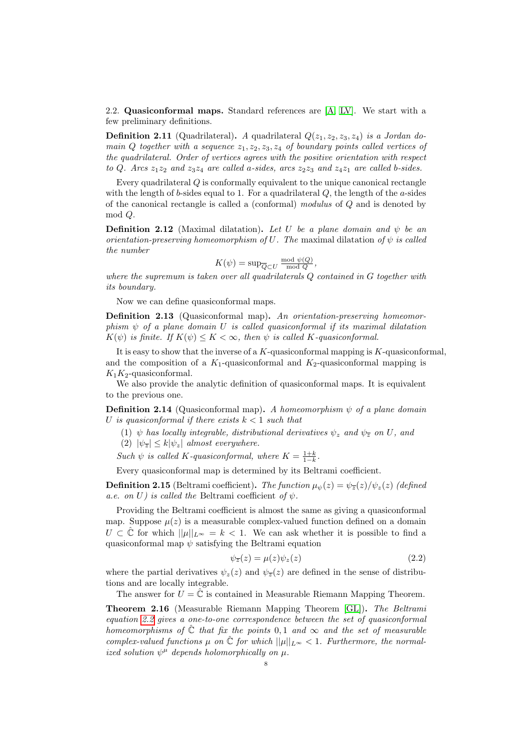2.2. **Quasiconformal maps.** Standard references are [A, LV]. We start with a few preliminary definitions.

**Definition 2.11** (Quadrilateral)**.** *A quadrilateral $Q(z_1, z_2, z_3, z_4)$ is a Jordan domain $Q$ together with a sequence $z_1, z_2, z_3, z_4$ of boundary points called vertices of the quadrilateral. Order of vertices agrees with the positive orientation with respect to $Q$. Arcs $z_1z_2$ and $z_3z_4$ are called a-sides, arcs $z_2z_3$ and $z_4z_1$ are called b-sides.*

Every quadrilateral $Q$ is conformally equivalent to the unique canonical rectangle with the length of $b$-sides equal to 1. For a quadrilateral $Q$, the length of the $a$-sides of the canonical rectangle is called a (conformal) *modulus* of $Q$ and is denoted by mod $Q$.

**Definition 2.12** (Maximal dilatation)**.** *Let $U$ be a plane domain and $\psi$ be an orientation-preserving homeomorphism of $U$. The* maximal dilatation *of $\psi$ is called the number*

$$K(\psi) = \sup_{\overline{Q} \subset U} \frac{\text{mod } \psi(Q)}{\text{mod } Q},$$

*where the supremum is taken over all quadrilaterals $Q$ contained in $G$ together with its boundary.*

Now we can define quasiconformal maps.

**Definition 2.13** (Quasiconformal map)**.** *An orientation-preserving homeomorphism $\psi$ of a plane domain $U$ is called quasiconformal if its maximal dilatation $K(\psi)$ is finite. If $K(\psi) \leq K < \infty$, then $\psi$ is called $K$-quasiconformal.*

It is easy to show that the inverse of a $K$-quasiconformal mapping is $K$-quasiconformal, and the composition of a $K_1$-quasiconformal and $K_2$-quasiconformal mapping is $K_1K_2$-quasiconformal.

We also provide the analytic definition of quasiconformal maps. It is equivalent to the previous one.

**Definition 2.14** (Quasiconformal map)**.** *A homeomorphism $\psi$ of a plane domain $U$ is quasiconformal if there exists $k < 1$ such that*

1. *$\psi$ has locally integrable, distributional derivatives $\psi_z$ and $\psi_{\overline{z}}$ on $U$, and*
2. *$|\psi_{\overline{z}}| \leq k|\psi_z|$ almost everywhere.*

*Such $\psi$ is called $K$-quasiconformal, where $K = \frac{1+k}{1-k}$.*

Every quasiconformal map is determined by its Beltrami coefficient.

**Definition 2.15** (Beltrami coefficient)**.** *The function $\mu_\psi(z) = \psi_{\overline{z}}(z)/\psi_z(z)$ (defined a.e. on $U$) is called the* Beltrami coefficient *of $\psi$.*

Providing the Beltrami coefficient is almost the same as giving a quasiconformal map. Suppose $\mu(z)$ is a measurable complex-valued function defined on a domain $U \subset \hat{\mathbb{C}}$ for which $||\mu||_{L^\infty} = k < 1$. We can ask whether it is possible to find a quasiconformal map $\psi$ satisfying the Beltrami equation

$$\psi_{\overline{z}}(z) = \mu(z)\psi_z(z) \tag{2.2}$$

where the partial derivatives $\psi_z(z)$ and $\psi_{\overline{z}}(z)$ are defined in the sense of distributions and are locally integrable.

The answer for $U = \hat{\mathbb{C}}$ is contained in Measurable Riemann Mapping Theorem.

**Theorem 2.16** (Measurable Riemann Mapping Theorem [GL])**.** *The Beltrami equation 2.2 gives a one-to-one correspondence between the set of quasiconformal homeomorphisms of $\hat{\mathbb{C}}$ that fix the points $0, 1$ and $\infty$ and the set of measurable complex-valued functions $\mu$ on $\hat{\mathbb{C}}$ for which $||\mu||_{L^\infty} < 1$. Furthermore, the normalized solution $\psi^\mu$ depends holomorphically on $\mu$.*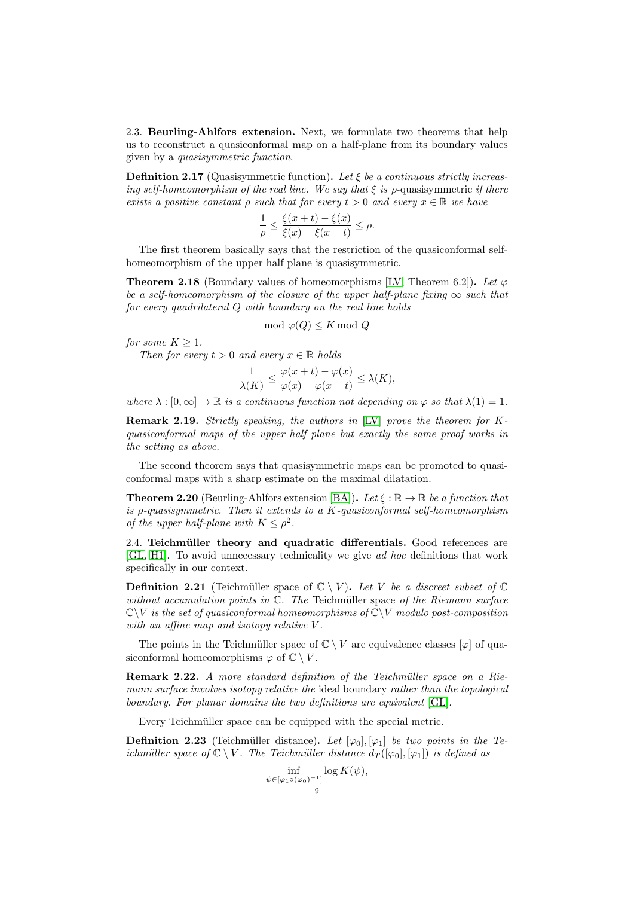### 2.3. Beurling-Ahlfors extension.

Next, we formulate two theorems that help us to reconstruct a quasiconformal map on a half-plane from its boundary values given by a *quasisymmetric function*.

**Definition 2.17** (Quasisymmetric function)**.** *Let $\xi$ be a continuous strictly increasing self-homeomorphism of the real line. We say that $\xi$ is $\rho$-*quasisymmetric *if there exists a positive constant $\rho$ such that for every $t > 0$ and every $x \in \mathbb{R}$ we have*

$$\frac{1}{\rho} \leq \frac{\xi(x+t) - \xi(x)}{\xi(x) - \xi(x-t)} \leq \rho.$$

The first theorem basically says that the restriction of the quasiconformal self-homeomorphism of the upper half plane is quasisymmetric.

**Theorem 2.18** (Boundary values of homeomorphisms [LV, Theorem 6.2])**.** *Let $\varphi$ be a self-homeomorphism of the closure of the upper half-plane fixing $\infty$ such that for every quadrilateral $Q$ with boundary on the real line holds*

$$\operatorname{mod} \varphi(Q) \leq K \operatorname{mod} Q$$

*for some $K \geq 1$.*

*Then for every $t > 0$ and every $x \in \mathbb{R}$ holds*

$$\frac{1}{\lambda(K)} \leq \frac{\varphi(x+t) - \varphi(x)}{\varphi(x) - \varphi(x-t)} \leq \lambda(K),$$

*where $\lambda : [0, \infty] \to \mathbb{R}$ is a continuous function not depending on $\varphi$ so that $\lambda(1) = 1$.*

**Remark 2.19.** *Strictly speaking, the authors in [LV] prove the theorem for $K$-quasiconformal maps of the upper half plane but exactly the same proof works in the setting as above.*

The second theorem says that quasisymmetric maps can be promoted to quasiconformal maps with a sharp estimate on the maximal dilatation.

**Theorem 2.20** (Beurling-Ahlfors extension [BA])**.** *Let $\xi : \mathbb{R} \to \mathbb{R}$ be a function that is $\rho$-quasisymmetric. Then it extends to a $K$-quasiconformal self-homeomorphism of the upper half-plane with $K \leq \rho^2$.*

### 2.4. Teichmüller theory and quadratic differentials.

Good references are [GL, H1]. To avoid unnecessary technicality we give *ad hoc* definitions that work specifically in our context.

**Definition 2.21** (Teichmüller space of $\mathbb{C} \setminus V$)**.** *Let $V$ be a discreet subset of $\mathbb{C}$ without accumulation points in $\mathbb{C}$. The* Teichmüller space *of the Riemann surface $\mathbb{C} \setminus V$ is the set of quasiconformal homeomorphisms of $\mathbb{C} \setminus V$ modulo post-composition with an affine map and isotopy relative $V$.*

The points in the Teichmüller space of $\mathbb{C} \setminus V$ are equivalence classes $[\varphi]$ of quasiconformal homeomorphisms $\varphi$ of $\mathbb{C} \setminus V$.

**Remark 2.22.** *A more standard definition of the Teichmüller space on a Riemann surface involves isotopy relative the* ideal boundary *rather than the topological boundary. For planar domains the two definitions are equivalent [GL].*

Every Teichmüller space can be equipped with the special metric.

**Definition 2.23** (Teichmüller distance)**.** *Let $[\varphi_0], [\varphi_1]$ be two points in the Teichmüller space of $\mathbb{C} \setminus V$. The Teichmüller distance $d_T([\varphi_0], [\varphi_1])$ is defined as*

$$\inf_{\psi \in [\varphi_1 \circ (\varphi_0)^{-1}]} \log K(\psi),$$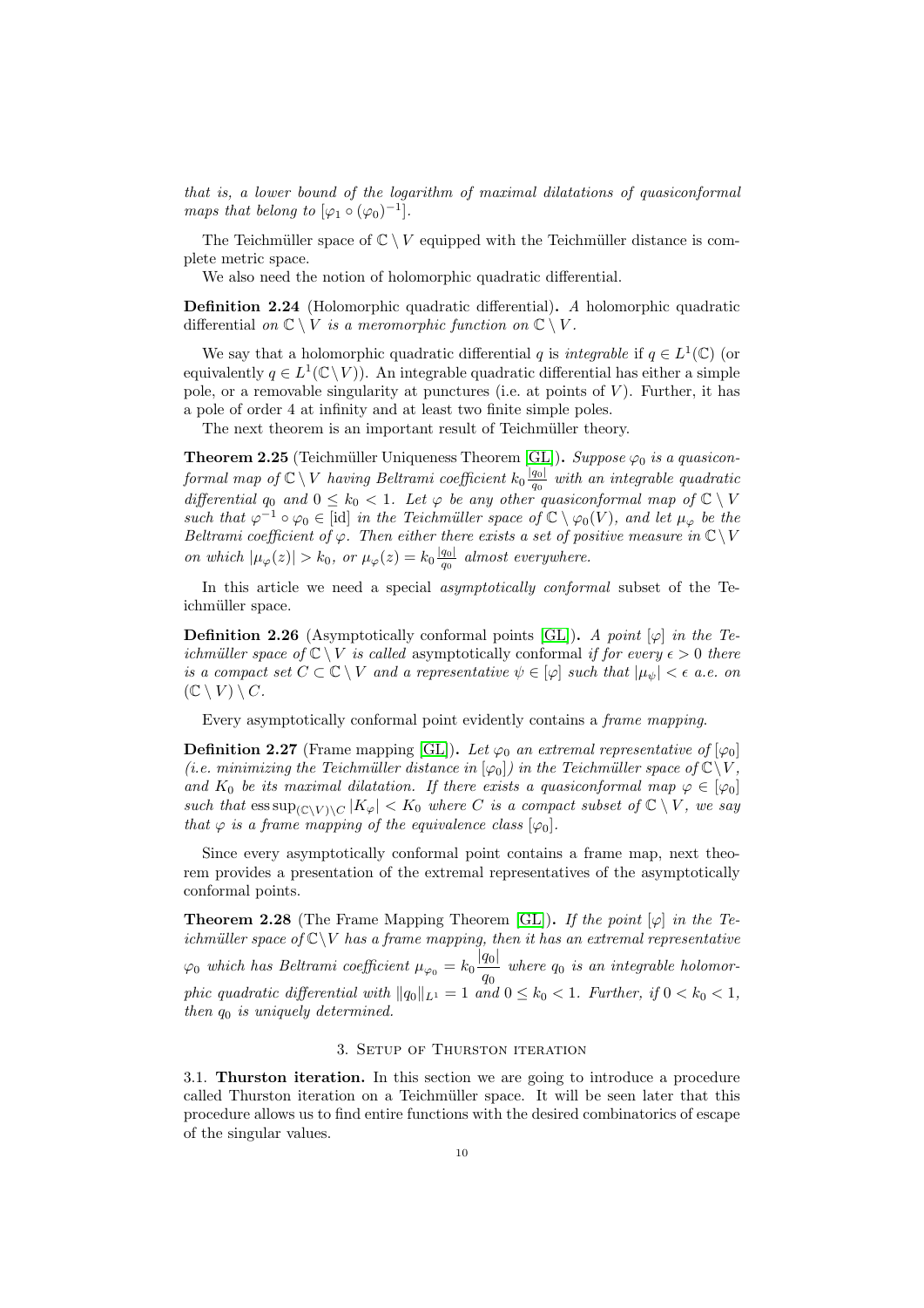*that is, a lower bound of the logarithm of maximal dilatations of quasiconformal maps that belong to* $[\varphi_1 \circ (\varphi_0)^{-1}]$.

The Teichmüller space of $\mathbb{C} \setminus V$ equipped with the Teichmüller distance is complete metric space.

We also need the notion of holomorphic quadratic differential.

**Definition 2.24** (Holomorphic quadratic differential)**.** *A* holomorphic quadratic differential *on* $\mathbb{C} \setminus V$ *is a meromorphic function on* $\mathbb{C} \setminus V$.

We say that a holomorphic quadratic differential $q$ is *integrable* if $q \in L^1(\mathbb{C})$ (or equivalently $q \in L^1(\mathbb{C} \setminus V)$). An integrable quadratic differential has either a simple pole, or a removable singularity at punctures (i.e. at points of $V$). Further, it has a pole of order 4 at infinity and at least two finite simple poles.

The next theorem is an important result of Teichmüller theory.

**Theorem 2.25** (Teichmüller Uniqueness Theorem [GL])**.** *Suppose* $\varphi_0$ *is a quasiconformal map of* $\mathbb{C} \setminus V$ *having Beltrami coefficient* $k_0 \frac{|q_0|}{q_0}$ *with an integrable quadratic differential* $q_0$ *and* $0 \leq k_0 < 1$. *Let* $\varphi$ *be any other quasiconformal map of* $\mathbb{C} \setminus V$ *such that* $\varphi^{-1} \circ \varphi_0 \in [\mathrm{id}]$ *in the Teichmüller space of* $\mathbb{C} \setminus \varphi_0(V)$, *and let* $\mu_\varphi$ *be the Beltrami coefficient of* $\varphi$. *Then either there exists a set of positive measure in* $\mathbb{C} \setminus V$ *on which* $|\mu_\varphi(z)| > k_0$, *or* $\mu_\varphi(z) = k_0 \frac{|q_0|}{q_0}$ *almost everywhere.*

In this article we need a special *asymptotically conformal* subset of the Teichmüller space.

**Definition 2.26** (Asymptotically conformal points [GL])**.** *A point* $[\varphi]$ *in the Teichmüller space of* $\mathbb{C} \setminus V$ *is called* asymptotically conformal *if for every* $\epsilon > 0$ *there is a compact set* $C \subset \mathbb{C} \setminus V$ *and a representative* $\psi \in [\varphi]$ *such that* $|\mu_\psi| < \epsilon$ *a.e. on* $(\mathbb{C} \setminus V) \setminus C$.

Every asymptotically conformal point evidently contains a *frame mapping*.

**Definition 2.27** (Frame mapping [GL])**.** *Let* $\varphi_0$ *an extremal representative of* $[\varphi_0]$ *(i.e. minimizing the Teichmüller distance in* $[\varphi_0]$*) in the Teichmüller space of* $\mathbb{C} \setminus V$, *and* $K_0$ *be its maximal dilatation. If there exists a quasiconformal map* $\varphi \in [\varphi_0]$ *such that* $\operatorname{ess\,sup}_{(\mathbb{C} \setminus V) \setminus C} |K_\varphi| < K_0$ *where* $C$ *is a compact subset of* $\mathbb{C} \setminus V$, *we say that* $\varphi$ *is a frame mapping of the equivalence class* $[\varphi_0]$.

Since every asymptotically conformal point contains a frame map, next theorem provides a presentation of the extremal representatives of the asymptotically conformal points.

**Theorem 2.28** (The Frame Mapping Theorem [GL])**.** *If the point* $[\varphi]$ *in the Teichmüller space of* $\mathbb{C} \setminus V$ *has a frame mapping, then it has an extremal representative* $\varphi_0$ *which has Beltrami coefficient* $\mu_{\varphi_0} = k_0 \dfrac{|q_0|}{q_0}$ *where* $q_0$ *is an integrable holomorphic quadratic differential with* $\|q_0\|_{L^1} = 1$ *and* $0 \leq k_0 < 1$. *Further, if* $0 < k_0 < 1$, *then* $q_0$ *is uniquely determined.*

## 3. Setup of Thurston iteration

3.1. **Thurston iteration.** In this section we are going to introduce a procedure called Thurston iteration on a Teichmüller space. It will be seen later that this procedure allows us to find entire functions with the desired combinatorics of escape of the singular values.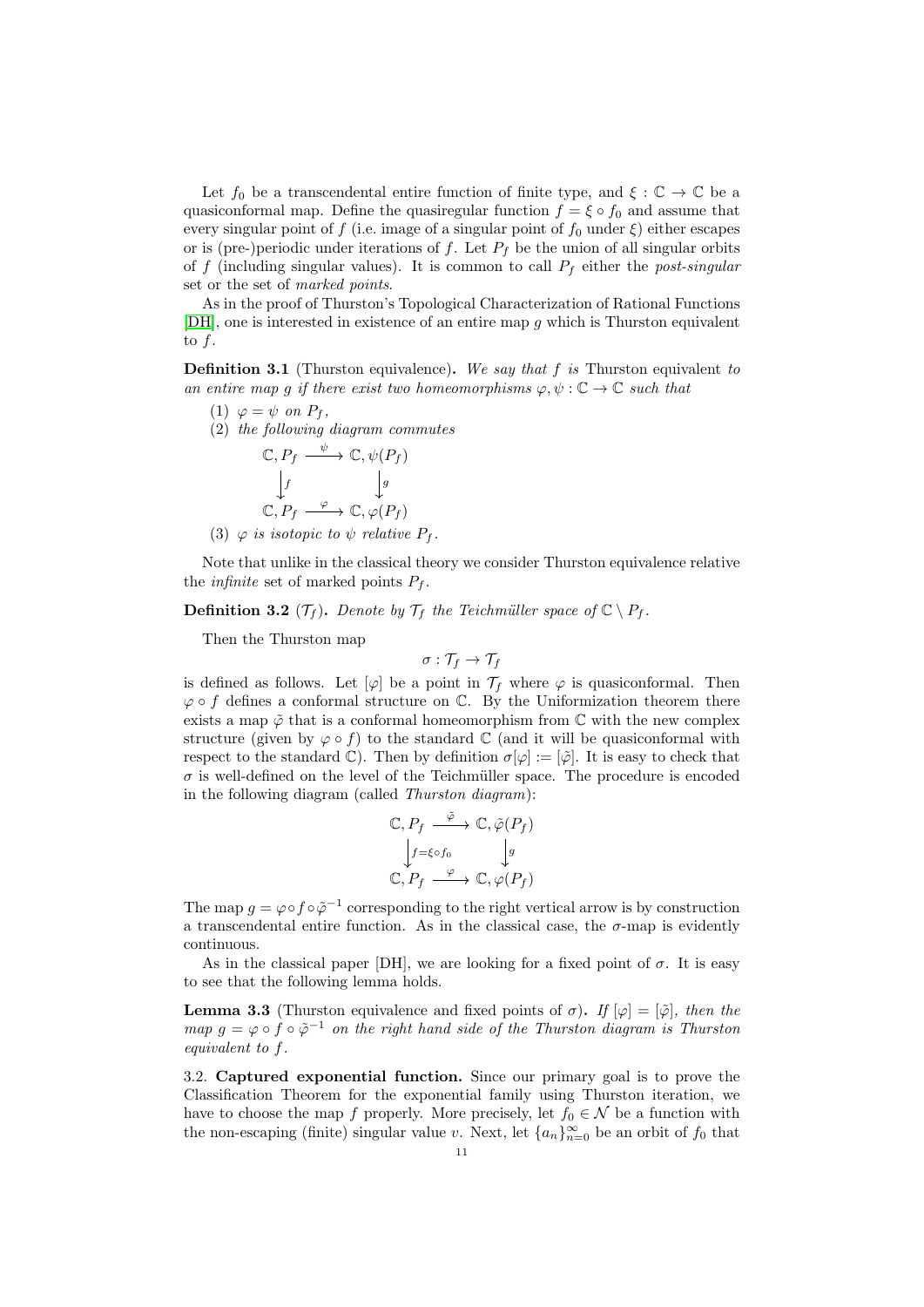Let $f_0$ be a transcendental entire function of finite type, and $\xi : \mathbb{C} \to \mathbb{C}$ be a quasiconformal map. Define the quasiregular function $f = \xi \circ f_0$ and assume that every singular point of $f$ (i.e. image of a singular point of $f_0$ under $\xi$) either escapes or is (pre-)periodic under iterations of $f$. Let $P_f$ be the union of all singular orbits of $f$ (including singular values). It is common to call $P_f$ either the *post-singular* set or the set of *marked points*.

As in the proof of Thurston's Topological Characterization of Rational Functions [DH], one is interested in existence of an entire map $g$ which is Thurston equivalent to $f$.

**Definition 3.1** (Thurston equivalence)**.** *We say that $f$ is* Thurston equivalent *to an entire map $g$ if there exist two homeomorphisms $\varphi, \psi : \mathbb{C} \to \mathbb{C}$ such that*

1. *$\varphi = \psi$ on $P_f$,*
2. *the following diagram commutes*

$$\begin{array}{ccc} \mathbb{C}, P_f & \xrightarrow{\ \psi\ } & \mathbb{C}, \psi(P_f) \\ \Big\downarrow f & & \Big\downarrow g \\ \mathbb{C}, P_f & \xrightarrow{\ \varphi\ } & \mathbb{C}, \varphi(P_f) \end{array}$$

3. *$\varphi$ is isotopic to $\psi$ relative $P_f$.*

Note that unlike in the classical theory we consider Thurston equivalence relative the *infinite* set of marked points $P_f$.

**Definition 3.2** ($\mathcal{T}_f$)**.** *Denote by $\mathcal{T}_f$ the Teichmüller space of $\mathbb{C} \setminus P_f$.*

Then the Thurston map

$$\sigma : \mathcal{T}_f \to \mathcal{T}_f$$

is defined as follows. Let $[\varphi]$ be a point in $\mathcal{T}_f$ where $\varphi$ is quasiconformal. Then $\varphi \circ f$ defines a conformal structure on $\mathbb{C}$. By the Uniformization theorem there exists a map $\tilde{\varphi}$ that is a conformal homeomorphism from $\mathbb{C}$ with the new complex structure (given by $\varphi \circ f$) to the standard $\mathbb{C}$ (and it will be quasiconformal with respect to the standard $\mathbb{C}$). Then by definition $\sigma[\varphi] := [\tilde{\varphi}]$. It is easy to check that $\sigma$ is well-defined on the level of the Teichmüller space. The procedure is encoded in the following diagram (called *Thurston diagram*):

$$\begin{array}{ccc} \mathbb{C}, P_f & \xrightarrow{\ \tilde{\varphi}\ } & \mathbb{C}, \tilde{\varphi}(P_f) \\ \Big\downarrow f = \xi \circ f_0 & & \Big\downarrow g \\ \mathbb{C}, P_f & \xrightarrow{\ \varphi\ } & \mathbb{C}, \varphi(P_f) \end{array}$$

The map $g = \varphi \circ f \circ \tilde{\varphi}^{-1}$ corresponding to the right vertical arrow is by construction a transcendental entire function. As in the classical case, the $\sigma$-map is evidently continuous.

As in the classical paper [DH], we are looking for a fixed point of $\sigma$. It is easy to see that the following lemma holds.

**Lemma 3.3** (Thurston equivalence and fixed points of $\sigma$)**.** *If $[\varphi] = [\tilde{\varphi}]$, then the map $g = \varphi \circ f \circ \tilde{\varphi}^{-1}$ on the right hand side of the Thurston diagram is Thurston equivalent to $f$.*

3.2. **Captured exponential function.** Since our primary goal is to prove the Classification Theorem for the exponential family using Thurston iteration, we have to choose the map $f$ properly. More precisely, let $f_0 \in \mathcal{N}$ be a function with the non-escaping (finite) singular value $v$. Next, let $\{a_n\}_{n=0}^{\infty}$ be an orbit of $f_0$ that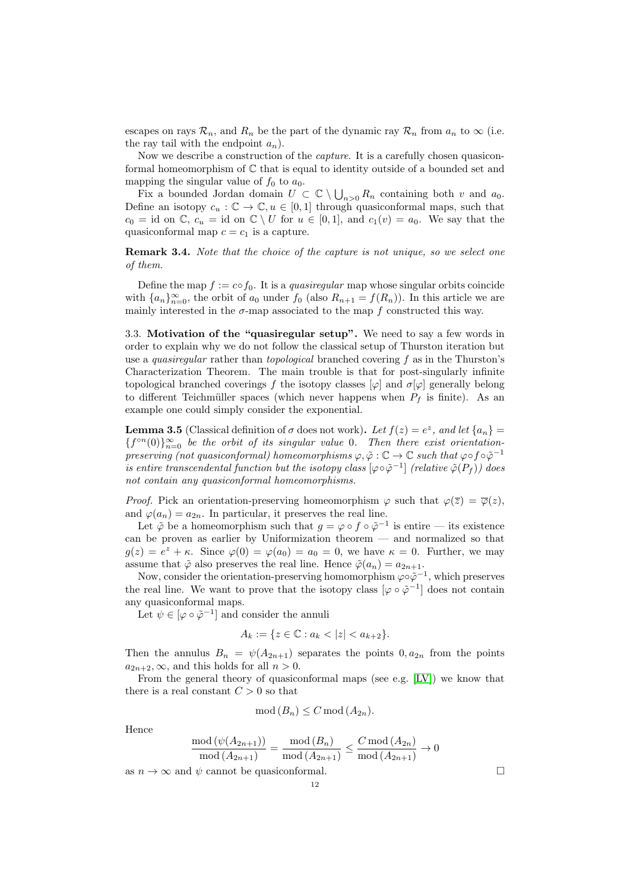escapes on rays $\mathcal{R}_n$, and $R_n$ be the part of the dynamic ray $\mathcal{R}_n$ from $a_n$ to $\infty$ (i.e. the ray tail with the endpoint $a_n$).

Now we describe a construction of the *capture*. It is a carefully chosen quasiconformal homeomorphism of $\mathbb{C}$ that is equal to identity outside of a bounded set and mapping the singular value of $f_0$ to $a_0$.

Fix a bounded Jordan domain $U \subset \mathbb{C} \setminus \bigcup_{n>0} R_n$ containing both $v$ and $a_0$. Define an isotopy $c_u : \mathbb{C} \to \mathbb{C}, u \in [0,1]$ through quasiconformal maps, such that $c_0 = \text{id}$ on $\mathbb{C}$, $c_u = \text{id}$ on $\mathbb{C} \setminus U$ for $u \in [0,1]$, and $c_1(v) = a_0$. We say that the quasiconformal map $c = c_1$ is a capture.

**Remark 3.4.** *Note that the choice of the capture is not unique, so we select one of them.*

Define the map $f := c \circ f_0$. It is a *quasiregular* map whose singular orbits coincide with $\{a_n\}_{n=0}^{\infty}$, the orbit of $a_0$ under $f_0$ (also $R_{n+1} = f(R_n)$). In this article we are mainly interested in the $\sigma$-map associated to the map $f$ constructed this way.

### 3.3. Motivation of the "quasiregular setup".

We need to say a few words in order to explain why we do not follow the classical setup of Thurston iteration but use a *quasiregular* rather than *topological* branched covering $f$ as in the Thurston's Characterization Theorem. The main trouble is that for post-singularly infinite topological branched coverings $f$ the isotopy classes $[\varphi]$ and $\sigma[\varphi]$ generally belong to different Teichmüller spaces (which never happens when $P_f$ is finite). As an example one could simply consider the exponential.

**Lemma 3.5** (Classical definition of $\sigma$ does not work)**.** *Let $f(z) = e^z$, and let $\{a_n\} = \{f^{\circ n}(0)\}_{n=0}^{\infty}$ be the orbit of its singular value 0. Then there exist orientation-preserving (not quasiconformal) homeomorphisms $\varphi, \tilde{\varphi} : \mathbb{C} \to \mathbb{C}$ such that $\varphi \circ f \circ \tilde{\varphi}^{-1}$ is entire transcendental function but the isotopy class $[\varphi \circ \tilde{\varphi}^{-1}]$ (relative $\tilde{\varphi}(P_f)$) does not contain any quasiconformal homeomorphisms.*

*Proof.* Pick an orientation-preserving homeomorphism $\varphi$ such that $\varphi(\overline{z}) = \overline{\varphi}(z)$, and $\varphi(a_n) = a_{2n}$. In particular, it preserves the real line.

Let $\tilde{\varphi}$ be a homeomorphism such that $g = \varphi \circ f \circ \tilde{\varphi}^{-1}$ is entire — its existence can be proven as earlier by Uniformization theorem — and normalized so that $g(z) = e^z + \kappa$. Since $\varphi(0) = \varphi(a_0) = a_0 = 0$, we have $\kappa = 0$. Further, we may assume that $\tilde{\varphi}$ also preserves the real line. Hence $\tilde{\varphi}(a_n) = a_{2n+1}$.

Now, consider the orientation-preserving homomorphism $\varphi \circ \tilde{\varphi}^{-1}$, which preserves the real line. We want to prove that the isotopy class $[\varphi \circ \tilde{\varphi}^{-1}]$ does not contain any quasiconformal maps.

Let $\psi \in [\varphi \circ \tilde{\varphi}^{-1}]$ and consider the annuli

$$A_k := \{z \in \mathbb{C} : a_k < |z| < a_{k+2}\}.$$

Then the annulus $B_n = \psi(A_{2n+1})$ separates the points $0, a_{2n}$ from the points $a_{2n+2}, \infty$, and this holds for all $n > 0$.

From the general theory of quasiconformal maps (see e.g. [LV]) we know that there is a real constant $C > 0$ so that

$$\operatorname{mod}(B_n) \leq C \operatorname{mod}(A_{2n}).$$

Hence

$$\frac{\operatorname{mod}(\psi(A_{2n+1}))}{\operatorname{mod}(A_{2n+1})} = \frac{\operatorname{mod}(B_n)}{\operatorname{mod}(A_{2n+1})} \leq \frac{C \operatorname{mod}(A_{2n})}{\operatorname{mod}(A_{2n+1})} \to 0$$

as $n \to \infty$ and $\psi$ cannot be quasiconformal. $\square$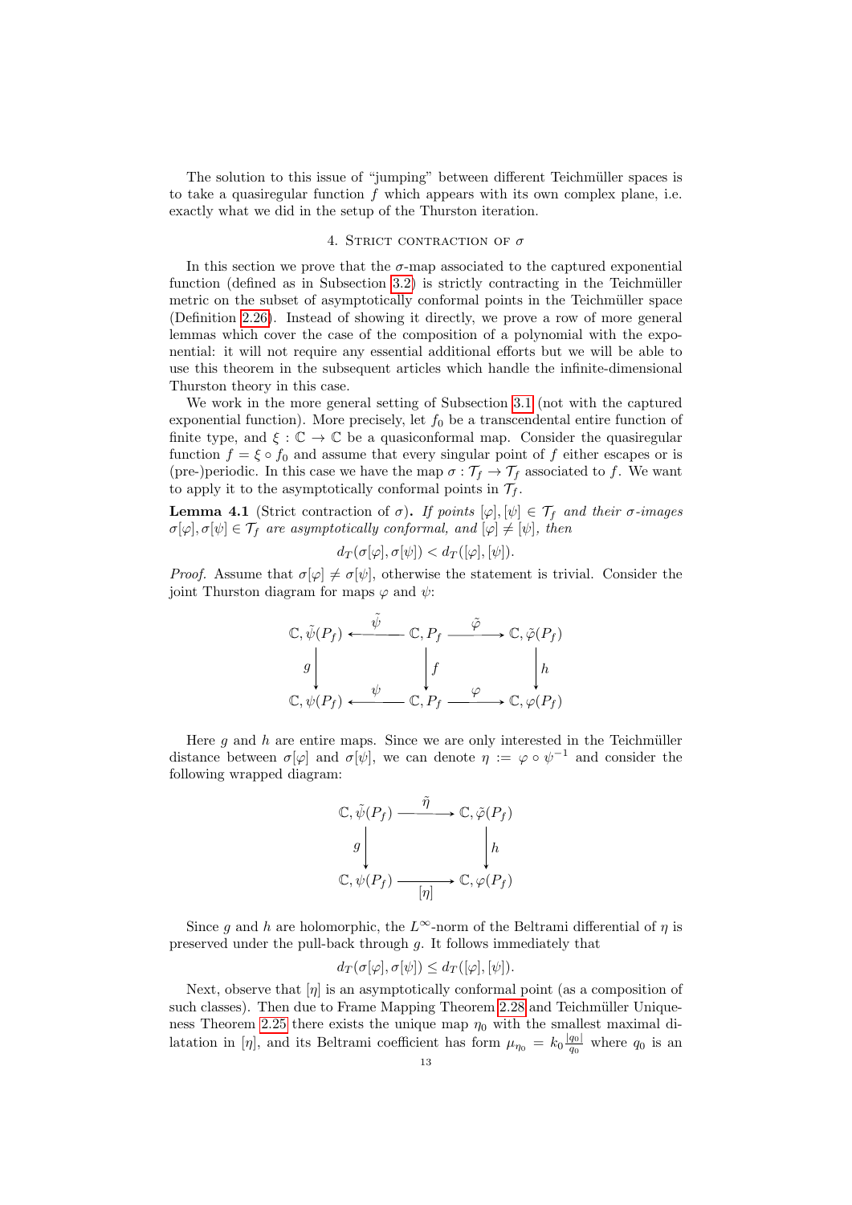The solution to this issue of "jumping" between different Teichmüller spaces is to take a quasiregular function $f$ which appears with its own complex plane, i.e. exactly what we did in the setup of the Thurston iteration.

## 4. Strict contraction of $\sigma$

In this section we prove that the $\sigma$-map associated to the captured exponential function (defined as in Subsection 3.2) is strictly contracting in the Teichmüller metric on the subset of asymptotically conformal points in the Teichmüller space (Definition 2.26). Instead of showing it directly, we prove a row of more general lemmas which cover the case of the composition of a polynomial with the exponential: it will not require any essential additional efforts but we will be able to use this theorem in the subsequent articles which handle the infinite-dimensional Thurston theory in this case.

We work in the more general setting of Subsection 3.1 (not with the captured exponential function). More precisely, let $f_0$ be a transcendental entire function of finite type, and $\xi : \mathbb{C} \to \mathbb{C}$ be a quasiconformal map. Consider the quasiregular function $f = \xi \circ f_0$ and assume that every singular point of $f$ either escapes or is (pre-)periodic. In this case we have the map $\sigma : \mathcal{T}_f \to \mathcal{T}_f$ associated to $f$. We want to apply it to the asymptotically conformal points in $\mathcal{T}_f$.

**Lemma 4.1** (Strict contraction of $\sigma$)**.** *If points $[\varphi], [\psi] \in \mathcal{T}_f$ and their $\sigma$-images $\sigma[\varphi], \sigma[\psi] \in \mathcal{T}_f$ are asymptotically conformal, and $[\varphi] \neq [\psi]$, then*

$$d_T(\sigma[\varphi], \sigma[\psi]) < d_T([\varphi], [\psi]).$$

*Proof.* Assume that $\sigma[\varphi] \neq \sigma[\psi]$, otherwise the statement is trivial. Consider the joint Thurston diagram for maps $\varphi$ and $\psi$:

$$\begin{array}{ccccc}
\mathbb{C}, \tilde{\psi}(P_f) & \xleftarrow{\ \tilde{\psi}\ } & \mathbb{C}, P_f & \xrightarrow{\ \tilde{\varphi}\ } & \mathbb{C}, \tilde{\varphi}(P_f) \\
\Big\downarrow g & & \Big\downarrow f & & \Big\downarrow h \\
\mathbb{C}, \psi(P_f) & \xleftarrow{\ \psi\ } & \mathbb{C}, P_f & \xrightarrow{\ \varphi\ } & \mathbb{C}, \varphi(P_f)
\end{array}$$

Here $g$ and $h$ are entire maps. Since we are only interested in the Teichmüller distance between $\sigma[\varphi]$ and $\sigma[\psi]$, we can denote $\eta := \varphi \circ \psi^{-1}$ and consider the following wrapped diagram:

$$\begin{array}{ccc}
\mathbb{C}, \tilde{\psi}(P_f) & \xrightarrow{\ \tilde{\eta}\ } & \mathbb{C}, \tilde{\varphi}(P_f) \\
\Big\downarrow g & & \Big\downarrow h \\
\mathbb{C}, \psi(P_f) & \xrightarrow[\ [\eta]\ ]{} & \mathbb{C}, \varphi(P_f)
\end{array}$$

Since $g$ and $h$ are holomorphic, the $L^\infty$-norm of the Beltrami differential of $\eta$ is preserved under the pull-back through $g$. It follows immediately that

$$d_T(\sigma[\varphi], \sigma[\psi]) \leq d_T([\varphi], [\psi]).$$

Next, observe that $[\eta]$ is an asymptotically conformal point (as a composition of such classes). Then due to Frame Mapping Theorem 2.28 and Teichmüller Uniqueness Theorem 2.25 there exists the unique map $\eta_0$ with the smallest maximal dilatation in $[\eta]$, and its Beltrami coefficient has form $\mu_{\eta_0} = k_0 \frac{|q_0|}{q_0}$ where $q_0$ is an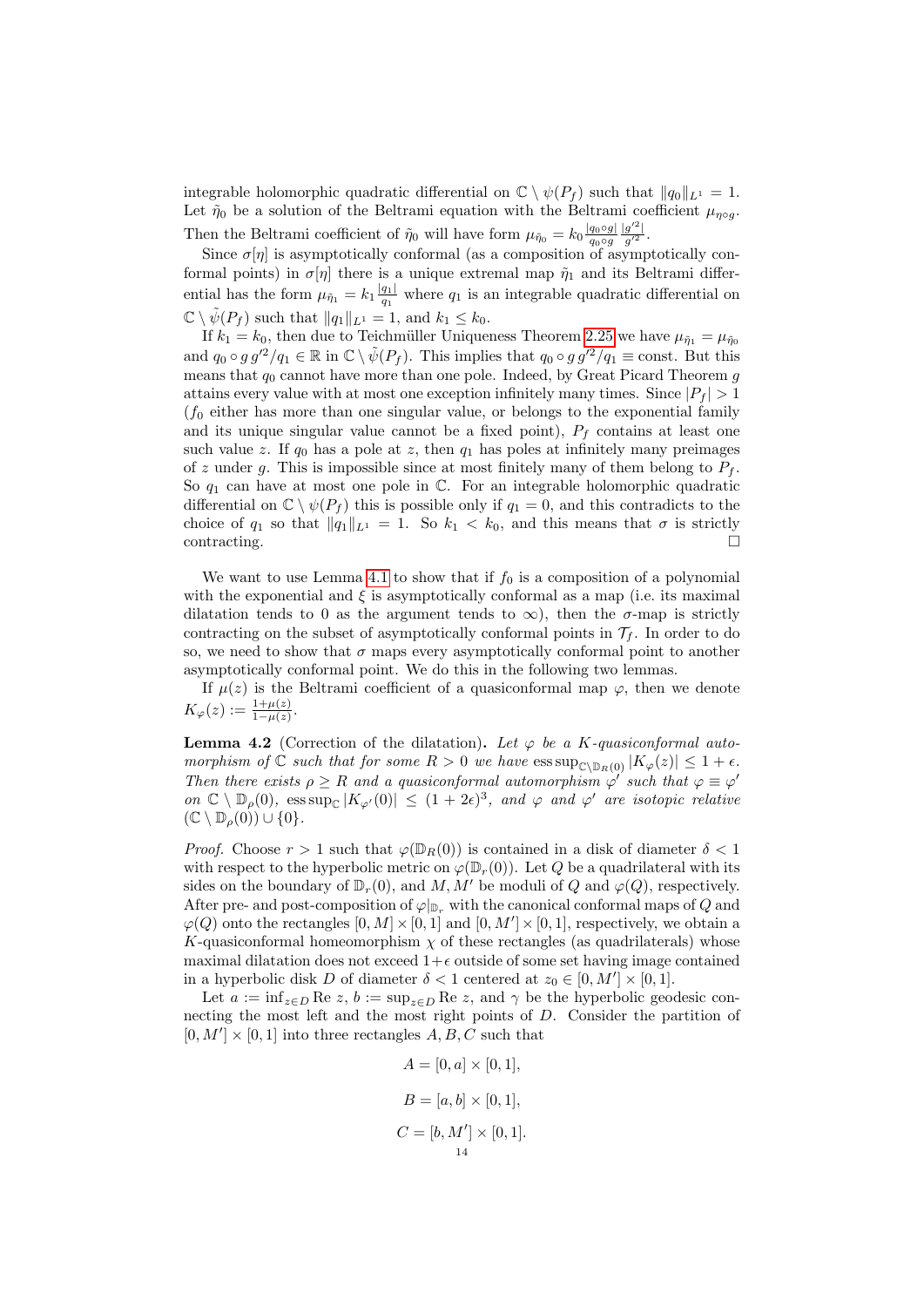integrable holomorphic quadratic differential on $\mathbb{C} \setminus \psi(P_f)$ such that $\|q_0\|_{L^1} = 1$. Let $\tilde{\eta}_0$ be a solution of the Beltrami equation with the Beltrami coefficient $\mu_{\eta \circ g}$. Then the Beltrami coefficient of $\tilde{\eta}_0$ will have form $\mu_{\tilde{\eta}_0} = k_0 \frac{|q_0 \circ g|}{q_0 \circ g} \frac{|g'^2|}{g'^2}$.

Since $\sigma[\eta]$ is asymptotically conformal (as a composition of asymptotically conformal points) in $\sigma[\eta]$ there is a unique extremal map $\tilde{\eta}_1$ and its Beltrami differential has the form $\mu_{\tilde{\eta}_1} = k_1 \frac{|q_1|}{q_1}$ where $q_1$ is an integrable quadratic differential on $\mathbb{C} \setminus \tilde{\psi}(P_f)$ such that $\|q_1\|_{L^1} = 1$, and $k_1 \leq k_0$.

If $k_1 = k_0$, then due to Teichmüller Uniqueness Theorem 2.25 we have $\mu_{\tilde{\eta}_1} = \mu_{\tilde{\eta}_0}$ and $q_0 \circ g\, g'^2/q_1 \in \mathbb{R}$ in $\mathbb{C} \setminus \tilde{\psi}(P_f)$. This implies that $q_0 \circ g\, g'^2/q_1 \equiv \text{const}$. But this means that $q_0$ cannot have more than one pole. Indeed, by Great Picard Theorem $g$ attains every value with at most one exception infinitely many times. Since $|P_f| > 1$ ($f_0$ either has more than one singular value, or belongs to the exponential family and its unique singular value cannot be a fixed point), $P_f$ contains at least one such value $z$. If $q_0$ has a pole at $z$, then $q_1$ has poles at infinitely many preimages of $z$ under $g$. This is impossible since at most finitely many of them belong to $P_f$. So $q_1$ can have at most one pole in $\mathbb{C}$. For an integrable holomorphic quadratic differential on $\mathbb{C} \setminus \psi(P_f)$ this is possible only if $q_1 = 0$, and this contradicts to the choice of $q_1$ so that $\|q_1\|_{L^1} = 1$. So $k_1 < k_0$, and this means that $\sigma$ is strictly contracting. $\square$

We want to use Lemma 4.1 to show that if $f_0$ is a composition of a polynomial with the exponential and $\xi$ is asymptotically conformal as a map (i.e. its maximal dilatation tends to 0 as the argument tends to $\infty$), then the $\sigma$-map is strictly contracting on the subset of asymptotically conformal points in $\mathcal{T}_f$. In order to do so, we need to show that $\sigma$ maps every asymptotically conformal point to another asymptotically conformal point. We do this in the following two lemmas.

If $\mu(z)$ is the Beltrami coefficient of a quasiconformal map $\varphi$, then we denote $K_\varphi(z) := \frac{1+\mu(z)}{1-\mu(z)}$.

**Lemma 4.2** (Correction of the dilatation)**.** *Let $\varphi$ be a $K$-quasiconformal automorphism of $\mathbb{C}$ such that for some $R > 0$ we have $\operatorname{ess\,sup}_{\mathbb{C} \setminus \mathbb{D}_R(0)} |K_\varphi(z)| \leq 1 + \epsilon$. Then there exists $\rho \geq R$ and a quasiconformal automorphism $\varphi'$ such that $\varphi \equiv \varphi'$ on $\mathbb{C} \setminus \mathbb{D}_\rho(0)$, $\operatorname{ess\,sup}_{\mathbb{C}} |K_{\varphi'}(0)| \leq (1 + 2\epsilon)^3$, and $\varphi$ and $\varphi'$ are isotopic relative $(\mathbb{C} \setminus \mathbb{D}_\rho(0)) \cup \{0\}$.*

*Proof.* Choose $r > 1$ such that $\varphi(\mathbb{D}_R(0))$ is contained in a disk of diameter $\delta < 1$ with respect to the hyperbolic metric on $\varphi(\mathbb{D}_r(0))$. Let $Q$ be a quadrilateral with its sides on the boundary of $\mathbb{D}_r(0)$, and $M, M'$ be moduli of $Q$ and $\varphi(Q)$, respectively. After pre- and post-composition of $\varphi|_{\mathbb{D}_r}$ with the canonical conformal maps of $Q$ and $\varphi(Q)$ onto the rectangles $[0, M] \times [0, 1]$ and $[0, M'] \times [0, 1]$, respectively, we obtain a $K$-quasiconformal homeomorphism $\chi$ of these rectangles (as quadrilaterals) whose maximal dilatation does not exceed $1 + \epsilon$ outside of some set having image contained in a hyperbolic disk $D$ of diameter $\delta < 1$ centered at $z_0 \in [0, M'] \times [0, 1]$.

Let $a := \inf_{z \in D} \operatorname{Re} z$, $b := \sup_{z \in D} \operatorname{Re} z$, and $\gamma$ be the hyperbolic geodesic connecting the most left and the most right points of $D$. Consider the partition of $[0, M'] \times [0, 1]$ into three rectangles $A, B, C$ such that

$$A = [0, a] \times [0, 1],$$

$$B = [a, b] \times [0, 1],$$

$$C = [b, M'] \times [0, 1].$$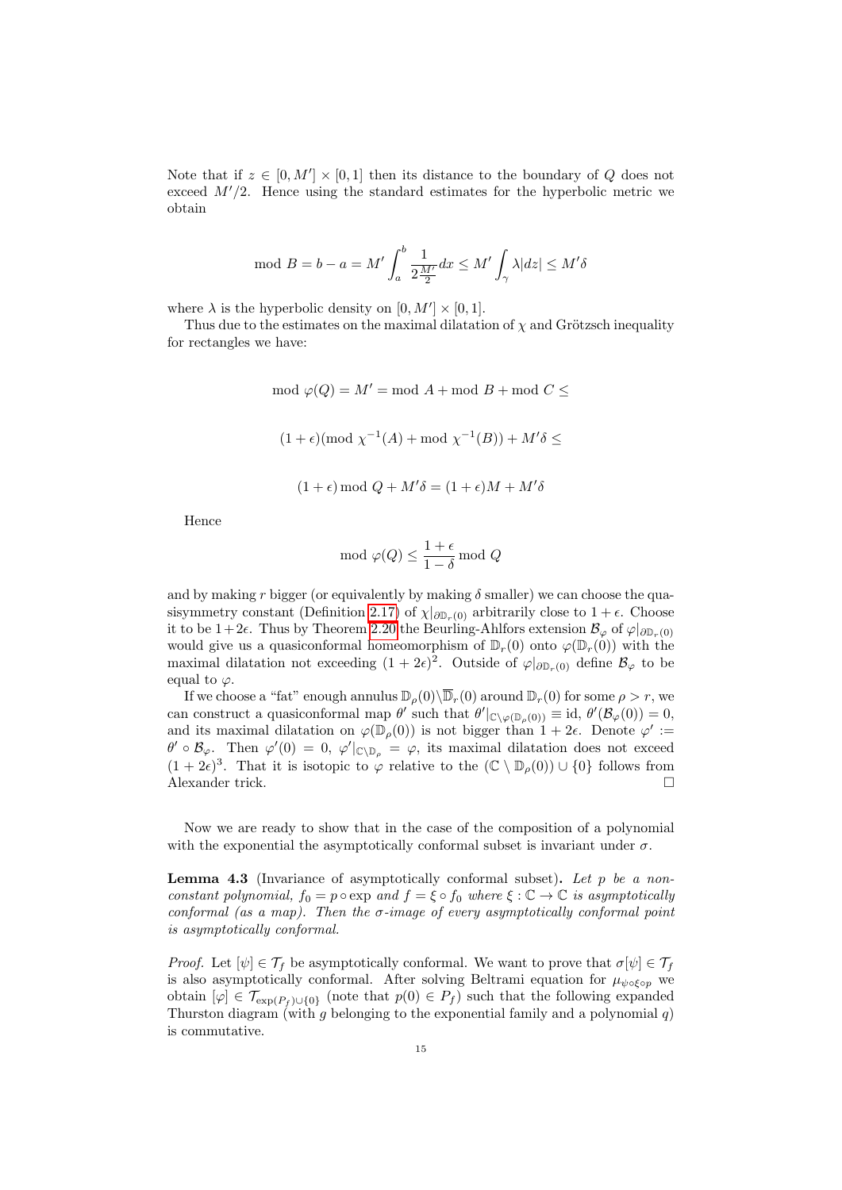Note that if $z \in [0, M'] \times [0,1]$ then its distance to the boundary of $Q$ does not exceed $M'/2$. Hence using the standard estimates for the hyperbolic metric we obtain

$$\text{mod } B = b - a = M' \int_a^b \frac{1}{2\frac{M'}{2}} dx \leq M' \int_\gamma \lambda |dz| \leq M'\delta$$

where $\lambda$ is the hyperbolic density on $[0, M'] \times [0,1]$.

Thus due to the estimates on the maximal dilatation of $\chi$ and Grötzsch inequality for rectangles we have:

$$\text{mod } \varphi(Q) = M' = \text{mod } A + \text{mod } B + \text{mod } C \leq$$

$$(1+\epsilon)(\text{mod } \chi^{-1}(A) + \text{mod } \chi^{-1}(B)) + M'\delta \leq$$

$$(1+\epsilon) \text{ mod } Q + M'\delta = (1+\epsilon)M + M'\delta$$

Hence

$$\text{mod } \varphi(Q) \leq \frac{1+\epsilon}{1-\delta} \text{ mod } Q$$

and by making $r$ bigger (or equivalently by making $\delta$ smaller) we can choose the quasisymmetry constant (Definition 2.17) of $\chi|_{\partial \mathbb{D}_r(0)}$ arbitrarily close to $1+\epsilon$. Choose it to be $1+2\epsilon$. Thus by Theorem 2.20 the Beurling-Ahlfors extension $\mathcal{B}_\varphi$ of $\varphi|_{\partial \mathbb{D}_r(0)}$ would give us a quasiconformal homeomorphism of $\mathbb{D}_r(0)$ onto $\varphi(\mathbb{D}_r(0))$ with the maximal dilatation not exceeding $(1+2\epsilon)^2$. Outside of $\varphi|_{\partial \mathbb{D}_r(0)}$ define $\mathcal{B}_\varphi$ to be equal to $\varphi$.

If we choose a "fat" enough annulus $\mathbb{D}_\rho(0) \backslash \overline{\mathbb{D}}_r(0)$ around $\mathbb{D}_r(0)$ for some $\rho > r$, we can construct a quasiconformal map $\theta'$ such that $\theta'|_{\mathbb{C} \backslash \varphi(\mathbb{D}_\rho(0))} \equiv \text{id}$, $\theta'(\mathcal{B}_\varphi(0)) = 0$, and its maximal dilatation on $\varphi(\mathbb{D}_\rho(0))$ is not bigger than $1+2\epsilon$. Denote $\varphi' := \theta' \circ \mathcal{B}_\varphi$. Then $\varphi'(0) = 0$, $\varphi'|_{\mathbb{C} \backslash \mathbb{D}_\rho} = \varphi$, its maximal dilatation does not exceed $(1+2\epsilon)^3$. That it is isotopic to $\varphi$ relative to the $(\mathbb{C} \setminus \mathbb{D}_\rho(0)) \cup \{0\}$ follows from Alexander trick. $\square$

Now we are ready to show that in the case of the composition of a polynomial with the exponential the asymptotically conformal subset is invariant under $\sigma$.

**Lemma 4.3** (Invariance of asymptotically conformal subset)**.** *Let $p$ be a nonconstant polynomial, $f_0 = p \circ \exp$ and $f = \xi \circ f_0$ where $\xi : \mathbb{C} \to \mathbb{C}$ is asymptotically conformal (as a map). Then the $\sigma$-image of every asymptotically conformal point is asymptotically conformal.*

*Proof.* Let $[\psi] \in \mathcal{T}_f$ be asymptotically conformal. We want to prove that $\sigma[\psi] \in \mathcal{T}_f$ is also asymptotically conformal. After solving Beltrami equation for $\mu_{\psi \circ \xi \circ p}$ we obtain $[\varphi] \in \mathcal{T}_{\exp(P_f) \cup \{0\}}$ (note that $p(0) \in P_f$) such that the following expanded Thurston diagram (with $g$ belonging to the exponential family and a polynomial $q$) is commutative.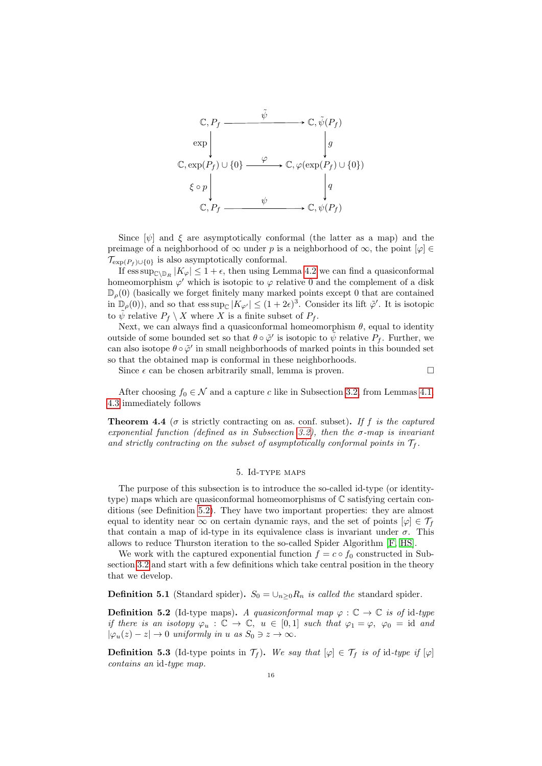$$
\begin{array}{ccc}
\mathbb{C}, P_f & \xrightarrow{\quad\tilde{\psi}\quad} & \mathbb{C}, \tilde{\psi}(P_f) \\
\Big\downarrow \exp & & \Big\downarrow g \\
\mathbb{C}, \exp(P_f)\cup\{0\} & \xrightarrow{\quad\varphi\quad} & \mathbb{C}, \varphi(\exp(P_f)\cup\{0\}) \\
\Big\downarrow \xi\circ p & & \Big\downarrow q \\
\mathbb{C}, P_f & \xrightarrow{\quad\psi\quad} & \mathbb{C}, \psi(P_f)
\end{array}
$$

Since $[\psi]$ and $\xi$ are asymptotically conformal (the latter as a map) and the preimage of a neighborhood of $\infty$ under $p$ is a neighborhood of $\infty$, the point $[\varphi] \in \mathcal{T}_{\exp(P_f)\cup\{0\}}$ is also asymptotically conformal.

If $\operatorname{ess\,sup}_{\mathbb{C}\setminus\mathbb{D}_R} |K_\varphi| \leq 1+\epsilon$, then using Lemma 4.2 we can find a quasiconformal homeomorphism $\varphi'$ which is isotopic to $\varphi$ relative 0 and the complement of a disk $\mathbb{D}_\rho(0)$ (basically we forget finitely many marked points except 0 that are contained in $\mathbb{D}_\rho(0)$), and so that $\operatorname{ess\,sup}_{\mathbb{C}} |K_{\varphi'}| \leq (1+2\epsilon)^3$. Consider its lift $\tilde{\varphi}'$. It is isotopic to $\tilde{\psi}$ relative $P_f \setminus X$ where $X$ is a finite subset of $P_f$.

Next, we can always find a quasiconformal homeomorphism $\theta$, equal to identity outside of some bounded set so that $\theta\circ\tilde{\varphi}'$ is isotopic to $\tilde{\psi}$ relative $P_f$. Further, we can also isotope $\theta\circ\tilde{\varphi}'$ in small neighborhoods of marked points in this bounded set so that the obtained map is conformal in these neighborhoods.

Since $\epsilon$ can be chosen arbitrarily small, lemma is proven. $\square$

After choosing $f_0 \in \mathcal{N}$ and a capture $c$ like in Subsection 3.2, from Lemmas 4.1, 4.3 immediately follows

**Theorem 4.4** ($\sigma$ is strictly contracting on as. conf. subset)**.** *If $f$ is the captured exponential function (defined as in Subsection 3.2), then the $\sigma$-map is invariant and strictly contracting on the subset of asymptotically conformal points in $\mathcal{T}_f$.*

## 5. Id-type maps

The purpose of this subsection is to introduce the so-called id-type (or identity-type) maps which are quasiconformal homeomorphisms of $\mathbb{C}$ satisfying certain conditions (see Definition 5.2). They have two important properties: they are almost equal to identity near $\infty$ on certain dynamic rays, and the set of points $[\varphi] \in \mathcal{T}_f$ that contain a map of id-type in its equivalence class is invariant under $\sigma$. This allows to reduce Thurston iteration to the so-called Spider Algorithm [F, HS].

We work with the captured exponential function $f = c\circ f_0$ constructed in Subsection 3.2 and start with a few definitions which take central position in the theory that we develop.

**Definition 5.1** (Standard spider)**.** *$S_0 = \cup_{n\geq 0} R_n$ is called the* standard spider.

**Definition 5.2** (Id-type maps)**.** *A quasiconformal map $\varphi : \mathbb{C} \to \mathbb{C}$ is of* id-type *if there is an isotopy $\varphi_u : \mathbb{C} \to \mathbb{C}$, $u \in [0,1]$ such that $\varphi_1 = \varphi$, $\varphi_0 = \mathrm{id}$ and $|\varphi_u(z) - z| \to 0$ uniformly in $u$ as $S_0 \ni z \to \infty$.*

**Definition 5.3** (Id-type points in $\mathcal{T}_f$)**.** *We say that $[\varphi] \in \mathcal{T}_f$ is of* id-type *if $[\varphi]$ contains an* id-type *map.*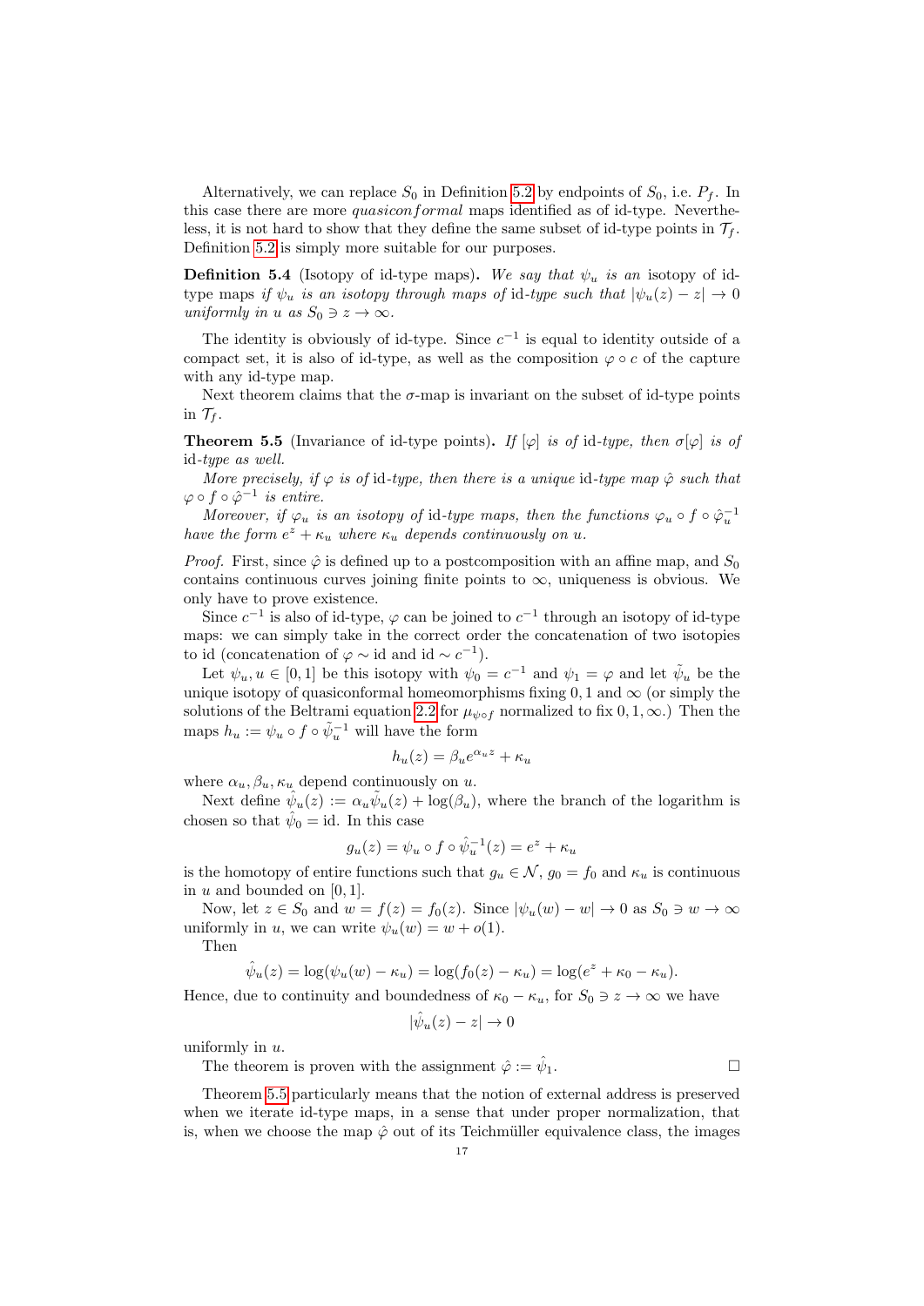Alternatively, we can replace $S_0$ in Definition 5.2 by endpoints of $S_0$, i.e. $P_f$. In this case there are more *quasiconformal* maps identified as of id-type. Nevertheless, it is not hard to show that they define the same subset of id-type points in $\mathcal{T}_f$. Definition 5.2 is simply more suitable for our purposes.

**Definition 5.4** (Isotopy of id-type maps)**.** *We say that $\psi_u$ is an* isotopy of id-type maps *if $\psi_u$ is an isotopy through maps of* id*-type such that $|\psi_u(z) - z| \to 0$ uniformly in $u$ as $S_0 \ni z \to \infty$.*

The identity is obviously of id-type. Since $c^{-1}$ is equal to identity outside of a compact set, it is also of id-type, as well as the composition $\varphi \circ c$ of the capture with any id-type map.

Next theorem claims that the $\sigma$-map is invariant on the subset of id-type points in $\mathcal{T}_f$.

**Theorem 5.5** (Invariance of id-type points)**.** *If $[\varphi]$ is of* id*-type, then $\sigma[\varphi]$ is of* id*-type as well.*

*More precisely, if $\varphi$ is of* id*-type, then there is a unique* id*-type map $\hat{\varphi}$ such that $\varphi \circ f \circ \hat{\varphi}^{-1}$ is entire.*

*Moreover, if $\varphi_u$ is an isotopy of* id*-type maps, then the functions $\varphi_u \circ f \circ \hat{\varphi}_u^{-1}$ have the form $e^z + \kappa_u$ where $\kappa_u$ depends continuously on $u$.*

*Proof.* First, since $\hat{\varphi}$ is defined up to a postcomposition with an affine map, and $S_0$ contains continuous curves joining finite points to $\infty$, uniqueness is obvious. We only have to prove existence.

Since $c^{-1}$ is also of id-type, $\varphi$ can be joined to $c^{-1}$ through an isotopy of id-type maps: we can simply take in the correct order the concatenation of two isotopies to id (concatenation of $\varphi \sim \mathrm{id}$ and $\mathrm{id} \sim c^{-1}$).

Let $\psi_u, u \in [0,1]$ be this isotopy with $\psi_0 = c^{-1}$ and $\psi_1 = \varphi$ and let $\tilde{\psi}_u$ be the unique isotopy of quasiconformal homeomorphisms fixing $0, 1$ and $\infty$ (or simply the solutions of the Beltrami equation 2.2 for $\mu_{\psi \circ f}$ normalized to fix $0, 1, \infty$.) Then the maps $h_u := \psi_u \circ f \circ \tilde{\psi}_u^{-1}$ will have the form

$$h_u(z) = \beta_u e^{\alpha_u z} + \kappa_u$$

where $\alpha_u, \beta_u, \kappa_u$ depend continuously on $u$.

Next define $\hat{\psi}_u(z) := \alpha_u \tilde{\psi}_u(z) + \log(\beta_u)$, where the branch of the logarithm is chosen so that $\hat{\psi}_0 = \mathrm{id}$. In this case

$$g_u(z) = \psi_u \circ f \circ \hat{\psi}_u^{-1}(z) = e^z + \kappa_u$$

is the homotopy of entire functions such that $g_u \in \mathcal{N}$, $g_0 = f_0$ and $\kappa_u$ is continuous in $u$ and bounded on $[0,1]$.

Now, let $z \in S_0$ and $w = f(z) = f_0(z)$. Since $|\psi_u(w) - w| \to 0$ as $S_0 \ni w \to \infty$ uniformly in $u$, we can write $\psi_u(w) = w + o(1)$.

Then

$$\hat{\psi}_u(z) = \log(\psi_u(w) - \kappa_u) = \log(f_0(z) - \kappa_u) = \log(e^z + \kappa_0 - \kappa_u).$$

Hence, due to continuity and boundedness of $\kappa_0 - \kappa_u$, for $S_0 \ni z \to \infty$ we have

$$|\hat{\psi}_u(z) - z| \to 0$$

uniformly in $u$.

The theorem is proven with the assignment $\hat{\varphi} := \hat{\psi}_1$. $\square$

Theorem 5.5 particularly means that the notion of external address is preserved when we iterate id-type maps, in a sense that under proper normalization, that is, when we choose the map $\hat{\varphi}$ out of its Teichmüller equivalence class, the images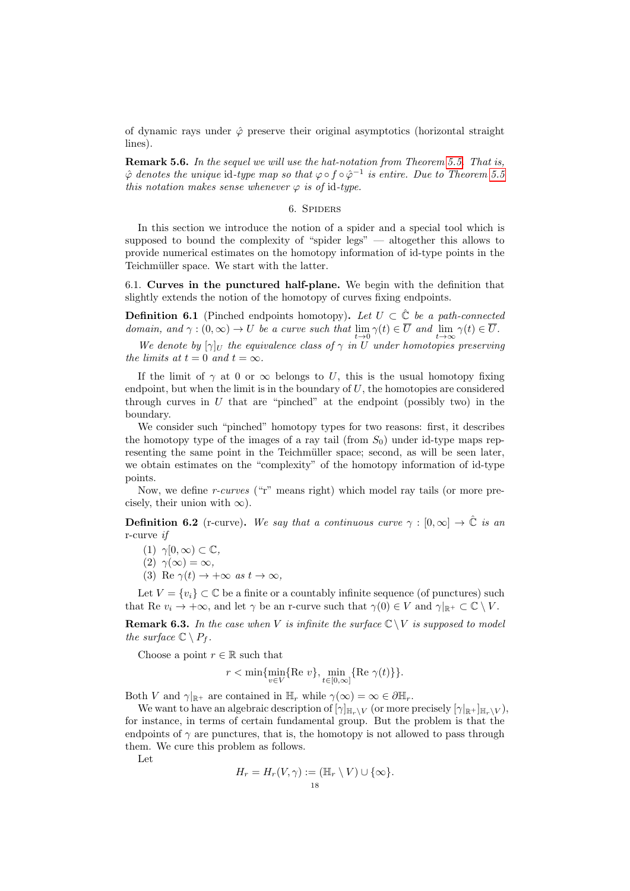of dynamic rays under $\hat{\varphi}$ preserve their original asymptotics (horizontal straight lines).

**Remark 5.6.** *In the sequel we will use the hat-notation from Theorem 5.5. That is, $\hat{\varphi}$ denotes the unique* id*-type map so that $\varphi \circ f \circ \hat{\varphi}^{-1}$ is entire. Due to Theorem 5.5 this notation makes sense whenever $\varphi$ is of* id*-type.*

## 6. Spiders

In this section we introduce the notion of a spider and a special tool which is supposed to bound the complexity of "spider legs" — altogether this allows to provide numerical estimates on the homotopy information of id-type points in the Teichmüller space. We start with the latter.

### 6.1. Curves in the punctured half-plane.

We begin with the definition that slightly extends the notion of the homotopy of curves fixing endpoints.

**Definition 6.1** (Pinched endpoints homotopy)**.** *Let $U \subset \hat{\mathbb{C}}$ be a path-connected domain, and $\gamma : (0, \infty) \to U$ be a curve such that $\lim_{t\to 0} \gamma(t) \in \overline{U}$ and $\lim_{t\to\infty} \gamma(t) \in \overline{U}$.*

*We denote by $[\gamma]_U$ the equivalence class of $\gamma$ in $U$ under homotopies preserving the limits at $t = 0$ and $t = \infty$.*

If the limit of $\gamma$ at 0 or $\infty$ belongs to $U$, this is the usual homotopy fixing endpoint, but when the limit is in the boundary of $U$, the homotopies are considered through curves in $U$ that are "pinched" at the endpoint (possibly two) in the boundary.

We consider such "pinched" homotopy types for two reasons: first, it describes the homotopy type of the images of a ray tail (from $S_0$) under id-type maps representing the same point in the Teichmüller space; second, as will be seen later, we obtain estimates on the "complexity" of the homotopy information of id-type points.

Now, we define *r-curves* ("r" means right) which model ray tails (or more precisely, their union with $\infty$).

**Definition 6.2** (r-curve)**.** *We say that a continuous curve $\gamma : [0, \infty] \to \hat{\mathbb{C}}$ is an* r-curve *if*

1. $\gamma[0, \infty) \subset \mathbb{C}$,
2. $\gamma(\infty) = \infty$,
3. $\operatorname{Re} \gamma(t) \to +\infty$ *as* $t \to \infty$,

Let $V = \{v_i\} \subset \mathbb{C}$ be a finite or a countably infinite sequence (of punctures) such that $\operatorname{Re} v_i \to +\infty$, and let $\gamma$ be an r-curve such that $\gamma(0) \in V$ and $\gamma|_{\mathbb{R}^+} \subset \mathbb{C} \setminus V$.

**Remark 6.3.** *In the case when $V$ is infinite the surface $\mathbb{C} \setminus V$ is supposed to model the surface $\mathbb{C} \setminus P_f$.*

Choose a point $r \in \mathbb{R}$ such that

$$r < \min\{\min_{v\in V}\{\operatorname{Re}\, v\}, \min_{t\in[0,\infty]}\{\operatorname{Re}\, \gamma(t)\}\}.$$

Both $V$ and $\gamma|_{\mathbb{R}^+}$ are contained in $\mathbb{H}_r$ while $\gamma(\infty) = \infty \in \partial\mathbb{H}_r$.

We want to have an algebraic description of $[\gamma]_{\mathbb{H}_r\setminus V}$ (or more precisely $[\gamma|_{\mathbb{R}^+}]_{\mathbb{H}_r\setminus V}$), for instance, in terms of certain fundamental group. But the problem is that the endpoints of $\gamma$ are punctures, that is, the homotopy is not allowed to pass through them. We cure this problem as follows.

Let

$$H_r = H_r(V, \gamma) := (\mathbb{H}_r \setminus V) \cup \{\infty\}.$$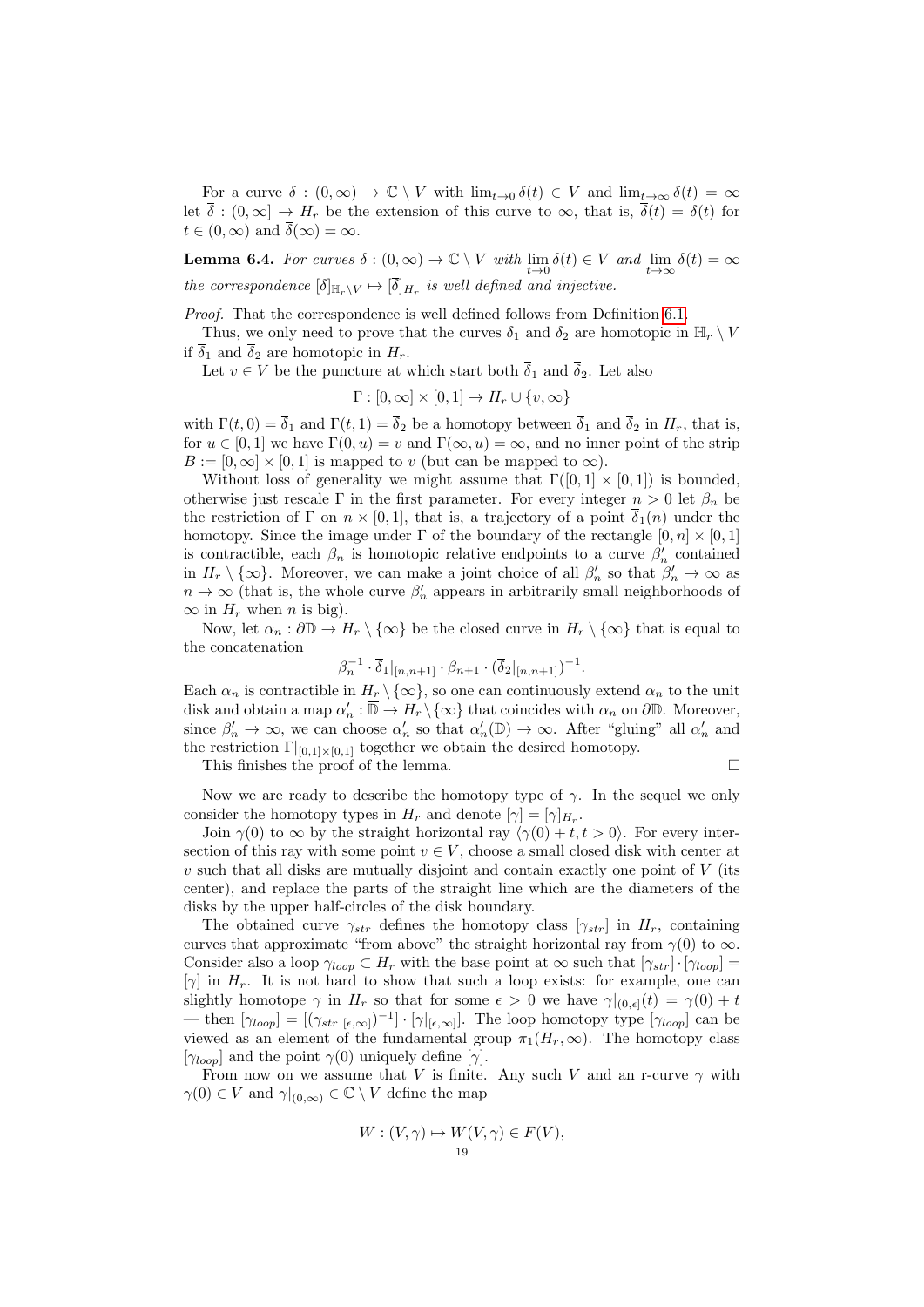For a curve $\delta : (0, \infty) \to \mathbb{C} \setminus V$ with $\lim_{t \to 0} \delta(t) \in V$ and $\lim_{t\to\infty} \delta(t) = \infty$ let $\overline{\delta} : (0, \infty] \to H_r$ be the extension of this curve to $\infty$, that is, $\overline{\delta}(t) = \delta(t)$ for $t \in (0, \infty)$ and $\overline{\delta}(\infty) = \infty$.

**Lemma 6.4.** *For curves $\delta : (0, \infty) \to \mathbb{C} \setminus V$ with $\lim\limits_{t\to 0} \delta(t) \in V$ and $\lim\limits_{t\to\infty} \delta(t) = \infty$ the correspondence $[\delta]_{\mathbb{H}_r \setminus V} \mapsto [\overline{\delta}]_{H_r}$ is well defined and injective.*

*Proof.* That the correspondence is well defined follows from Definition 6.1.

Thus, we only need to prove that the curves $\delta_1$ and $\delta_2$ are homotopic in $\mathbb{H}_r \setminus V$ if $\overline{\delta}_1$ and $\overline{\delta}_2$ are homotopic in $H_r$.

Let $v \in V$ be the puncture at which start both $\overline{\delta}_1$ and $\overline{\delta}_2$. Let also

$$\Gamma : [0, \infty] \times [0, 1] \to H_r \cup \{v, \infty\}$$

with $\Gamma(t, 0) = \overline{\delta}_1$ and $\Gamma(t, 1) = \overline{\delta}_2$ be a homotopy between $\overline{\delta}_1$ and $\overline{\delta}_2$ in $H_r$, that is, for $u \in [0, 1]$ we have $\Gamma(0, u) = v$ and $\Gamma(\infty, u) = \infty$, and no inner point of the strip $B := [0, \infty] \times [0, 1]$ is mapped to $v$ (but can be mapped to $\infty$).

Without loss of generality we might assume that $\Gamma([0, 1] \times [0, 1])$ is bounded, otherwise just rescale $\Gamma$ in the first parameter. For every integer $n > 0$ let $\beta_n$ be the restriction of $\Gamma$ on $n \times [0, 1]$, that is, a trajectory of a point $\overline{\delta}_1(n)$ under the homotopy. Since the image under $\Gamma$ of the boundary of the rectangle $[0, n] \times [0, 1]$ is contractible, each $\beta_n$ is homotopic relative endpoints to a curve $\beta'_n$ contained in $H_r \setminus \{\infty\}$. Moreover, we can make a joint choice of all $\beta'_n$ so that $\beta'_n \to \infty$ as $n \to \infty$ (that is, the whole curve $\beta'_n$ appears in arbitrarily small neighborhoods of $\infty$ in $H_r$ when $n$ is big).

Now, let $\alpha_n : \partial\mathbb{D} \to H_r \setminus \{\infty\}$ be the closed curve in $H_r \setminus \{\infty\}$ that is equal to the concatenation

$$\beta_n^{-1} \cdot \overline{\delta}_1|_{[n,n+1]} \cdot \beta_{n+1} \cdot (\overline{\delta}_2|_{[n,n+1]})^{-1}.$$

Each $\alpha_n$ is contractible in $H_r \setminus \{\infty\}$, so one can continuously extend $\alpha_n$ to the unit disk and obtain a map $\alpha'_n : \overline{\mathbb{D}} \to H_r \setminus \{\infty\}$ that coincides with $\alpha_n$ on $\partial\mathbb{D}$. Moreover, since $\beta'_n \to \infty$, we can choose $\alpha'_n$ so that $\alpha'_n(\overline{\mathbb{D}}) \to \infty$. After "gluing" all $\alpha'_n$ and the restriction $\Gamma|_{[0,1]\times[0,1]}$ together we obtain the desired homotopy.

This finishes the proof of the lemma. $\square$

Now we are ready to describe the homotopy type of $\gamma$. In the sequel we only consider the homotopy types in $H_r$ and denote $[\gamma] = [\gamma]_{H_r}$.

Join $\gamma(0)$ to $\infty$ by the straight horizontal ray $\langle \gamma(0) + t, t > 0 \rangle$. For every intersection of this ray with some point $v \in V$, choose a small closed disk with center at $v$ such that all disks are mutually disjoint and contain exactly one point of $V$ (its center), and replace the parts of the straight line which are the diameters of the disks by the upper half-circles of the disk boundary.

The obtained curve $\gamma_{str}$ defines the homotopy class $[\gamma_{str}]$ in $H_r$, containing curves that approximate "from above" the straight horizontal ray from $\gamma(0)$ to $\infty$. Consider also a loop $\gamma_{loop} \subset H_r$ with the base point at $\infty$ such that $[\gamma_{str}] \cdot [\gamma_{loop}] = [\gamma]$ in $H_r$. It is not hard to show that such a loop exists: for example, one can slightly homotope $\gamma$ in $H_r$ so that for some $\epsilon > 0$ we have $\gamma|_{(0,\epsilon]}(t) = \gamma(0) + t$ — then $[\gamma_{loop}] = [(\gamma_{str}|_{[\epsilon,\infty]})^{-1}] \cdot [\gamma|_{[\epsilon,\infty]}]$. The loop homotopy type $[\gamma_{loop}]$ can be viewed as an element of the fundamental group $\pi_1(H_r, \infty)$. The homotopy class $[\gamma_{loop}]$ and the point $\gamma(0)$ uniquely define $[\gamma]$.

From now on we assume that $V$ is finite. Any such $V$ and an r-curve $\gamma$ with $\gamma(0) \in V$ and $\gamma|_{(0,\infty)} \in \mathbb{C} \setminus V$ define the map

$$W : (V, \gamma) \mapsto W(V, \gamma) \in F(V),$$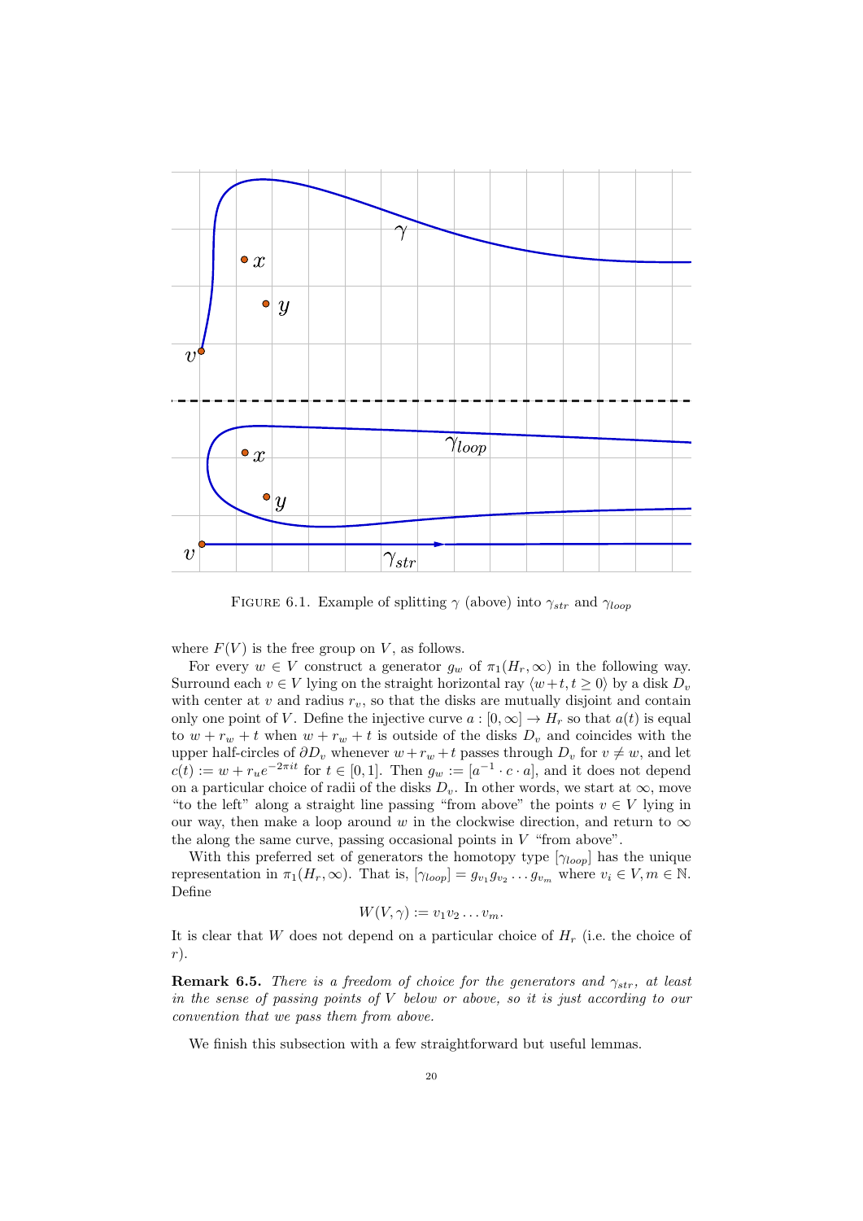FIGURE 6.1. Example of splitting $\gamma$ (above) into $\gamma_{str}$ and $\gamma_{loop}$

where $F(V)$ is the free group on $V$, as follows.

For every $w \in V$ construct a generator $g_w$ of $\pi_1(H_r, \infty)$ in the following way. Surround each $v \in V$ lying on the straight horizontal ray $\langle w+t, t \geq 0 \rangle$ by a disk $D_v$ with center at $v$ and radius $r_v$, so that the disks are mutually disjoint and contain only one point of $V$. Define the injective curve $a : [0, \infty] \to H_r$ so that $a(t)$ is equal to $w + r_w + t$ when $w + r_w + t$ is outside of the disks $D_v$ and coincides with the upper half-circles of $\partial D_v$ whenever $w + r_w + t$ passes through $D_v$ for $v \neq w$, and let $c(t) := w + r_w e^{-2\pi i t}$ for $t \in [0, 1]$. Then $g_w := [a^{-1} \cdot c \cdot a]$, and it does not depend on a particular choice of radii of the disks $D_v$. In other words, we start at $\infty$, move "to the left" along a straight line passing "from above" the points $v \in V$ lying in our way, then make a loop around $w$ in the clockwise direction, and return to $\infty$ the along the same curve, passing occasional points in $V$ "from above".

With this preferred set of generators the homotopy type $[\gamma_{loop}]$ has the unique representation in $\pi_1(H_r, \infty)$. That is, $[\gamma_{loop}] = g_{v_1} g_{v_2} \dots g_{v_m}$ where $v_i \in V, m \in \mathbb{N}$. Define

$$W(V, \gamma) := v_1 v_2 \dots v_m.$$

It is clear that $W$ does not depend on a particular choice of $H_r$ (i.e. the choice of $r$).

**Remark 6.5.** *There is a freedom of choice for the generators and $\gamma_{str}$, at least in the sense of passing points of $V$ below or above, so it is just according to our convention that we pass them from above.*

We finish this subsection with a few straightforward but useful lemmas.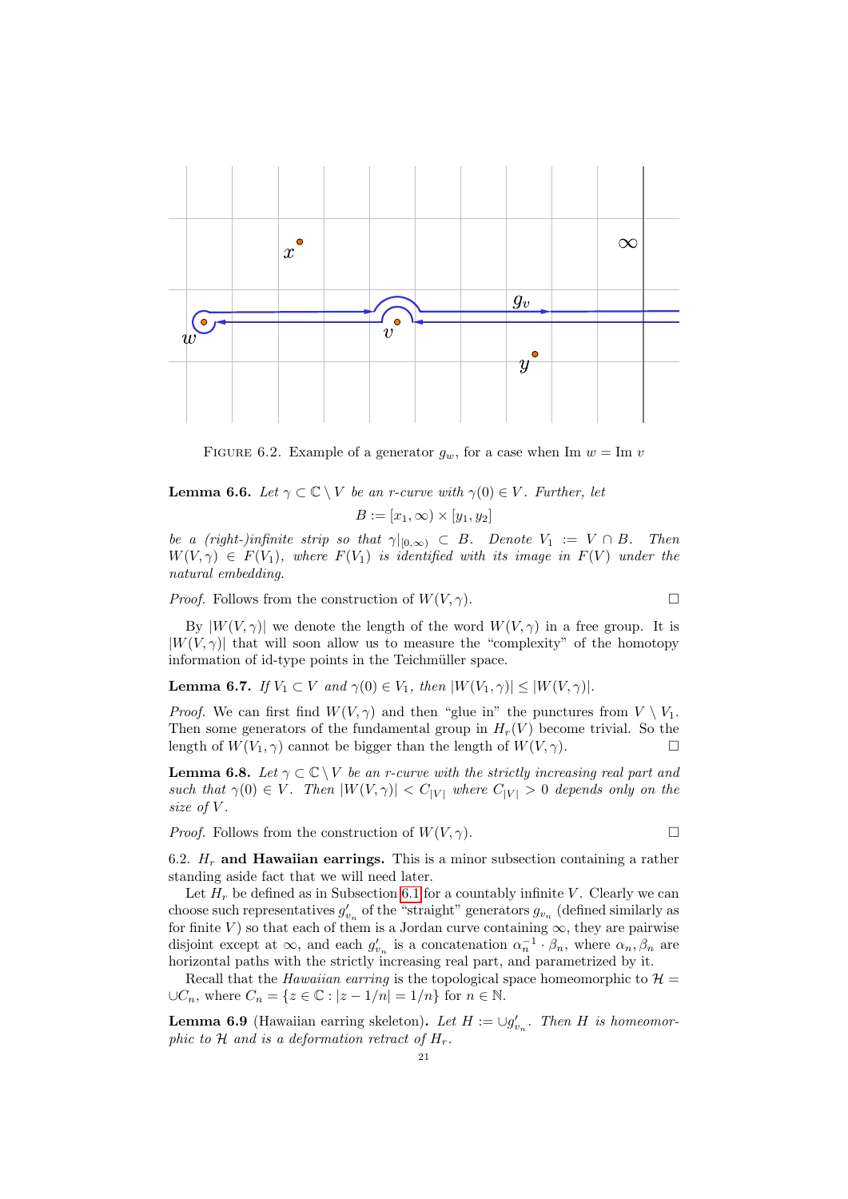Figure 6.2. Example of a generator $g_w$, for a case when $\operatorname{Im} w = \operatorname{Im} v$

**Lemma 6.6.** *Let $\gamma \subset \mathbb{C} \setminus V$ be an r-curve with $\gamma(0) \in V$. Further, let*

$$B := [x_1, \infty) \times [y_1, y_2]$$

*be a (right-)infinite strip so that $\gamma|_{[0,\infty)} \subset B$. Denote $V_1 := V \cap B$. Then $W(V, \gamma) \in F(V_1)$, where $F(V_1)$ is identified with its image in $F(V)$ under the natural embedding.*

*Proof.* Follows from the construction of $W(V, \gamma)$. □

By $|W(V, \gamma)|$ we denote the length of the word $W(V, \gamma)$ in a free group. It is $|W(V, \gamma)|$ that will soon allow us to measure the "complexity" of the homotopy information of id-type points in the Teichmüller space.

**Lemma 6.7.** *If $V_1 \subset V$ and $\gamma(0) \in V_1$, then $|W(V_1, \gamma)| \le |W(V, \gamma)|$.*

*Proof.* We can first find $W(V, \gamma)$ and then "glue in" the punctures from $V \setminus V_1$. Then some generators of the fundamental group in $H_r(V)$ become trivial. So the length of $W(V_1, \gamma)$ cannot be bigger than the length of $W(V, \gamma)$. □

**Lemma 6.8.** *Let $\gamma \subset \mathbb{C} \setminus V$ be an r-curve with the strictly increasing real part and such that $\gamma(0) \in V$. Then $|W(V, \gamma)| < C_{|V|}$ where $C_{|V|} > 0$ depends only on the size of $V$.*

*Proof.* Follows from the construction of $W(V, \gamma)$. □

6.2. **$H_r$ and Hawaiian earrings.** This is a minor subsection containing a rather standing aside fact that we will need later.

Let $H_r$ be defined as in Subsection 6.1 for a countably infinite $V$. Clearly we can choose such representatives $g'_{v_n}$ of the "straight" generators $g_{v_n}$ (defined similarly as for finite $V$) so that each of them is a Jordan curve containing $\infty$, they are pairwise disjoint except at $\infty$, and each $g'_{v_n}$ is a concatenation $\alpha_n^{-1} \cdot \beta_n$, where $\alpha_n, \beta_n$ are horizontal paths with the strictly increasing real part, and parametrized by it.

Recall that the *Hawaiian earring* is the topological space homeomorphic to $\mathcal{H} = \cup C_n$, where $C_n = \{z \in \mathbb{C} : |z - 1/n| = 1/n\}$ for $n \in \mathbb{N}$.

**Lemma 6.9** (Hawaiian earring skeleton)**.** *Let $H := \cup g'_{v_n}$. Then $H$ is homeomorphic to $\mathcal{H}$ and is a deformation retract of $H_r$.*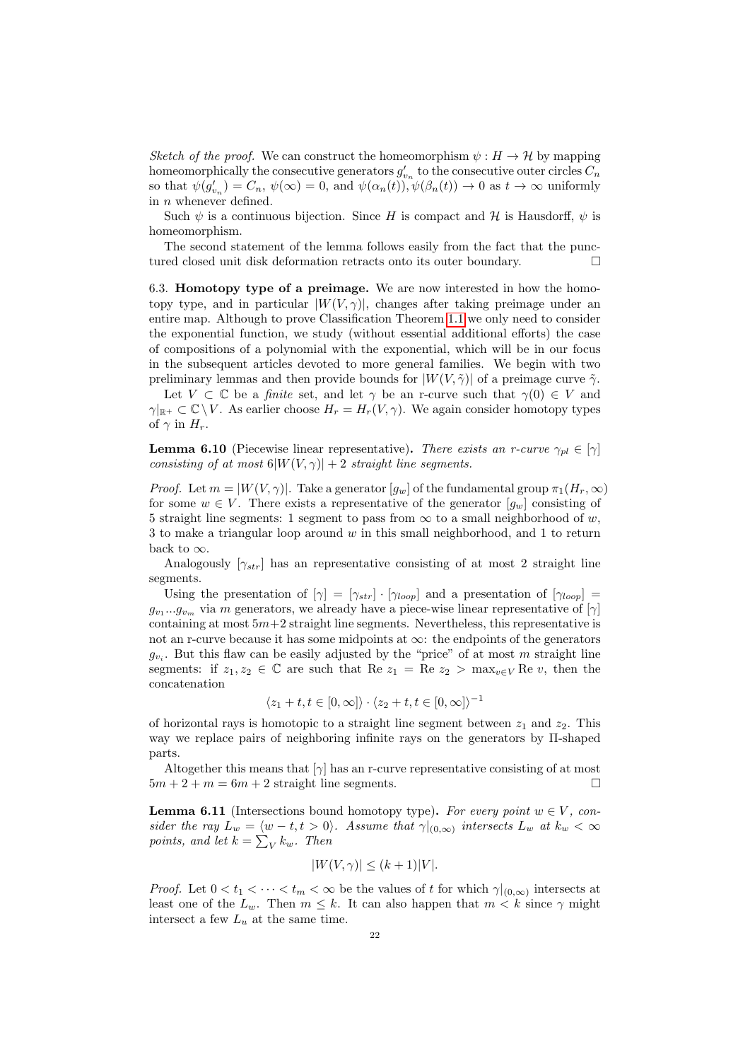*Sketch of the proof.* We can construct the homeomorphism $\psi : H \to \mathcal{H}$ by mapping homeomorphically the consecutive generators $g'_{v_n}$ to the consecutive outer circles $C_n$ so that $\psi(g'_{v_n}) = C_n$, $\psi(\infty) = 0$, and $\psi(\alpha_n(t)), \psi(\beta_n(t)) \to 0$ as $t \to \infty$ uniformly in $n$ whenever defined.

Such $\psi$ is a continuous bijection. Since $H$ is compact and $\mathcal{H}$ is Hausdorff, $\psi$ is homeomorphism.

The second statement of the lemma follows easily from the fact that the punctured closed unit disk deformation retracts onto its outer boundary. □

6.3. **Homotopy type of a preimage.** We are now interested in how the homotopy type, and in particular $|W(V,\gamma)|$, changes after taking preimage under an entire map. Although to prove Classification Theorem 1.1 we only need to consider the exponential function, we study (without essential additional efforts) the case of compositions of a polynomial with the exponential, which will be in our focus in the subsequent articles devoted to more general families. We begin with two preliminary lemmas and then provide bounds for $|W(V,\tilde{\gamma})|$ of a preimage curve $\tilde{\gamma}$.

Let $V \subset \mathbb{C}$ be a *finite* set, and let $\gamma$ be an r-curve such that $\gamma(0) \in V$ and $\gamma|_{\mathbb{R}^+} \subset \mathbb{C} \setminus V$. As earlier choose $H_r = H_r(V,\gamma)$. We again consider homotopy types of $\gamma$ in $H_r$.

**Lemma 6.10** (Piecewise linear representative)**.** *There exists an r-curve $\gamma_{pl} \in [\gamma]$ consisting of at most $6|W(V,\gamma)| + 2$ straight line segments.*

*Proof.* Let $m = |W(V,\gamma)|$. Take a generator $[g_w]$ of the fundamental group $\pi_1(H_r,\infty)$ for some $w \in V$. There exists a representative of the generator $[g_w]$ consisting of 5 straight line segments: 1 segment to pass from $\infty$ to a small neighborhood of $w$, 3 to make a triangular loop around $w$ in this small neighborhood, and 1 to return back to $\infty$.

Analogously $[\gamma_{str}]$ has an representative consisting of at most 2 straight line segments.

Using the presentation of $[\gamma] = [\gamma_{str}] \cdot [\gamma_{loop}]$ and a presentation of $[\gamma_{loop}] = g_{v_1}...g_{v_m}$ via $m$ generators, we already have a piece-wise linear representative of $[\gamma]$ containing at most $5m+2$ straight line segments. Nevertheless, this representative is not an r-curve because it has some midpoints at $\infty$: the endpoints of the generators $g_{v_i}$. But this flaw can be easily adjusted by the "price" of at most $m$ straight line segments: if $z_1, z_2 \in \mathbb{C}$ are such that $\operatorname{Re} z_1 = \operatorname{Re} z_2 > \max_{v \in V} \operatorname{Re} v$, then the concatenation

$$\langle z_1 + t, t \in [0,\infty]\rangle \cdot \langle z_2 + t, t \in [0,\infty]\rangle^{-1}$$

of horizontal rays is homotopic to a straight line segment between $z_1$ and $z_2$. This way we replace pairs of neighboring infinite rays on the generators by Π-shaped parts.

Altogether this means that $[\gamma]$ has an r-curve representative consisting of at most $5m + 2 + m = 6m + 2$ straight line segments. □

**Lemma 6.11** (Intersections bound homotopy type)**.** *For every point $w \in V$, consider the ray $L_w = \langle w - t, t > 0\rangle$. Assume that $\gamma|_{(0,\infty)}$ intersects $L_w$ at $k_w < \infty$ points, and let $k = \sum_V k_w$. Then*

$$|W(V,\gamma)| \le (k+1)|V|.$$

*Proof.* Let $0 < t_1 < \cdots < t_m < \infty$ be the values of $t$ for which $\gamma|_{(0,\infty)}$ intersects at least one of the $L_w$. Then $m \le k$. It can also happen that $m < k$ since $\gamma$ might intersect a few $L_u$ at the same time.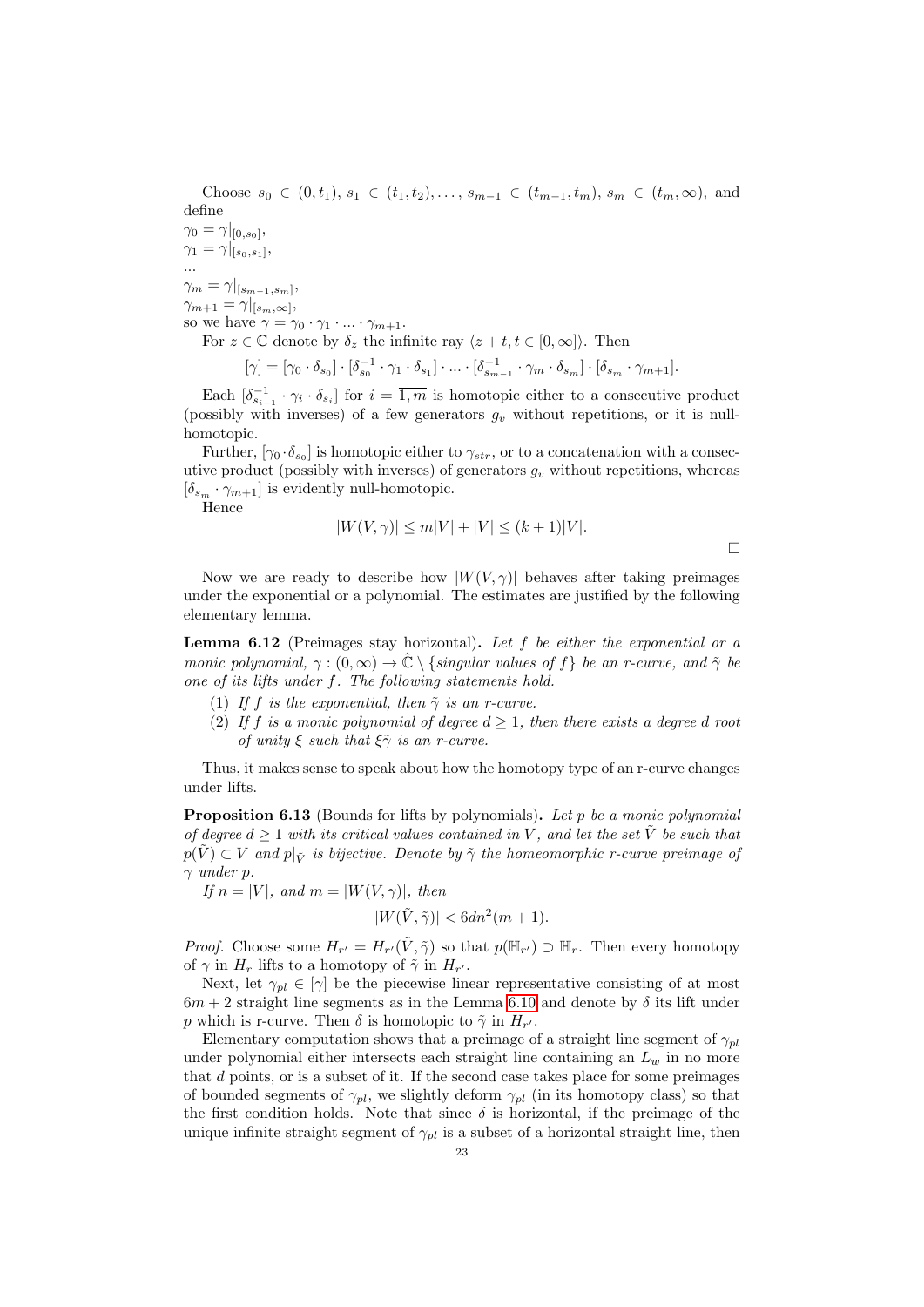Choose $s_0 \in (0, t_1)$, $s_1 \in (t_1, t_2), \ldots, s_{m-1} \in (t_{m-1}, t_m)$, $s_m \in (t_m, \infty)$, and define

$\gamma_0 = \gamma|_{[0,s_0]}$,
$\gamma_1 = \gamma|_{[s_0,s_1]}$,
...
$\gamma_m = \gamma|_{[s_{m-1},s_m]}$,
$\gamma_{m+1} = \gamma|_{[s_m,\infty]}$,
so we have $\gamma = \gamma_0 \cdot \gamma_1 \cdot \ldots \cdot \gamma_{m+1}$.

For $z \in \mathbb{C}$ denote by $\delta_z$ the infinite ray $\langle z + t, t \in [0, \infty]\rangle$. Then

$$[\gamma] = [\gamma_0 \cdot \delta_{s_0}] \cdot [\delta_{s_0}^{-1} \cdot \gamma_1 \cdot \delta_{s_1}] \cdot \ldots \cdot [\delta_{s_{m-1}}^{-1} \cdot \gamma_m \cdot \delta_{s_m}] \cdot [\delta_{s_m} \cdot \gamma_{m+1}].$$

Each $[\delta_{s_{i-1}}^{-1} \cdot \gamma_i \cdot \delta_{s_i}]$ for $i = \overline{1, m}$ is homotopic either to a consecutive product (possibly with inverses) of a few generators $g_v$ without repetitions, or it is null-homotopic.

Further, $[\gamma_0 \cdot \delta_{s_0}]$ is homotopic either to $\gamma_{str}$, or to a concatenation with a consecutive product (possibly with inverses) of generators $g_v$ without repetitions, whereas $[\delta_{s_m} \cdot \gamma_{m+1}]$ is evidently null-homotopic.

Hence

$$|W(V, \gamma)| \le m|V| + |V| \le (k + 1)|V|.$$

$\square$

Now we are ready to describe how $|W(V, \gamma)|$ behaves after taking preimages under the exponential or a polynomial. The estimates are justified by the following elementary lemma.

**Lemma 6.12** (Preimages stay horizontal)**.** *Let $f$ be either the exponential or a monic polynomial, $\gamma : (0, \infty) \to \hat{\mathbb{C}} \setminus \{$singular values of $f\}$ be an r-curve, and $\tilde{\gamma}$ be one of its lifts under $f$. The following statements hold.*

1. *If $f$ is the exponential, then $\tilde{\gamma}$ is an r-curve.*
2. *If $f$ is a monic polynomial of degree $d \ge 1$, then there exists a degree $d$ root of unity $\xi$ such that $\xi\tilde{\gamma}$ is an r-curve.*

Thus, it makes sense to speak about how the homotopy type of an r-curve changes under lifts.

**Proposition 6.13** (Bounds for lifts by polynomials)**.** *Let $p$ be a monic polynomial of degree $d \ge 1$ with its critical values contained in $V$, and let the set $\tilde{V}$ be such that $p(\tilde{V}) \subset V$ and $p|_{\tilde{V}}$ is bijective. Denote by $\tilde{\gamma}$ the homeomorphic r-curve preimage of $\gamma$ under $p$.*

*If $n = |V|$, and $m = |W(V, \gamma)|$, then*

$$|W(\tilde{V}, \tilde{\gamma})| < 6dn^2(m + 1).$$

*Proof.* Choose some $H_{r'} = H_{r'}(\tilde{V}, \tilde{\gamma})$ so that $p(\mathbb{H}_{r'}) \supset \mathbb{H}_r$. Then every homotopy of $\gamma$ in $H_r$ lifts to a homotopy of $\tilde{\gamma}$ in $H_{r'}$.

Next, let $\gamma_{pl} \in [\gamma]$ be the piecewise linear representative consisting of at most $6m + 2$ straight line segments as in the Lemma 6.10 and denote by $\delta$ its lift under $p$ which is r-curve. Then $\delta$ is homotopic to $\tilde{\gamma}$ in $H_{r'}$.

Elementary computation shows that a preimage of a straight line segment of $\gamma_{pl}$ under polynomial either intersects each straight line containing an $L_w$ in no more that $d$ points, or is a subset of it. If the second case takes place for some preimages of bounded segments of $\gamma_{pl}$, we slightly deform $\gamma_{pl}$ (in its homotopy class) so that the first condition holds. Note that since $\delta$ is horizontal, if the preimage of the unique infinite straight segment of $\gamma_{pl}$ is a subset of a horizontal straight line, then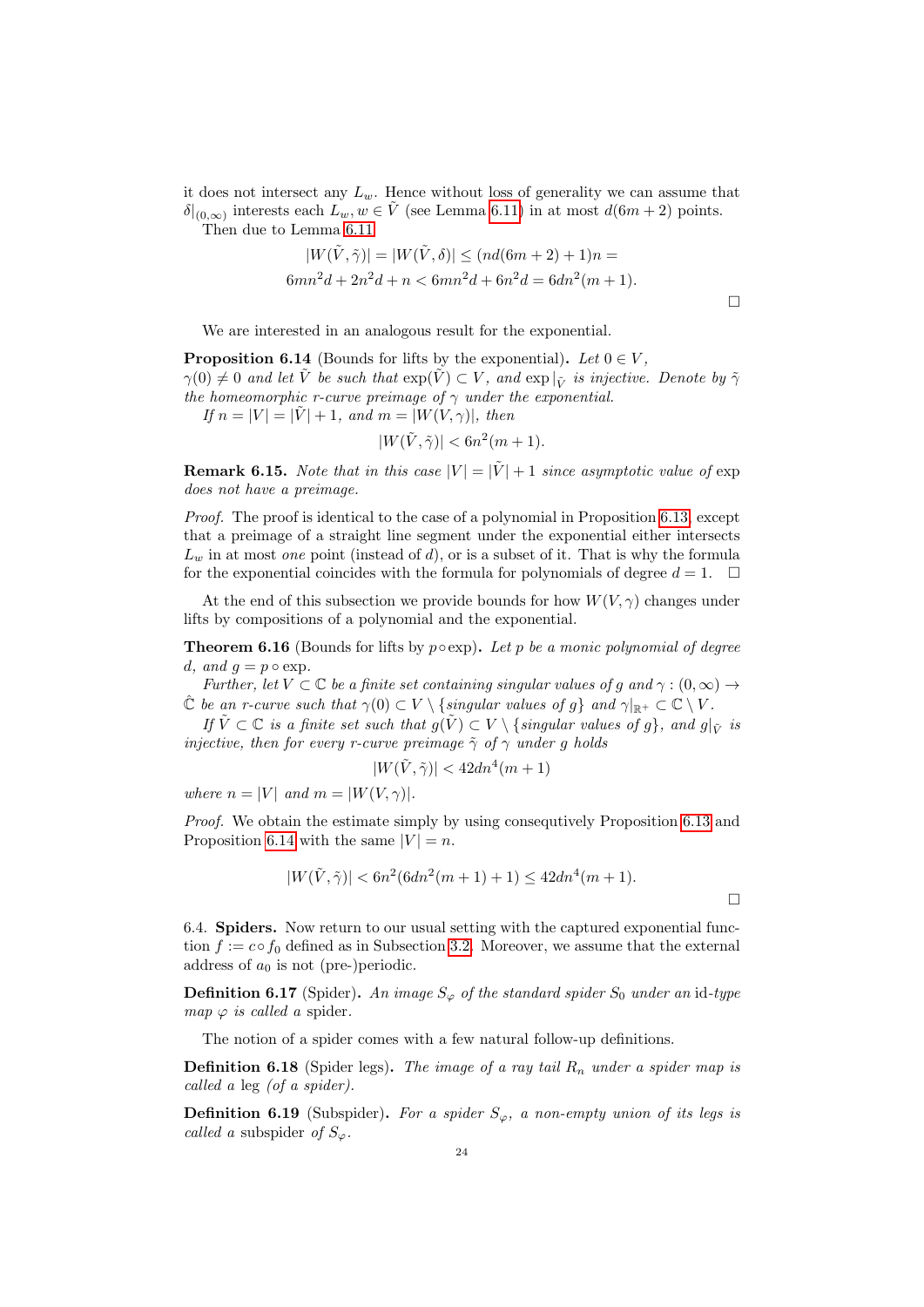it does not intersect any $L_w$. Hence without loss of generality we can assume that $\delta|_{(0,\infty)}$ interests each $L_w, w \in \tilde{V}$ (see Lemma 6.11) in at most $d(6m+2)$ points.

Then due to Lemma 6.11

$$|W(\tilde{V},\tilde{\gamma})| = |W(\tilde{V},\delta)| \leq (nd(6m+2)+1)n =$$
$$6mn^2d + 2n^2d + n < 6mn^2d + 6n^2d = 6dn^2(m+1).$$

□

We are interested in an analogous result for the exponential.

**Proposition 6.14** (Bounds for lifts by the exponential)**.** *Let $0 \in V$, $\gamma(0) \neq 0$ and let $\tilde{V}$ be such that $\exp(\tilde{V}) \subset V$, and $\exp|_{\tilde{V}}$ is injective. Denote by $\tilde{\gamma}$ the homeomorphic r-curve preimage of $\gamma$ under the exponential.*

*If $n = |V| = |\tilde{V}| + 1$, and $m = |W(V,\gamma)|$, then*

$$|W(\tilde{V},\tilde{\gamma})| < 6n^2(m+1).$$

**Remark 6.15.** *Note that in this case $|V| = |\tilde{V}| + 1$ since asymptotic value of* exp *does not have a preimage.*

*Proof.* The proof is identical to the case of a polynomial in Proposition 6.13, except that a preimage of a straight line segment under the exponential either intersects $L_w$ in at most *one* point (instead of $d$), or is a subset of it. That is why the formula for the exponential coincides with the formula for polynomials of degree $d = 1$. □

At the end of this subsection we provide bounds for how $W(V,\gamma)$ changes under lifts by compositions of a polynomial and the exponential.

**Theorem 6.16** (Bounds for lifts by $p \circ \exp$)**.** *Let $p$ be a monic polynomial of degree $d$, and $g = p \circ \exp$.*

*Further, let $V \subset \mathbb{C}$ be a finite set containing singular values of $g$ and $\gamma : (0,\infty) \to \hat{\mathbb{C}}$ be an r-curve such that $\gamma(0) \subset V \setminus \{$singular values of $g\}$ and $\gamma|_{\mathbb{R}^+} \subset \mathbb{C} \setminus V$.*

*If $\tilde{V} \subset \mathbb{C}$ is a finite set such that $g(\tilde{V}) \subset V \setminus \{$singular values of $g\}$, and $g|_{\tilde{V}}$ is injective, then for every r-curve preimage $\tilde{\gamma}$ of $\gamma$ under $g$ holds*

$$|W(\tilde{V},\tilde{\gamma})| < 42dn^4(m+1)$$

*where $n = |V|$ and $m = |W(V,\gamma)|$.*

*Proof.* We obtain the estimate simply by using consequtively Proposition 6.13 and Proposition 6.14 with the same $|V| = n$.

$$|W(\tilde{V},\tilde{\gamma})| < 6n^2(6dn^2(m+1)+1) \leq 42dn^4(m+1).$$

□

6.4. **Spiders.** Now return to our usual setting with the captured exponential function $f := c \circ f_0$ defined as in Subsection 3.2. Moreover, we assume that the external address of $a_0$ is not (pre-)periodic.

**Definition 6.17** (Spider)**.** *An image $S_\varphi$ of the standard spider $S_0$ under an* id*-type map $\varphi$ is called a* spider*.*

The notion of a spider comes with a few natural follow-up definitions.

**Definition 6.18** (Spider legs)**.** *The image of a ray tail $R_n$ under a spider map is called a* leg *(of a spider).*

**Definition 6.19** (Subspider)**.** *For a spider $S_\varphi$, a non-empty union of its legs is called a* subspider *of $S_\varphi$.*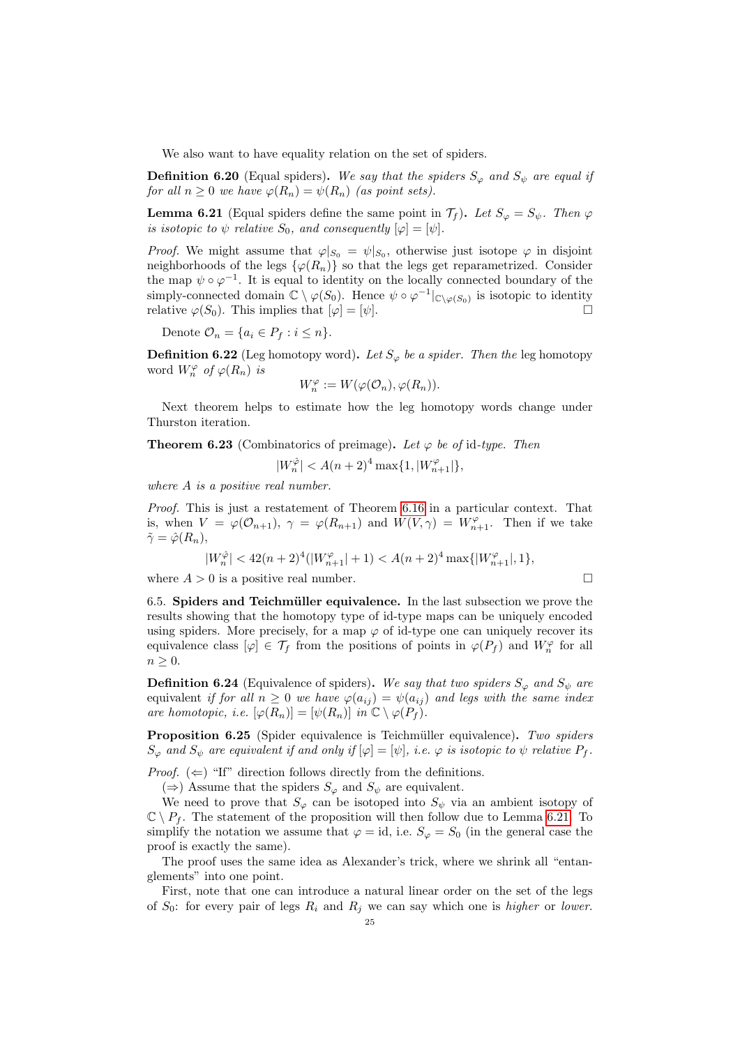We also want to have equality relation on the set of spiders.

**Definition 6.20** (Equal spiders)**.** *We say that the spiders $S_\varphi$ and $S_\psi$ are equal if for all $n \geq 0$ we have $\varphi(R_n) = \psi(R_n)$ (as point sets).*

**Lemma 6.21** (Equal spiders define the same point in $\mathcal{T}_f$)**.** *Let $S_\varphi = S_\psi$. Then $\varphi$ is isotopic to $\psi$ relative $S_0$, and consequently $[\varphi] = [\psi]$.*

*Proof.* We might assume that $\varphi|_{S_0} = \psi|_{S_0}$, otherwise just isotope $\varphi$ in disjoint neighborhoods of the legs $\{\varphi(R_n)\}$ so that the legs get reparametrized. Consider the map $\psi \circ \varphi^{-1}$. It is equal to identity on the locally connected boundary of the simply-connected domain $\mathbb{C} \setminus \varphi(S_0)$. Hence $\psi \circ \varphi^{-1}|_{\mathbb{C}\setminus\varphi(S_0)}$ is isotopic to identity relative $\varphi(S_0)$. This implies that $[\varphi] = [\psi]$. $\square$

Denote $\mathcal{O}_n = \{a_i \in P_f : i \leq n\}$.

**Definition 6.22** (Leg homotopy word)**.** *Let $S_\varphi$ be a spider. Then the* leg homotopy word *$W_n^\varphi$ of $\varphi(R_n)$ is*

$$W_n^\varphi := W(\varphi(\mathcal{O}_n), \varphi(R_n)).$$

Next theorem helps to estimate how the leg homotopy words change under Thurston iteration.

**Theorem 6.23** (Combinatorics of preimage)**.** *Let $\varphi$ be of* id*-type. Then*

$$|W_n^{\hat{\varphi}}| < A(n+2)^4 \max\{1, |W_{n+1}^\varphi|\},$$

*where $A$ is a positive real number.*

*Proof.* This is just a restatement of Theorem 6.16 in a particular context. That is, when $V = \varphi(\mathcal{O}_{n+1})$, $\gamma = \varphi(R_{n+1})$ and $W(V, \gamma) = W_{n+1}^\varphi$. Then if we take $\tilde{\gamma} = \hat{\varphi}(R_n)$,

$$|W_n^{\hat{\varphi}}| < 42(n+2)^4(|W_{n+1}^\varphi| + 1) < A(n+2)^4 \max\{|W_{n+1}^\varphi|, 1\},$$

where $A > 0$ is a positive real number. $\square$

6.5. **Spiders and Teichmüller equivalence.** In the last subsection we prove the results showing that the homotopy type of id-type maps can be uniquely encoded using spiders. More precisely, for a map $\varphi$ of id-type one can uniquely recover its equivalence class $[\varphi] \in \mathcal{T}_f$ from the positions of points in $\varphi(P_f)$ and $W_n^\varphi$ for all $n \geq 0$.

**Definition 6.24** (Equivalence of spiders)**.** *We say that two spiders $S_\varphi$ and $S_\psi$ are* equivalent *if for all $n \geq 0$ we have $\varphi(a_{ij}) = \psi(a_{ij})$ and legs with the same index are homotopic, i.e. $[\varphi(R_n)] = [\psi(R_n)]$ in $\mathbb{C} \setminus \varphi(P_f)$.*

**Proposition 6.25** (Spider equivalence is Teichmüller equivalence)**.** *Two spiders $S_\varphi$ and $S_\psi$ are equivalent if and only if $[\varphi] = [\psi]$, i.e. $\varphi$ is isotopic to $\psi$ relative $P_f$.*

*Proof.* ($\Leftarrow$) "If" direction follows directly from the definitions.

($\Rightarrow$) Assume that the spiders $S_\varphi$ and $S_\psi$ are equivalent.

We need to prove that $S_\varphi$ can be isotoped into $S_\psi$ via an ambient isotopy of $\mathbb{C} \setminus P_f$. The statement of the proposition will then follow due to Lemma 6.21. To simplify the notation we assume that $\varphi = \text{id}$, i.e. $S_\varphi = S_0$ (in the general case the proof is exactly the same).

The proof uses the same idea as Alexander's trick, where we shrink all "entanglements" into one point.

First, note that one can introduce a natural linear order on the set of the legs of $S_0$: for every pair of legs $R_i$ and $R_j$ we can say which one is *higher* or *lower*.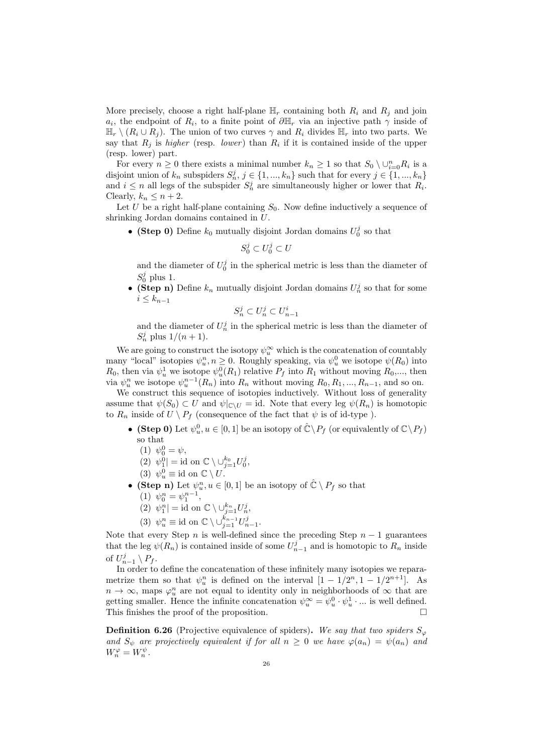More precisely, choose a right half-plane $\mathbb{H}_r$ containing both $R_i$ and $R_j$ and join $a_i$, the endpoint of $R_i$, to a finite point of $\partial\mathbb{H}_r$ via an injective path $\gamma$ inside of $\mathbb{H}_r \setminus (R_i \cup R_j)$. The union of two curves $\gamma$ and $R_i$ divides $\mathbb{H}_r$ into two parts. We say that $R_j$ is *higher* (resp. *lower*) than $R_i$ if it is contained inside of the upper (resp. lower) part.

For every $n \geq 0$ there exists a minimal number $k_n \geq 1$ so that $S_0 \setminus \cup_{i=0}^n R_i$ is a disjoint union of $k_n$ subspiders $S_n^j$, $j \in \{1, ..., k_n\}$ such that for every $j \in \{1, ..., k_n\}$ and $i \leq n$ all legs of the subspider $S_n^j$ are simultaneously higher or lower that $R_i$. Clearly, $k_n \leq n + 2$.

Let $U$ be a right half-plane containing $S_0$. Now define inductively a sequence of shrinking Jordan domains contained in $U$.

- **(Step 0)** Define $k_0$ mutually disjoint Jordan domains $U_0^j$ so that
$$S_0^j \subset U_0^j \subset U$$
and the diameter of $U_0^j$ in the spherical metric is less than the diameter of $S_0^j$ plus 1.
- **(Step n)** Define $k_n$ mutually disjoint Jordan domains $U_n^j$ so that for some $i \leq k_{n-1}$
$$S_n^j \subset U_n^j \subset U_{n-1}^i$$
and the diameter of $U_n^j$ in the spherical metric is less than the diameter of $S_n^j$ plus $1/(n+1)$.

We are going to construct the isotopy $\psi_u^\infty$ which is the concatenation of countably many "local" isotopies $\psi_u^n, n \geq 0$. Roughly speaking, via $\psi_u^0$ we isotope $\psi(R_0)$ into $R_0$, then via $\psi_u^1$ we isotope $\psi_u^0(R_1)$ relative $P_f$ into $R_1$ without moving $R_0$,..., then via $\psi_u^n$ we isotope $\psi_u^{n-1}(R_n)$ into $R_n$ without moving $R_0, R_1, ..., R_{n-1}$, and so on.

We construct this sequence of isotopies inductively. Without loss of generality assume that $\psi(S_0) \subset U$ and $\psi|_{\mathbb{C}\setminus U} = \text{id}$. Note that every leg $\psi(R_n)$ is homotopic to $R_n$ inside of $U \setminus P_f$ (consequence of the fact that $\psi$ is of id-type ).

- **(Step 0)** Let $\psi_u^0, u \in [0, 1]$ be an isotopy of $\hat{\mathbb{C}} \setminus P_f$ (or equivalently of $\mathbb{C} \setminus P_f$) so that
  (1) $\psi_0^0 = \psi$,
  (2) $\psi_1^0| = \text{id}$ on $\mathbb{C} \setminus \cup_{j=1}^{k_0} U_0^j$,
  (3) $\psi_u^0 \equiv \text{id}$ on $\mathbb{C} \setminus U$.
- **(Step n)** Let $\psi_u^n, u \in [0, 1]$ be an isotopy of $\hat{\mathbb{C}} \setminus P_f$ so that
  (1) $\psi_0^n = \psi_1^{n-1}$,
  (2) $\psi_1^n| = \text{id}$ on $\mathbb{C} \setminus \cup_{j=1}^{k_n} U_n^j$,
  (3) $\psi_u^n \equiv \text{id}$ on $\mathbb{C} \setminus \cup_{j=1}^{k_{n-1}} U_{n-1}^j$.

Note that every Step $n$ is well-defined since the preceding Step $n-1$ guarantees that the leg $\psi(R_n)$ is contained inside of some $U_{n-1}^j$ and is homotopic to $R_n$ inside of $U_{n-1}^j \setminus P_f$.

In order to define the concatenation of these infinitely many isotopies we reparametrize them so that $\psi_u^n$ is defined on the interval $[1 - 1/2^n, 1 - 1/2^{n+1}]$. As $n \to \infty$, maps $\varphi_u^n$ are not equal to identity only in neighborhoods of $\infty$ that are getting smaller. Hence the infinite concatenation $\psi_u^\infty = \psi_u^0 \cdot \psi_u^1 \cdot ...$ is well defined. This finishes the proof of the proposition. □

**Definition 6.26** (Projective equivalence of spiders)**.** *We say that two spiders $S_\varphi$ and $S_\psi$ are projectively equivalent if for all $n \geq 0$ we have $\varphi(a_n) = \psi(a_n)$ and $W_n^\varphi = W_n^\psi$.*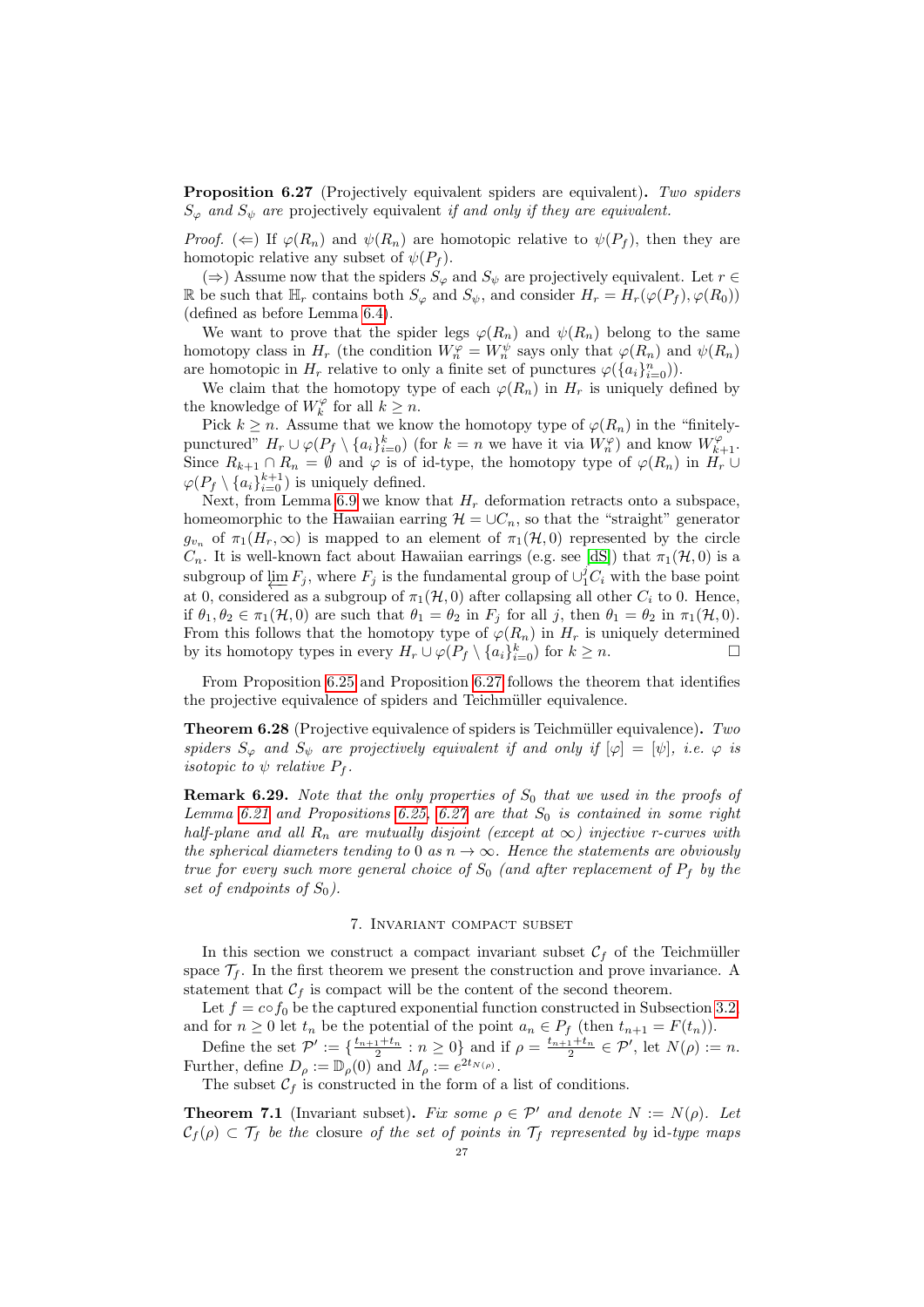**Proposition 6.27** (Projectively equivalent spiders are equivalent)**.** *Two spiders $S_\varphi$ and $S_\psi$ are* projectively equivalent *if and only if they are equivalent.*

*Proof.* ($\Leftarrow$) If $\varphi(R_n)$ and $\psi(R_n)$ are homotopic relative to $\psi(P_f)$, then they are homotopic relative any subset of $\psi(P_f)$.

($\Rightarrow$) Assume now that the spiders $S_\varphi$ and $S_\psi$ are projectively equivalent. Let $r \in \mathbb{R}$ be such that $\mathbb{H}_r$ contains both $S_\varphi$ and $S_\psi$, and consider $H_r = H_r(\varphi(P_f), \varphi(R_0))$ (defined as before Lemma 6.4).

We want to prove that the spider legs $\varphi(R_n)$ and $\psi(R_n)$ belong to the same homotopy class in $H_r$ (the condition $W_n^\varphi = W_n^\psi$ says only that $\varphi(R_n)$ and $\psi(R_n)$ are homotopic in $H_r$ relative to only a finite set of punctures $\varphi(\{a_i\}_{i=0}^n)$).

We claim that the homotopy type of each $\varphi(R_n)$ in $H_r$ is uniquely defined by the knowledge of $W_k^\varphi$ for all $k \geq n$.

Pick $k \geq n$. Assume that we know the homotopy type of $\varphi(R_n)$ in the "finitely-punctured" $H_r \cup \varphi(P_f \setminus \{a_i\}_{i=0}^k)$ (for $k = n$ we have it via $W_n^\varphi$) and know $W_{k+1}^\varphi$. Since $R_{k+1} \cap R_n = \emptyset$ and $\varphi$ is of id-type, the homotopy type of $\varphi(R_n)$ in $H_r \cup \varphi(P_f \setminus \{a_i\}_{i=0}^{k+1})$ is uniquely defined.

Next, from Lemma 6.9 we know that $H_r$ deformation retracts onto a subspace, homeomorphic to the Hawaiian earring $\mathcal{H} = \cup C_n$, so that the "straight" generator $g_{v_n}$ of $\pi_1(H_r, \infty)$ is mapped to an element of $\pi_1(\mathcal{H}, 0)$ represented by the circle $C_n$. It is well-known fact about Hawaiian earrings (e.g. see [dS]) that $\pi_1(\mathcal{H}, 0)$ is a subgroup of $\varprojlim F_j$, where $F_j$ is the fundamental group of $\cup_1^j C_i$ with the base point at 0, considered as a subgroup of $\pi_1(\mathcal{H}, 0)$ after collapsing all other $C_i$ to 0. Hence, if $\theta_1, \theta_2 \in \pi_1(\mathcal{H}, 0)$ are such that $\theta_1 = \theta_2$ in $F_j$ for all $j$, then $\theta_1 = \theta_2$ in $\pi_1(\mathcal{H}, 0)$. From this follows that the homotopy type of $\varphi(R_n)$ in $H_r$ is uniquely determined by its homotopy types in every $H_r \cup \varphi(P_f \setminus \{a_i\}_{i=0}^k)$ for $k \geq n$. $\square$

From Proposition 6.25 and Proposition 6.27 follows the theorem that identifies the projective equivalence of spiders and Teichmüller equivalence.

**Theorem 6.28** (Projective equivalence of spiders is Teichmüller equivalence)**.** *Two spiders $S_\varphi$ and $S_\psi$ are projectively equivalent if and only if $[\varphi] = [\psi]$, i.e. $\varphi$ is isotopic to $\psi$ relative $P_f$.*

**Remark 6.29.** *Note that the only properties of $S_0$ that we used in the proofs of Lemma 6.21 and Propositions 6.25, 6.27 are that $S_0$ is contained in some right half-plane and all $R_n$ are mutually disjoint (except at $\infty$) injective $r$-curves with the spherical diameters tending to 0 as $n \to \infty$. Hence the statements are obviously true for every such more general choice of $S_0$ (and after replacement of $P_f$ by the set of endpoints of $S_0$).*

## 7. Invariant compact subset

In this section we construct a compact invariant subset $\mathcal{C}_f$ of the Teichmüller space $\mathcal{T}_f$. In the first theorem we present the construction and prove invariance. A statement that $\mathcal{C}_f$ is compact will be the content of the second theorem.

Let $f = c \circ f_0$ be the captured exponential function constructed in Subsection 3.2 and for $n \geq 0$ let $t_n$ be the potential of the point $a_n \in P_f$ (then $t_{n+1} = F(t_n)$).

Define the set $\mathcal{P}' := \{\frac{t_{n+1}+t_n}{2} : n \geq 0\}$ and if $\rho = \frac{t_{n+1}+t_n}{2} \in \mathcal{P}'$, let $N(\rho) := n$. Further, define $D_\rho := \mathbb{D}_\rho(0)$ and $M_\rho := e^{2t_{N(\rho)}}$.

The subset $\mathcal{C}_f$ is constructed in the form of a list of conditions.

**Theorem 7.1** (Invariant subset)**.** *Fix some $\rho \in \mathcal{P}'$ and denote $N := N(\rho)$. Let $\mathcal{C}_f(\rho) \subset \mathcal{T}_f$ be the* closure *of the set of points in $\mathcal{T}_f$ represented by* id-type *maps*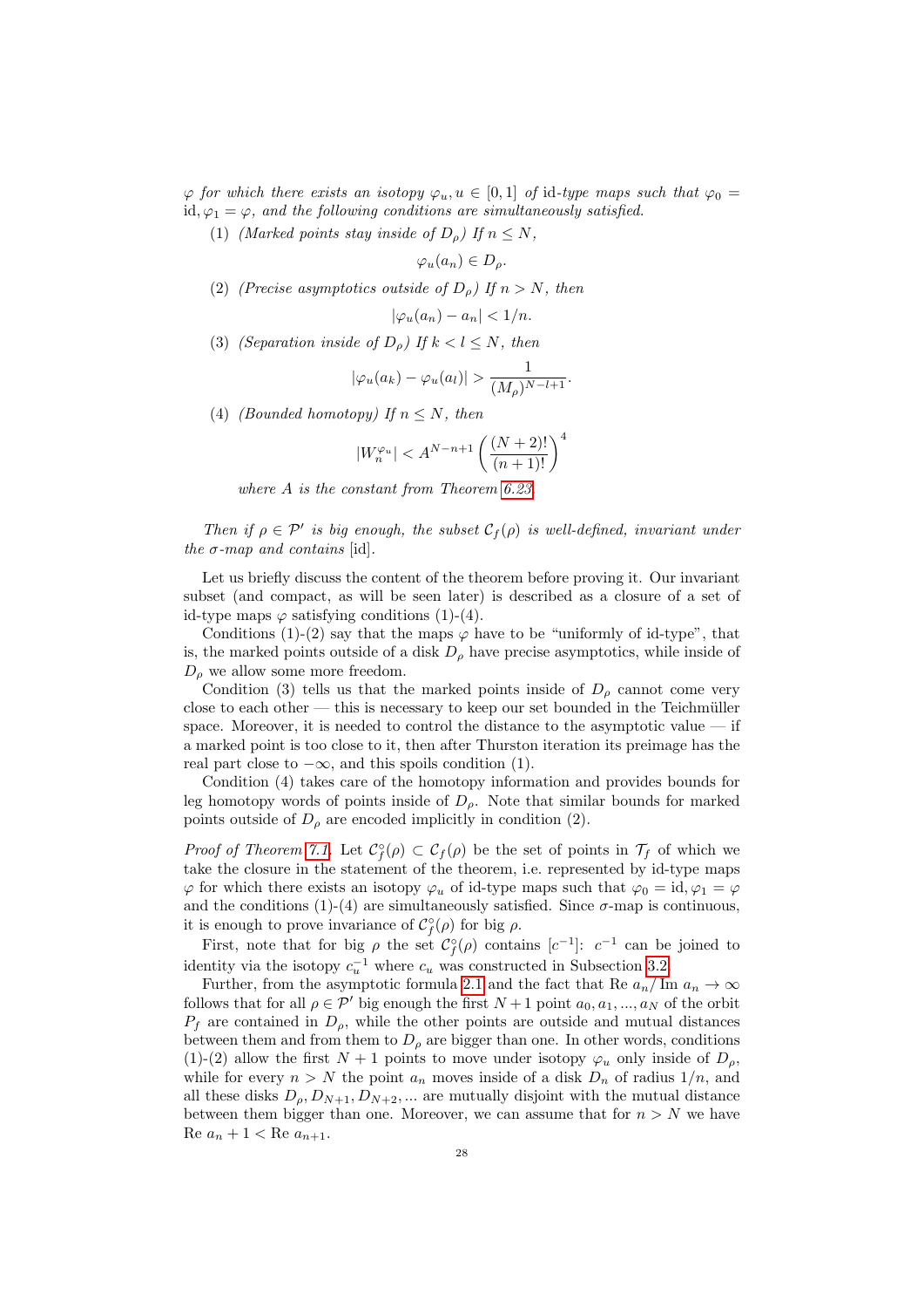*$\varphi$ for which there exists an isotopy $\varphi_u, u \in [0,1]$ of* id*-type maps such that $\varphi_0 =$* id*$, \varphi_1 = \varphi$, and the following conditions are simultaneously satisfied.*

(1) *(Marked points stay inside of $D_\rho$) If $n \leq N$,*

$$\varphi_u(a_n) \in D_\rho.$$

(2) *(Precise asymptotics outside of $D_\rho$) If $n > N$, then*

$$|\varphi_u(a_n) - a_n| < 1/n.$$

(3) *(Separation inside of $D_\rho$) If $k < l \leq N$, then*

$$|\varphi_u(a_k) - \varphi_u(a_l)| > \frac{1}{(M_\rho)^{N-l+1}}.$$

(4) *(Bounded homotopy) If $n \leq N$, then*

$$|W_n^{\varphi_u}| < A^{N-n+1}\left(\frac{(N+2)!}{(n+1)!}\right)^4$$

*where $A$ is the constant from Theorem 6.23.*

*Then if $\rho \in \mathcal{P}'$ is big enough, the subset $\mathcal{C}_f(\rho)$ is well-defined, invariant under the $\sigma$-map and contains* [id].

Let us briefly discuss the content of the theorem before proving it. Our invariant subset (and compact, as will be seen later) is described as a closure of a set of id-type maps $\varphi$ satisfying conditions (1)-(4).

Conditions (1)-(2) say that the maps $\varphi$ have to be "uniformly of id-type", that is, the marked points outside of a disk $D_\rho$ have precise asymptotics, while inside of $D_\rho$ we allow some more freedom.

Condition (3) tells us that the marked points inside of $D_\rho$ cannot come very close to each other — this is necessary to keep our set bounded in the Teichmüller space. Moreover, it is needed to control the distance to the asymptotic value — if a marked point is too close to it, then after Thurston iteration its preimage has the real part close to $-\infty$, and this spoils condition (1).

Condition (4) takes care of the homotopy information and provides bounds for leg homotopy words of points inside of $D_\rho$. Note that similar bounds for marked points outside of $D_\rho$ are encoded implicitly in condition (2).

*Proof of Theorem 7.1.* Let $\mathcal{C}_f^\circ(\rho) \subset \mathcal{C}_f(\rho)$ be the set of points in $\mathcal{T}_f$ of which we take the closure in the statement of the theorem, i.e. represented by id-type maps $\varphi$ for which there exists an isotopy $\varphi_u$ of id-type maps such that $\varphi_0 = \text{id}, \varphi_1 = \varphi$ and the conditions (1)-(4) are simultaneously satisfied. Since $\sigma$-map is continuous, it is enough to prove invariance of $\mathcal{C}_f^\circ(\rho)$ for big $\rho$.

First, note that for big $\rho$ the set $\mathcal{C}_f^\circ(\rho)$ contains $[c^{-1}]$: $c^{-1}$ can be joined to identity via the isotopy $c_u^{-1}$ where $c_u$ was constructed in Subsection 3.2.

Further, from the asymptotic formula 2.1 and the fact that $\text{Re } a_n/\text{Im } a_n \to \infty$ follows that for all $\rho \in \mathcal{P}'$ big enough the first $N+1$ point $a_0, a_1, ..., a_N$ of the orbit $P_f$ are contained in $D_\rho$, while the other points are outside and mutual distances between them and from them to $D_\rho$ are bigger than one. In other words, conditions (1)-(2) allow the first $N+1$ points to move under isotopy $\varphi_u$ only inside of $D_\rho$, while for every $n > N$ the point $a_n$ moves inside of a disk $D_n$ of radius $1/n$, and all these disks $D_\rho, D_{N+1}, D_{N+2}, ...$ are mutually disjoint with the mutual distance between them bigger than one. Moreover, we can assume that for $n > N$ we have $\text{Re } a_n + 1 < \text{Re } a_{n+1}$.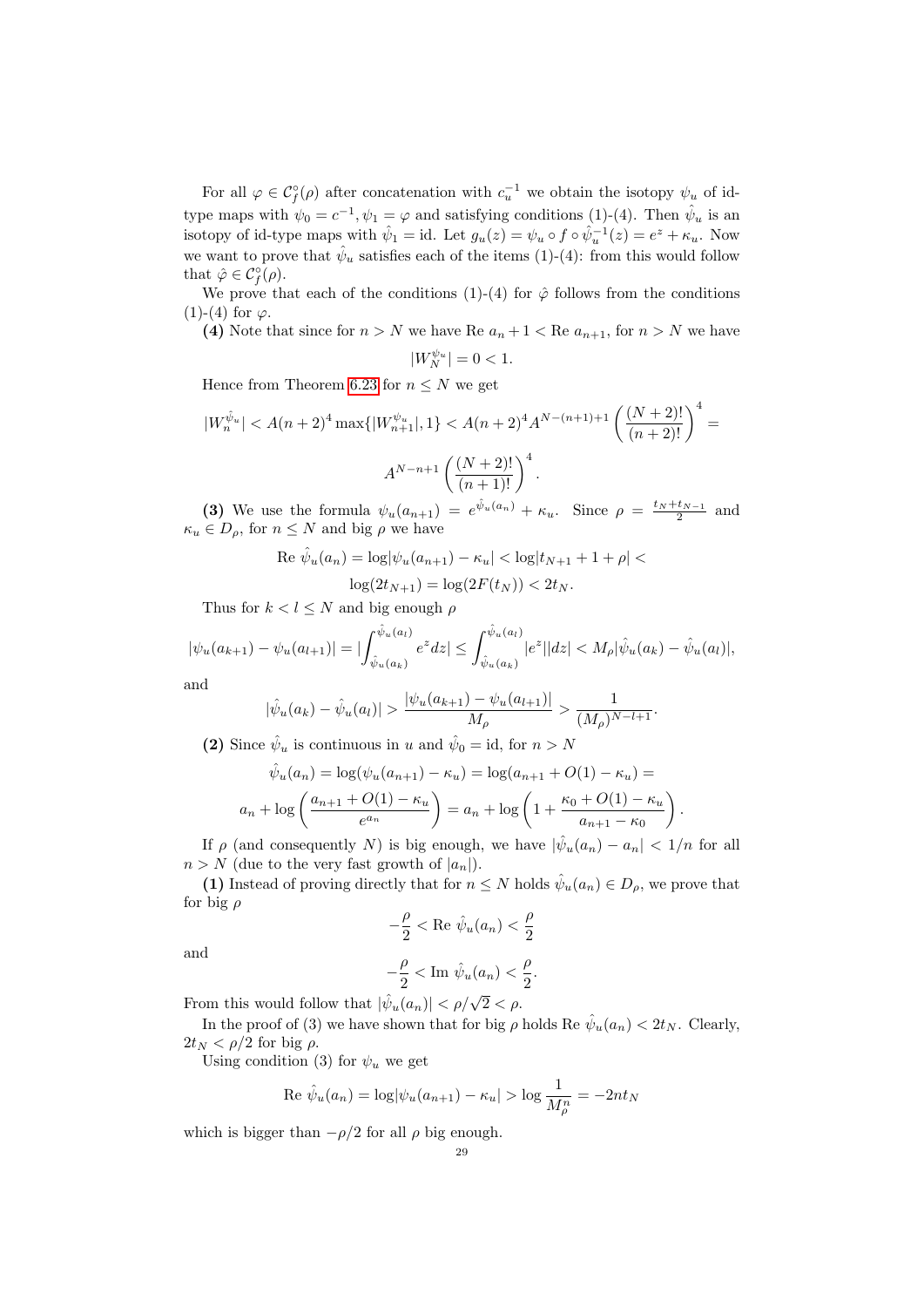For all $\varphi \in \mathcal{C}_f^\circ(\rho)$ after concatenation with $c_u^{-1}$ we obtain the isotopy $\psi_u$ of id-type maps with $\psi_0 = c^{-1}, \psi_1 = \varphi$ and satisfying conditions (1)-(4). Then $\hat{\psi}_u$ is an isotopy of id-type maps with $\hat{\psi}_1 = \text{id}$. Let $g_u(z) = \psi_u \circ f \circ \hat{\psi}_u^{-1}(z) = e^z + \kappa_u$. Now we want to prove that $\hat{\psi}_u$ satisfies each of the items (1)-(4): from this would follow that $\hat{\varphi} \in \mathcal{C}_f^\circ(\rho)$.

We prove that each of the conditions (1)-(4) for $\hat{\varphi}$ follows from the conditions (1)-(4) for $\varphi$.

**(4)** Note that since for $n > N$ we have $\text{Re } a_n + 1 < \text{Re } a_{n+1}$, for $n > N$ we have

$$|W_N^{\psi_u}| = 0 < 1.$$

Hence from Theorem 6.23 for $n \leq N$ we get

$$|W_n^{\hat{\psi}_u}| < A(n+2)^4 \max\{|W_{n+1}^{\psi_u}|, 1\} < A(n+2)^4 A^{N-(n+1)+1} \left(\frac{(N+2)!}{(n+2)!}\right)^4 =$$

$$A^{N-n+1} \left(\frac{(N+2)!}{(n+1)!}\right)^4.$$

**(3)** We use the formula $\psi_u(a_{n+1}) = e^{\hat{\psi}_u(a_n)} + \kappa_u$. Since $\rho = \frac{t_N + t_{N-1}}{2}$ and $\kappa_u \in D_\rho$, for $n \leq N$ and big $\rho$ we have

$$\text{Re } \hat{\psi}_u(a_n) = \log|\psi_u(a_{n+1}) - \kappa_u| < \log|t_{N+1} + 1 + \rho| <$$

$$\log(2t_{N+1}) = \log(2F(t_N)) < 2t_N.$$

Thus for $k < l \leq N$ and big enough $\rho$

$$|\psi_u(a_{k+1}) - \psi_u(a_{l+1})| = |\int_{\hat{\psi}_u(a_k)}^{\hat{\psi}_u(a_l)} e^z dz| \leq \int_{\hat{\psi}_u(a_k)}^{\hat{\psi}_u(a_l)} |e^z||dz| < M_\rho |\hat{\psi}_u(a_k) - \hat{\psi}_u(a_l)|,$$

and

$$|\hat{\psi}_u(a_k) - \hat{\psi}_u(a_l)| > \frac{|\psi_u(a_{k+1}) - \psi_u(a_{l+1})|}{M_\rho} > \frac{1}{(M_\rho)^{N-l+1}}.$$

**(2)** Since $\hat{\psi}_u$ is continuous in $u$ and $\hat{\psi}_0 = \text{id}$, for $n > N$

$$\hat{\psi}_u(a_n) = \log(\psi_u(a_{n+1}) - \kappa_u) = \log(a_{n+1} + O(1) - \kappa_u) =$$

$$a_n + \log\left(\frac{a_{n+1} + O(1) - \kappa_u}{e^{a_n}}\right) = a_n + \log\left(1 + \frac{\kappa_0 + O(1) - \kappa_u}{a_{n+1} - \kappa_0}\right).$$

If $\rho$ (and consequently $N$) is big enough, we have $|\hat{\psi}_u(a_n) - a_n| < 1/n$ for all $n > N$ (due to the very fast growth of $|a_n|$).

**(1)** Instead of proving directly that for $n \leq N$ holds $\hat{\psi}_u(a_n) \in D_\rho$, we prove that for big $\rho$

$$-\frac{\rho}{2} < \text{Re } \hat{\psi}_u(a_n) < \frac{\rho}{2}$$

and

$$-\frac{\rho}{2} < \text{Im } \hat{\psi}_u(a_n) < \frac{\rho}{2}.$$

From this would follow that $|\hat{\psi}_u(a_n)| < \rho/\sqrt{2} < \rho$.

In the proof of (3) we have shown that for big $\rho$ holds $\text{Re } \hat{\psi}_u(a_n) < 2t_N$. Clearly, $2t_N < \rho/2$ for big $\rho$.

Using condition (3) for $\psi_u$ we get

$$\text{Re } \hat{\psi}_u(a_n) = \log|\psi_u(a_{n+1}) - \kappa_u| > \log \frac{1}{M_\rho^n} = -2nt_N$$

which is bigger than $-\rho/2$ for all $\rho$ big enough.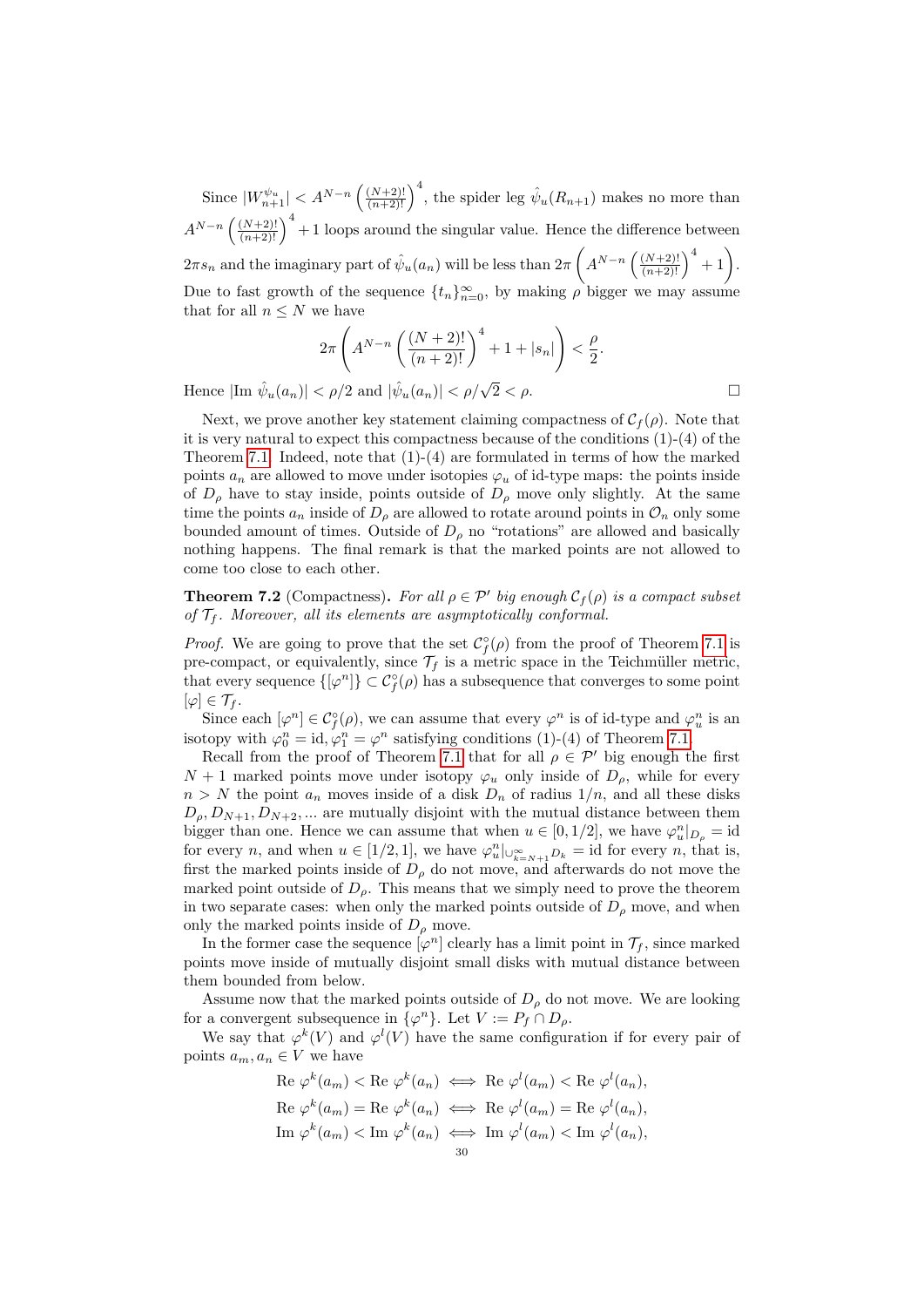Since $|W^{\psi_u}_{n+1}| < A^{N-n}\left(\frac{(N+2)!}{(n+2)!}\right)^4$, the spider leg $\hat{\psi}_u(R_{n+1})$ makes no more than $A^{N-n}\left(\frac{(N+2)!}{(n+2)!}\right)^4 + 1$ loops around the singular value. Hence the difference between $2\pi s_n$ and the imaginary part of $\hat{\psi}_u(a_n)$ will be less than $2\pi\left(A^{N-n}\left(\frac{(N+2)!}{(n+2)!}\right)^4 + 1\right)$. Due to fast growth of the sequence $\{t_n\}_{n=0}^{\infty}$, by making $\rho$ bigger we may assume that for all $n \leq N$ we have

$$2\pi\left(A^{N-n}\left(\frac{(N+2)!}{(n+2)!}\right)^4 + 1 + |s_n|\right) < \frac{\rho}{2}.$$

Hence $|\text{Im } \hat{\psi}_u(a_n)| < \rho/2$ and $|\hat{\psi}_u(a_n)| < \rho/\sqrt{2} < \rho$. □

Next, we prove another key statement claiming compactness of $\mathcal{C}_f(\rho)$. Note that it is very natural to expect this compactness because of the conditions (1)-(4) of the Theorem 7.1. Indeed, note that (1)-(4) are formulated in terms of how the marked points $a_n$ are allowed to move under isotopies $\varphi_u$ of id-type maps: the points inside of $D_\rho$ have to stay inside, points outside of $D_\rho$ move only slightly. At the same time the points $a_n$ inside of $D_\rho$ are allowed to rotate around points in $\mathcal{O}_n$ only some bounded amount of times. Outside of $D_\rho$ no "rotations" are allowed and basically nothing happens. The final remark is that the marked points are not allowed to come too close to each other.

**Theorem 7.2** (Compactness)**.** *For all $\rho \in \mathcal{P}'$ big enough $\mathcal{C}_f(\rho)$ is a compact subset of $\mathcal{T}_f$. Moreover, all its elements are asymptotically conformal.*

*Proof.* We are going to prove that the set $\mathcal{C}^\circ_f(\rho)$ from the proof of Theorem 7.1 is pre-compact, or equivalently, since $\mathcal{T}_f$ is a metric space in the Teichmüller metric, that every sequence $\{[\varphi^n]\} \subset \mathcal{C}^\circ_f(\rho)$ has a subsequence that converges to some point $[\varphi] \in \mathcal{T}_f$.

Since each $[\varphi^n] \in \mathcal{C}^\circ_f(\rho)$, we can assume that every $\varphi^n$ is of id-type and $\varphi^n_u$ is an isotopy with $\varphi^n_0 = \text{id}, \varphi^n_1 = \varphi^n$ satisfying conditions (1)-(4) of Theorem 7.1.

Recall from the proof of Theorem 7.1 that for all $\rho \in \mathcal{P}'$ big enough the first $N+1$ marked points move under isotopy $\varphi_u$ only inside of $D_\rho$, while for every $n > N$ the point $a_n$ moves inside of a disk $D_n$ of radius $1/n$, and all these disks $D_\rho, D_{N+1}, D_{N+2}, \ldots$ are mutually disjoint with the mutual distance between them bigger than one. Hence we can assume that when $u \in [0, 1/2]$, we have $\varphi^n_u|_{D_\rho} = \text{id}$ for every $n$, and when $u \in [1/2, 1]$, we have $\varphi^n_u|_{\cup_{k=N+1}^{\infty} D_k} = \text{id}$ for every $n$, that is, first the marked points inside of $D_\rho$ do not move, and afterwards do not move the marked point outside of $D_\rho$. This means that we simply need to prove the theorem in two separate cases: when only the marked points outside of $D_\rho$ move, and when only the marked points inside of $D_\rho$ move.

In the former case the sequence $[\varphi^n]$ clearly has a limit point in $\mathcal{T}_f$, since marked points move inside of mutually disjoint small disks with mutual distance between them bounded from below.

Assume now that the marked points outside of $D_\rho$ do not move. We are looking for a convergent subsequence in $\{\varphi^n\}$. Let $V := P_f \cap D_\rho$.

We say that $\varphi^k(V)$ and $\varphi^l(V)$ have the same configuration if for every pair of points $a_m, a_n \in V$ we have

$$\text{Re } \varphi^k(a_m) < \text{Re } \varphi^k(a_n) \iff \text{Re } \varphi^l(a_m) < \text{Re } \varphi^l(a_n),$$
$$\text{Re } \varphi^k(a_m) = \text{Re } \varphi^k(a_n) \iff \text{Re } \varphi^l(a_m) = \text{Re } \varphi^l(a_n),$$
$$\text{Im } \varphi^k(a_m) < \text{Im } \varphi^k(a_n) \iff \text{Im } \varphi^l(a_m) < \text{Im } \varphi^l(a_n),$$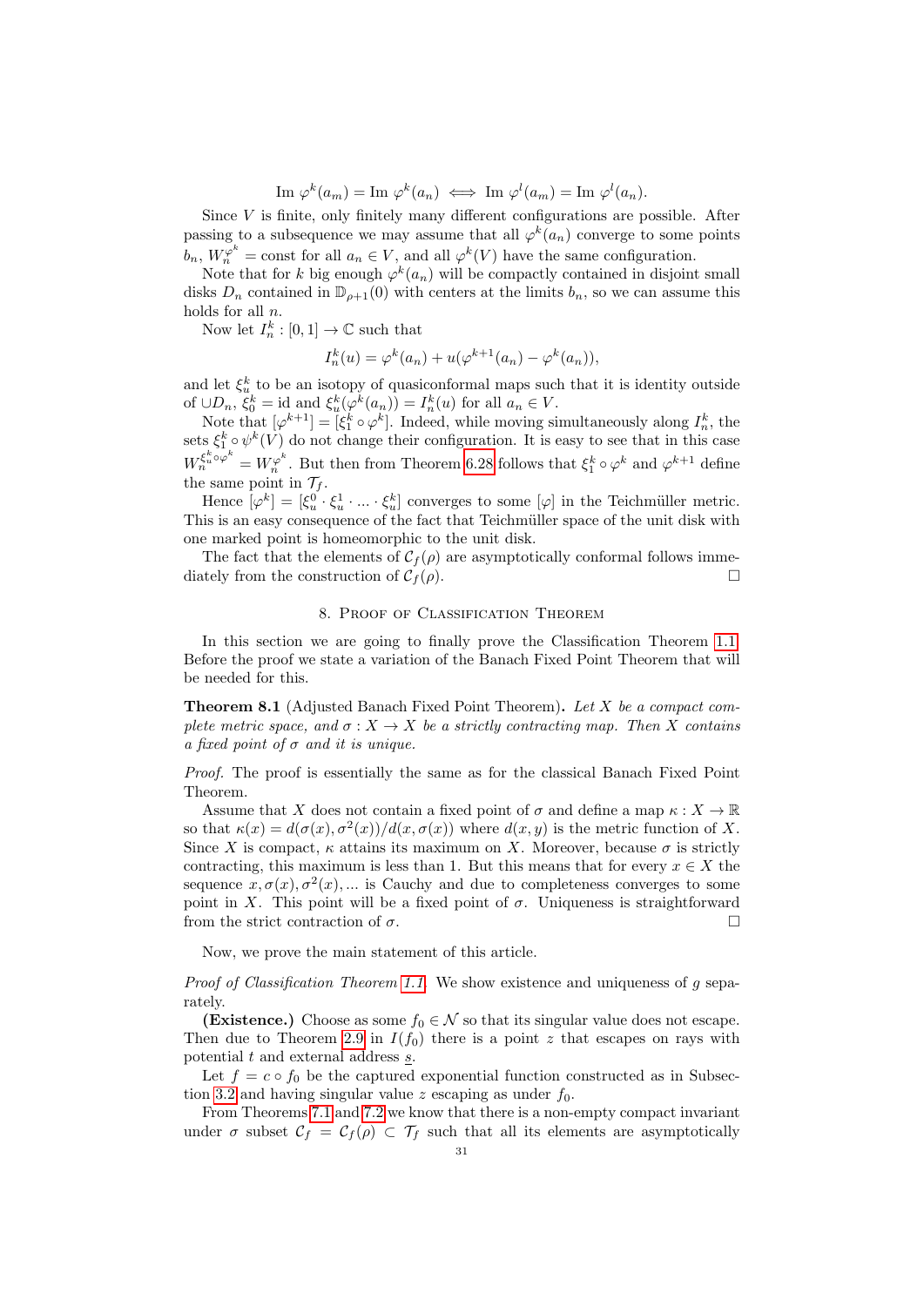$$\text{Im } \varphi^k(a_m) = \text{Im } \varphi^k(a_n) \iff \text{Im } \varphi^l(a_m) = \text{Im } \varphi^l(a_n).$$

Since $V$ is finite, only finitely many different configurations are possible. After passing to a subsequence we may assume that all $\varphi^k(a_n)$ converge to some points $b_n$, $W_n^{\varphi^k} = \text{const}$ for all $a_n \in V$, and all $\varphi^k(V)$ have the same configuration.

Note that for $k$ big enough $\varphi^k(a_n)$ will be compactly contained in disjoint small disks $D_n$ contained in $\mathbb{D}_{\rho+1}(0)$ with centers at the limits $b_n$, so we can assume this holds for all $n$.

Now let $I_n^k : [0,1] \to \mathbb{C}$ such that

$$I_n^k(u) = \varphi^k(a_n) + u(\varphi^{k+1}(a_n) - \varphi^k(a_n)),$$

and let $\xi_u^k$ to be an isotopy of quasiconformal maps such that it is identity outside of $\cup D_n$, $\xi_0^k = \text{id}$ and $\xi_u^k(\varphi^k(a_n)) = I_n^k(u)$ for all $a_n \in V$.

Note that $[\varphi^{k+1}] = [\xi_1^k \circ \varphi^k]$. Indeed, while moving simultaneously along $I_n^k$, the sets $\xi_1^k \circ \psi^k(V)$ do not change their configuration. It is easy to see that in this case $W_n^{\xi_u^k \circ \varphi^k} = W_n^{\varphi^k}$. But then from Theorem 6.28 follows that $\xi_1^k \circ \varphi^k$ and $\varphi^{k+1}$ define the same point in $\mathcal{T}_f$.

Hence $[\varphi^k] = [\xi_u^0 \cdot \xi_u^1 \cdot \ldots \cdot \xi_u^k]$ converges to some $[\varphi]$ in the Teichmüller metric. This is an easy consequence of the fact that Teichmüller space of the unit disk with one marked point is homeomorphic to the unit disk.

The fact that the elements of $\mathcal{C}_f(\rho)$ are asymptotically conformal follows immediately from the construction of $\mathcal{C}_f(\rho)$. $\square$

## 8. Proof of Classification Theorem

In this section we are going to finally prove the Classification Theorem 1.1. Before the proof we state a variation of the Banach Fixed Point Theorem that will be needed for this.

**Theorem 8.1** (Adjusted Banach Fixed Point Theorem)**.** *Let $X$ be a compact complete metric space, and $\sigma : X \to X$ be a strictly contracting map. Then $X$ contains a fixed point of $\sigma$ and it is unique.*

*Proof.* The proof is essentially the same as for the classical Banach Fixed Point Theorem.

Assume that $X$ does not contain a fixed point of $\sigma$ and define a map $\kappa : X \to \mathbb{R}$ so that $\kappa(x) = d(\sigma(x), \sigma^2(x))/d(x, \sigma(x))$ where $d(x, y)$ is the metric function of $X$. Since $X$ is compact, $\kappa$ attains its maximum on $X$. Moreover, because $\sigma$ is strictly contracting, this maximum is less than 1. But this means that for every $x \in X$ the sequence $x, \sigma(x), \sigma^2(x), \ldots$ is Cauchy and due to completeness converges to some point in $X$. This point will be a fixed point of $\sigma$. Uniqueness is straightforward from the strict contraction of $\sigma$. $\square$

Now, we prove the main statement of this article.

*Proof of Classification Theorem 1.1.* We show existence and uniqueness of $g$ separately.

**(Existence.)** Choose as some $f_0 \in \mathcal{N}$ so that its singular value does not escape. Then due to Theorem 2.9 in $I(f_0)$ there is a point $z$ that escapes on rays with potential $t$ and external address $\underline{s}$.

Let $f = c \circ f_0$ be the captured exponential function constructed as in Subsection 3.2 and having singular value $z$ escaping as under $f_0$.

From Theorems 7.1 and 7.2 we know that there is a non-empty compact invariant under $\sigma$ subset $\mathcal{C}_f = \mathcal{C}_f(\rho) \subset \mathcal{T}_f$ such that all its elements are asymptotically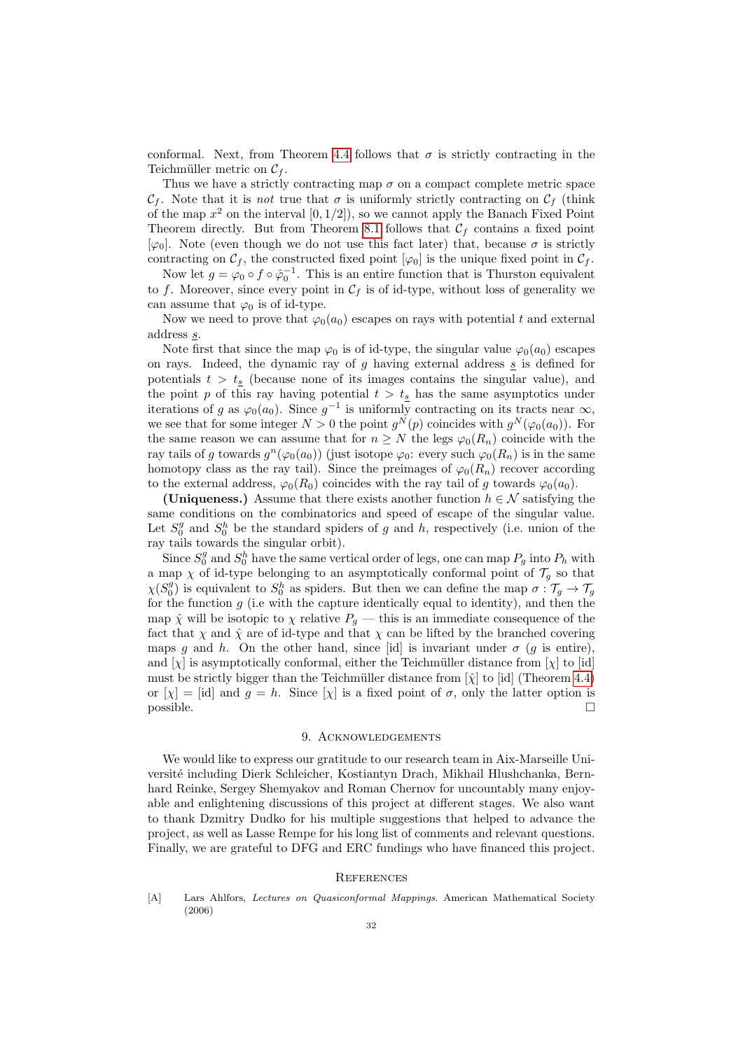conformal. Next, from Theorem 4.4 follows that $\sigma$ is strictly contracting in the Teichmüller metric on $\mathcal{C}_f$.

Thus we have a strictly contracting map $\sigma$ on a compact complete metric space $\mathcal{C}_f$. Note that it is *not* true that $\sigma$ is uniformly strictly contracting on $\mathcal{C}_f$ (think of the map $x^2$ on the interval $[0, 1/2]$), so we cannot apply the Banach Fixed Point Theorem directly. But from Theorem 8.1 follows that $\mathcal{C}_f$ contains a fixed point $[\varphi_0]$. Note (even though we do not use this fact later) that, because $\sigma$ is strictly contracting on $\mathcal{C}_f$, the constructed fixed point $[\varphi_0]$ is the unique fixed point in $\mathcal{C}_f$.

Now let $g = \varphi_0 \circ f \circ \hat{\varphi}_0^{-1}$. This is an entire function that is Thurston equivalent to $f$. Moreover, since every point in $\mathcal{C}_f$ is of id-type, without loss of generality we can assume that $\varphi_0$ is of id-type.

Now we need to prove that $\varphi_0(a_0)$ escapes on rays with potential $t$ and external address $\underline{s}$.

Note first that since the map $\varphi_0$ is of id-type, the singular value $\varphi_0(a_0)$ escapes on rays. Indeed, the dynamic ray of $g$ having external address $\underline{s}$ is defined for potentials $t > t_{\underline{s}}$ (because none of its images contains the singular value), and the point $p$ of this ray having potential $t > t_{\underline{s}}$ has the same asymptotics under iterations of $g$ as $\varphi_0(a_0)$. Since $g^{-1}$ is uniformly contracting on its tracts near $\infty$, we see that for some integer $N > 0$ the point $g^N(p)$ coincides with $g^N(\varphi_0(a_0))$. For the same reason we can assume that for $n \geq N$ the legs $\varphi_0(R_n)$ coincide with the ray tails of $g$ towards $g^n(\varphi_0(a_0))$ (just isotope $\varphi_0$: every such $\varphi_0(R_n)$ is in the same homotopy class as the ray tail). Since the preimages of $\varphi_0(R_n)$ recover according to the external address, $\varphi_0(R_0)$ coincides with the ray tail of $g$ towards $\varphi_0(a_0)$.

**(Uniqueness.)** Assume that there exists another function $h \in \mathcal{N}$ satisfying the same conditions on the combinatorics and speed of escape of the singular value. Let $S_0^g$ and $S_0^h$ be the standard spiders of $g$ and $h$, respectively (i.e. union of the ray tails towards the singular orbit).

Since $S_0^g$ and $S_0^h$ have the same vertical order of legs, one can map $P_g$ into $P_h$ with a map $\chi$ of id-type belonging to an asymptotically conformal point of $\mathcal{T}_g$ so that $\chi(S_0^g)$ is equivalent to $S_0^h$ as spiders. But then we can define the map $\sigma : \mathcal{T}_g \to \mathcal{T}_g$ for the function $g$ (i.e with the capture identically equal to identity), and then the map $\hat{\chi}$ will be isotopic to $\chi$ relative $P_g$ — this is an immediate consequence of the fact that $\chi$ and $\hat{\chi}$ are of id-type and that $\chi$ can be lifted by the branched covering maps $g$ and $h$. On the other hand, since [id] is invariant under $\sigma$ ($g$ is entire), and $[\chi]$ is asymptotically conformal, either the Teichmüller distance from $[\chi]$ to [id] must be strictly bigger than the Teichmüller distance from $[\hat{\chi}]$ to [id] (Theorem 4.4) or $[\chi] = $ [id] and $g = h$. Since $[\chi]$ is a fixed point of $\sigma$, only the latter option is possible. $\square$

## 9. Acknowledgements

We would like to express our gratitude to our research team in Aix-Marseille Université including Dierk Schleicher, Kostiantyn Drach, Mikhail Hlushchanka, Bernhard Reinke, Sergey Shemyakov and Roman Chernov for uncountably many enjoyable and enlightening discussions of this project at different stages. We also want to thank Dzmitry Dudko for his multiple suggestions that helped to advance the project, as well as Lasse Rempe for his long list of comments and relevant questions. Finally, we are grateful to DFG and ERC fundings who have financed this project.

## References

[A] Lars Ahlfors, *Lectures on Quasiconformal Mappings.* American Mathematical Society (2006)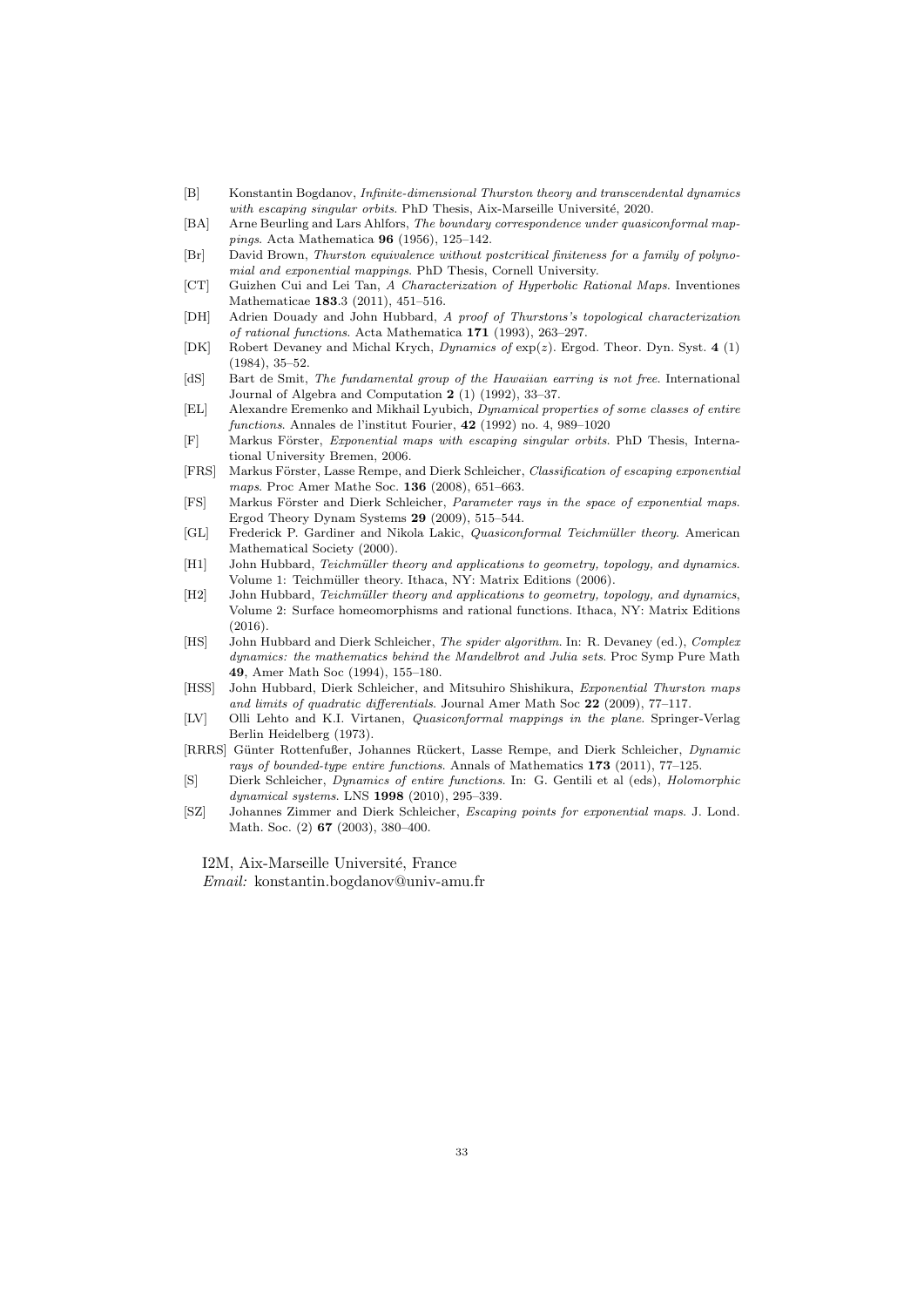[B] Konstantin Bogdanov, *Infinite-dimensional Thurston theory and transcendental dynamics with escaping singular orbits*. PhD Thesis, Aix-Marseille Université, 2020.

[BA] Arne Beurling and Lars Ahlfors, *The boundary correspondence under quasiconformal mappings*. Acta Mathematica **96** (1956), 125–142.

[Br] David Brown, *Thurston equivalence without postcritical finiteness for a family of polynomial and exponential mappings*. PhD Thesis, Cornell University.

[CT] Guizhen Cui and Lei Tan, *A Characterization of Hyperbolic Rational Maps*. Inventiones Mathematicae **183**.3 (2011), 451–516.

[DH] Adrien Douady and John Hubbard, *A proof of Thurstons's topological characterization of rational functions*. Acta Mathematica **171** (1993), 263–297.

[DK] Robert Devaney and Michal Krych, *Dynamics of* $\exp(z)$. Ergod. Theor. Dyn. Syst. **4** (1) (1984), 35–52.

[dS] Bart de Smit, *The fundamental group of the Hawaiian earring is not free*. International Journal of Algebra and Computation **2** (1) (1992), 33–37.

[EL] Alexandre Eremenko and Mikhail Lyubich, *Dynamical properties of some classes of entire functions*. Annales de l'institut Fourier, **42** (1992) no. 4, 989–1020

[F] Markus Förster, *Exponential maps with escaping singular orbits*. PhD Thesis, International University Bremen, 2006.

[FRS] Markus Förster, Lasse Rempe, and Dierk Schleicher, *Classification of escaping exponential maps*. Proc Amer Mathe Soc. **136** (2008), 651–663.

[FS] Markus Förster and Dierk Schleicher, *Parameter rays in the space of exponential maps*. Ergod Theory Dynam Systems **29** (2009), 515–544.

[GL] Frederick P. Gardiner and Nikola Lakic, *Quasiconformal Teichmüller theory*. American Mathematical Society (2000).

[H1] John Hubbard, *Teichmüller theory and applications to geometry, topology, and dynamics*. Volume 1: Teichmüller theory. Ithaca, NY: Matrix Editions (2006).

[H2] John Hubbard, *Teichmüller theory and applications to geometry, topology, and dynamics*, Volume 2: Surface homeomorphisms and rational functions. Ithaca, NY: Matrix Editions (2016).

[HS] John Hubbard and Dierk Schleicher, *The spider algorithm*. In: R. Devaney (ed.), *Complex dynamics: the mathematics behind the Mandelbrot and Julia sets*. Proc Symp Pure Math **49**, Amer Math Soc (1994), 155–180.

[HSS] John Hubbard, Dierk Schleicher, and Mitsuhiro Shishikura, *Exponential Thurston maps and limits of quadratic differentials*. Journal Amer Math Soc **22** (2009), 77–117.

[LV] Olli Lehto and K.I. Virtanen, *Quasiconformal mappings in the plane*. Springer-Verlag Berlin Heidelberg (1973).

[RRRS] Günter Rottenfußer, Johannes Rückert, Lasse Rempe, and Dierk Schleicher, *Dynamic rays of bounded-type entire functions*. Annals of Mathematics **173** (2011), 77–125.

[S] Dierk Schleicher, *Dynamics of entire functions*. In: G. Gentili et al (eds), *Holomorphic dynamical systems*. LNS **1998** (2010), 295–339.

[SZ] Johannes Zimmer and Dierk Schleicher, *Escaping points for exponential maps*. J. Lond. Math. Soc. (2) **67** (2003), 380–400.

I2M, Aix-Marseille Université, France
*Email:* konstantin.bogdanov@univ-amu.fr